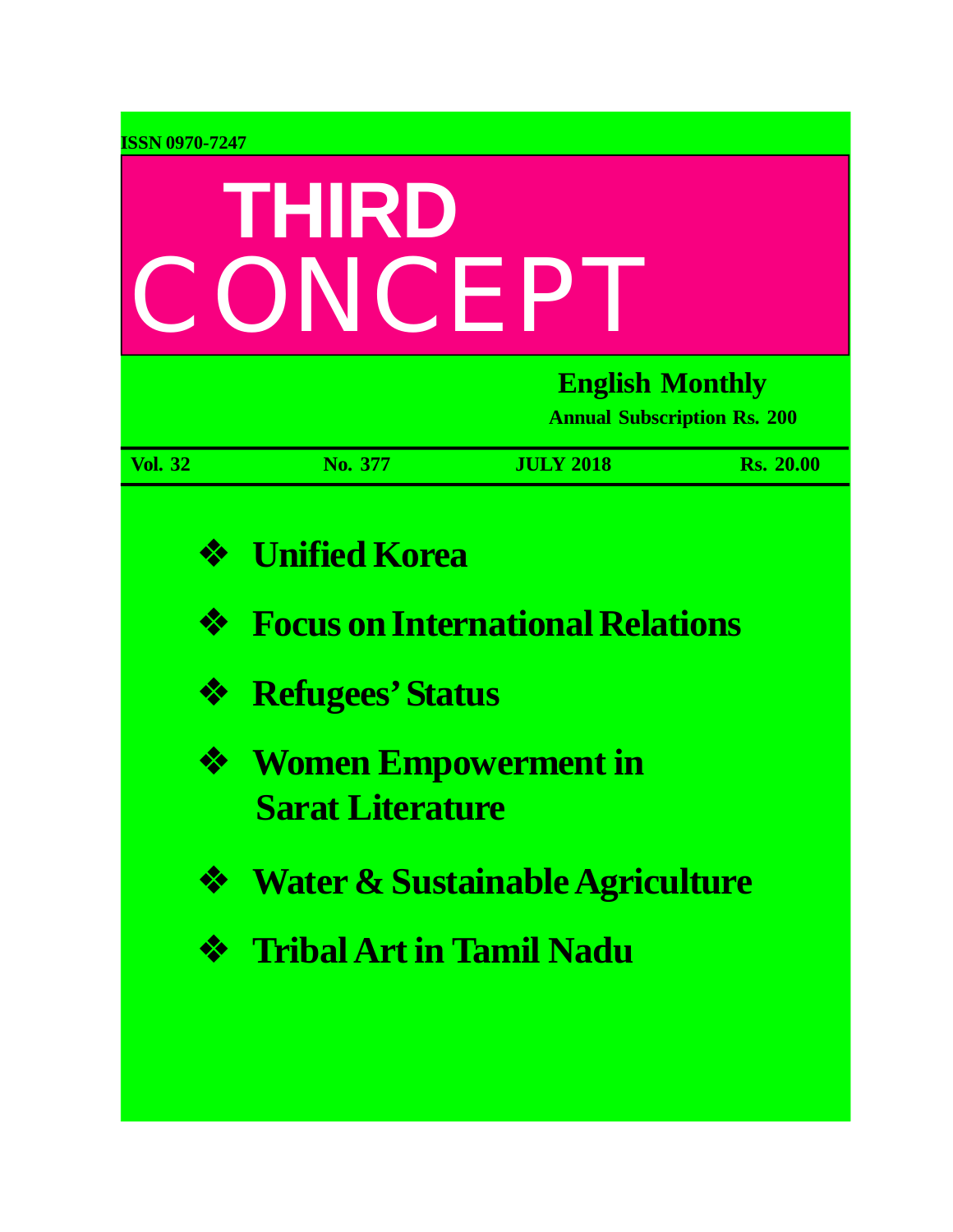ISSN 0970-7247

# THIRD CONCEPT

**English Monthly**

**Annual Subscription Rs. 200**

| Vol. 32 | No. 377 | JULY 2018 | Rs. 20.00 |
| --- | --- | --- | --- |

- **Unified Korea**
- **Focus on International Relations**
- **Refugees' Status**
- **Women Empowerment in Sarat Literature**
- **Water & Sustainable Agriculture**
- **Tribal Art in Tamil Nadu**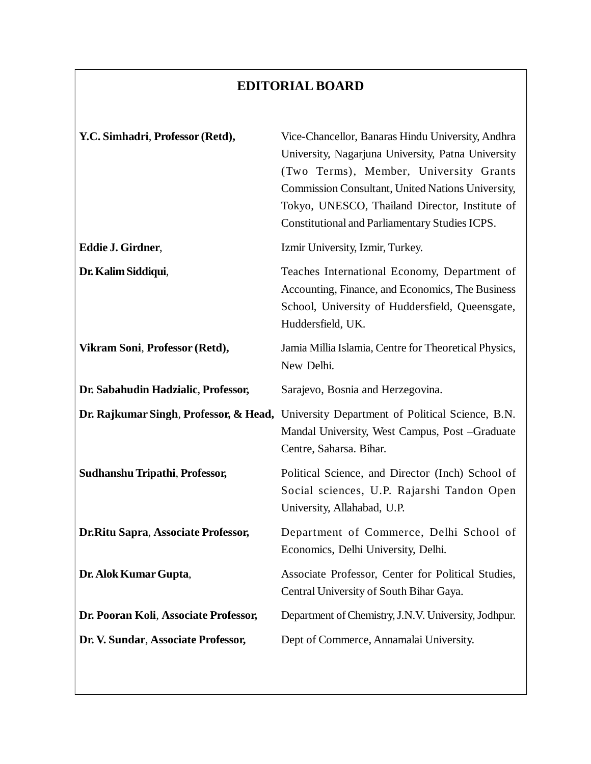# EDITORIAL BOARD

| | |
|---|---|
| **Y.C. Simhadri**, **Professor (Retd),** | Vice-Chancellor, Banaras Hindu University, Andhra University, Nagarjuna University, Patna University (Two Terms), Member, University Grants Commission Consultant, United Nations University, Tokyo, UNESCO, Thailand Director, Institute of Constitutional and Parliamentary Studies ICPS. |
| **Eddie J. Girdner**, | Izmir University, Izmir, Turkey. |
| **Dr. Kalim Siddiqui**, | Teaches International Economy, Department of Accounting, Finance, and Economics, The Business School, University of Huddersfield, Queensgate, Huddersfield, UK. |
| **Vikram Soni**, **Professor (Retd),** | Jamia Millia Islamia, Centre for Theoretical Physics, New Delhi. |
| **Dr. Sabahudin Hadzialic**, **Professor,** | Sarajevo, Bosnia and Herzegovina. |
| **Dr. Rajkumar Singh**, **Professor, & Head,** | University Department of Political Science, B.N. Mandal University, West Campus, Post –Graduate Centre, Saharsa. Bihar. |
| **Sudhanshu Tripathi**, **Professor,** | Political Science, and Director (Inch) School of Social sciences, U.P. Rajarshi Tandon Open University, Allahabad, U.P. |
| **Dr.Ritu Sapra**, **Associate Professor,** | Department of Commerce, Delhi School of Economics, Delhi University, Delhi. |
| **Dr. Alok Kumar Gupta**, | Associate Professor, Center for Political Studies, Central University of South Bihar Gaya. |
| **Dr. Pooran Koli**, **Associate Professor,** | Department of Chemistry, J.N.V. University, Jodhpur. |
| **Dr. V. Sundar**, **Associate Professor,** | Dept of Commerce, Annamalai University. |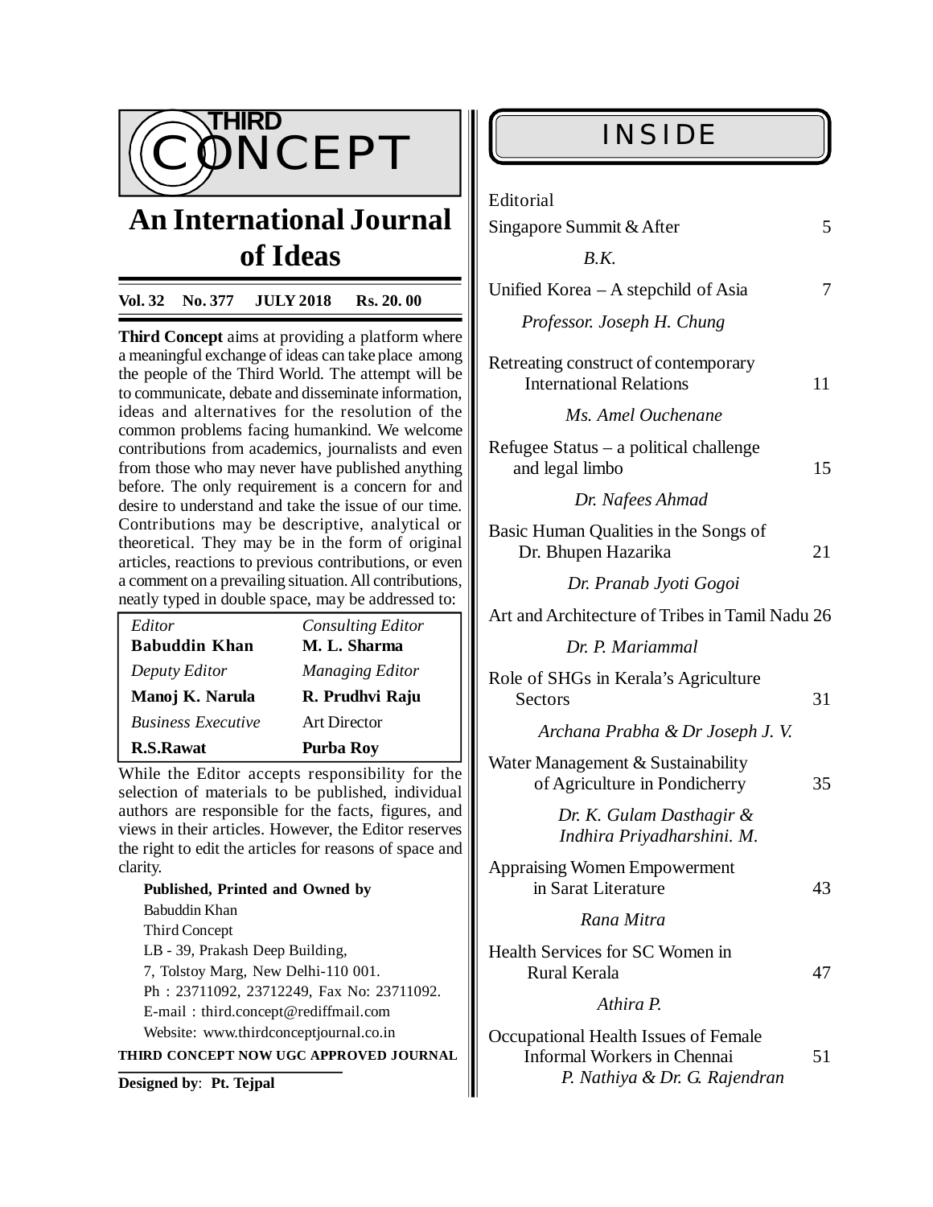# THIRD CONCEPT

## An International Journal of Ideas

**Vol. 32 No. 377 JULY 2018 Rs. 20. 00**

**Third Concept** aims at providing a platform where a meaningful exchange of ideas can take place among the people of the Third World. The attempt will be to communicate, debate and disseminate information, ideas and alternatives for the resolution of the common problems facing humankind. We welcome contributions from academics, journalists and even from those who may never have published anything before. The only requirement is a concern for and desire to understand and take the issue of our time. Contributions may be descriptive, analytical or theoretical. They may be in the form of original articles, reactions to previous contributions, or even a comment on a prevailing situation. All contributions, neatly typed in double space, may be addressed to:

| *Editor* | *Consulting Editor* |
|---|---|
| **Babuddin Khan** | **M. L. Sharma** |
| *Deputy Editor* | *Managing Editor* |
| **Manoj K. Narula** | **R. Prudhvi Raju** |
| *Business Executive* | Art Director |
| **R.S.Rawat** | **Purba Roy** |

While the Editor accepts responsibility for the selection of materials to be published, individual authors are responsible for the facts, figures, and views in their articles. However, the Editor reserves the right to edit the articles for reasons of space and clarity.

**Published, Printed and Owned by**
Babuddin Khan
Third Concept
LB - 39, Prakash Deep Building,
7, Tolstoy Marg, New Delhi-110 001.
Ph : 23711092, 23712249, Fax No: 23711092.
E-mail : third.concept@rediffmail.com
Website: www.thirdconceptjournal.co.in

**THIRD CONCEPT NOW UGC APPROVED JOURNAL**

**Designed by**: **Pt. Tejpal**

## INSIDE

Editorial

Singapore Summit & After — 5
*B.K.*

Unified Korea – A stepchild of Asia — 7
*Professor. Joseph H. Chung*

Retreating construct of contemporary International Relations — 11
*Ms. Amel Ouchenane*

Refugee Status – a political challenge and legal limbo — 15
*Dr. Nafees Ahmad*

Basic Human Qualities in the Songs of Dr. Bhupen Hazarika — 21
*Dr. Pranab Jyoti Gogoi*

Art and Architecture of Tribes in Tamil Nadu — 26
*Dr. P. Mariammal*

Role of SHGs in Kerala's Agriculture Sectors — 31
*Archana Prabha & Dr Joseph J. V.*

Water Management & Sustainability of Agriculture in Pondicherry — 35
*Dr. K. Gulam Dasthagir & Indhira Priyadharshini. M.*

Appraising Women Empowerment in Sarat Literature — 43
*Rana Mitra*

Health Services for SC Women in Rural Kerala — 47
*Athira P.*

Occupational Health Issues of Female Informal Workers in Chennai — 51
*P. Nathiya & Dr. G. Rajendran*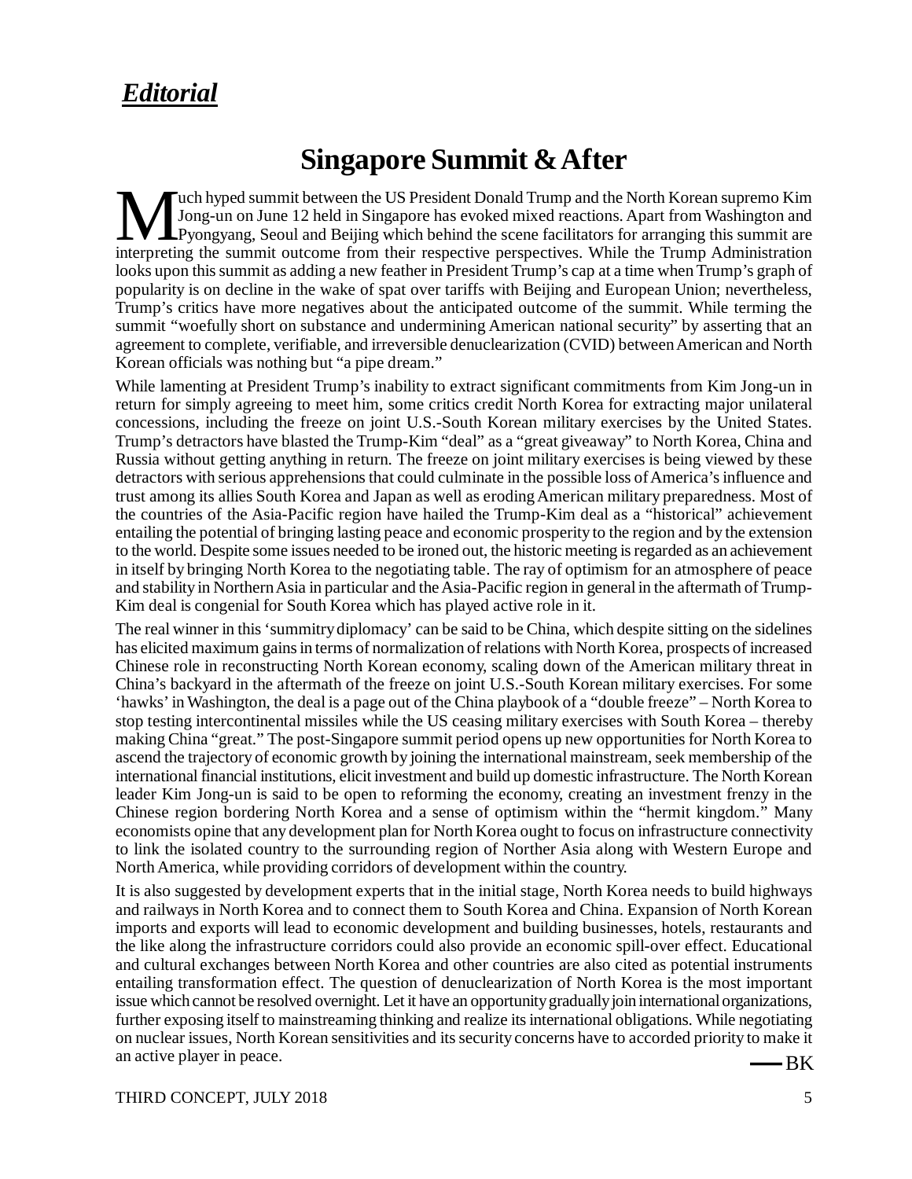## *Editorial*

# Singapore Summit & After

Much hyped summit between the US President Donald Trump and the North Korean supremo Kim Jong-un on June 12 held in Singapore has evoked mixed reactions. Apart from Washington and Pyongyang, Seoul and Beijing which behind the scene facilitators for arranging this summit are interpreting the summit outcome from their respective perspectives. While the Trump Administration looks upon this summit as adding a new feather in President Trump's cap at a time when Trump's graph of popularity is on decline in the wake of spat over tariffs with Beijing and European Union; nevertheless, Trump's critics have more negatives about the anticipated outcome of the summit. While terming the summit "woefully short on substance and undermining American national security" by asserting that an agreement to complete, verifiable, and irreversible denuclearization (CVID) between American and North Korean officials was nothing but "a pipe dream."

While lamenting at President Trump's inability to extract significant commitments from Kim Jong-un in return for simply agreeing to meet him, some critics credit North Korea for extracting major unilateral concessions, including the freeze on joint U.S.-South Korean military exercises by the United States. Trump's detractors have blasted the Trump-Kim "deal" as a "great giveaway" to North Korea, China and Russia without getting anything in return. The freeze on joint military exercises is being viewed by these detractors with serious apprehensions that could culminate in the possible loss of America's influence and trust among its allies South Korea and Japan as well as eroding American military preparedness. Most of the countries of the Asia-Pacific region have hailed the Trump-Kim deal as a "historical" achievement entailing the potential of bringing lasting peace and economic prosperity to the region and by the extension to the world. Despite some issues needed to be ironed out, the historic meeting is regarded as an achievement in itself by bringing North Korea to the negotiating table. The ray of optimism for an atmosphere of peace and stability in Northern Asia in particular and the Asia-Pacific region in general in the aftermath of Trump-Kim deal is congenial for South Korea which has played active role in it.

The real winner in this 'summitry diplomacy' can be said to be China, which despite sitting on the sidelines has elicited maximum gains in terms of normalization of relations with North Korea, prospects of increased Chinese role in reconstructing North Korean economy, scaling down of the American military threat in China's backyard in the aftermath of the freeze on joint U.S.-South Korean military exercises. For some 'hawks' in Washington, the deal is a page out of the China playbook of a "double freeze" – North Korea to stop testing intercontinental missiles while the US ceasing military exercises with South Korea – thereby making China "great." The post-Singapore summit period opens up new opportunities for North Korea to ascend the trajectory of economic growth by joining the international mainstream, seek membership of the international financial institutions, elicit investment and build up domestic infrastructure. The North Korean leader Kim Jong-un is said to be open to reforming the economy, creating an investment frenzy in the Chinese region bordering North Korea and a sense of optimism within the "hermit kingdom." Many economists opine that any development plan for North Korea ought to focus on infrastructure connectivity to link the isolated country to the surrounding region of Norther Asia along with Western Europe and North America, while providing corridors of development within the country.

It is also suggested by development experts that in the initial stage, North Korea needs to build highways and railways in North Korea and to connect them to South Korea and China. Expansion of North Korean imports and exports will lead to economic development and building businesses, hotels, restaurants and the like along the infrastructure corridors could also provide an economic spill-over effect. Educational and cultural exchanges between North Korea and other countries are also cited as potential instruments entailing transformation effect. The question of denuclearization of North Korea is the most important issue which cannot be resolved overnight. Let it have an opportunity gradually join international organizations, further exposing itself to mainstreaming thinking and realize its international obligations. While negotiating on nuclear issues, North Korean sensitivities and its security concerns have to accorded priority to make it an active player in peace.

— BK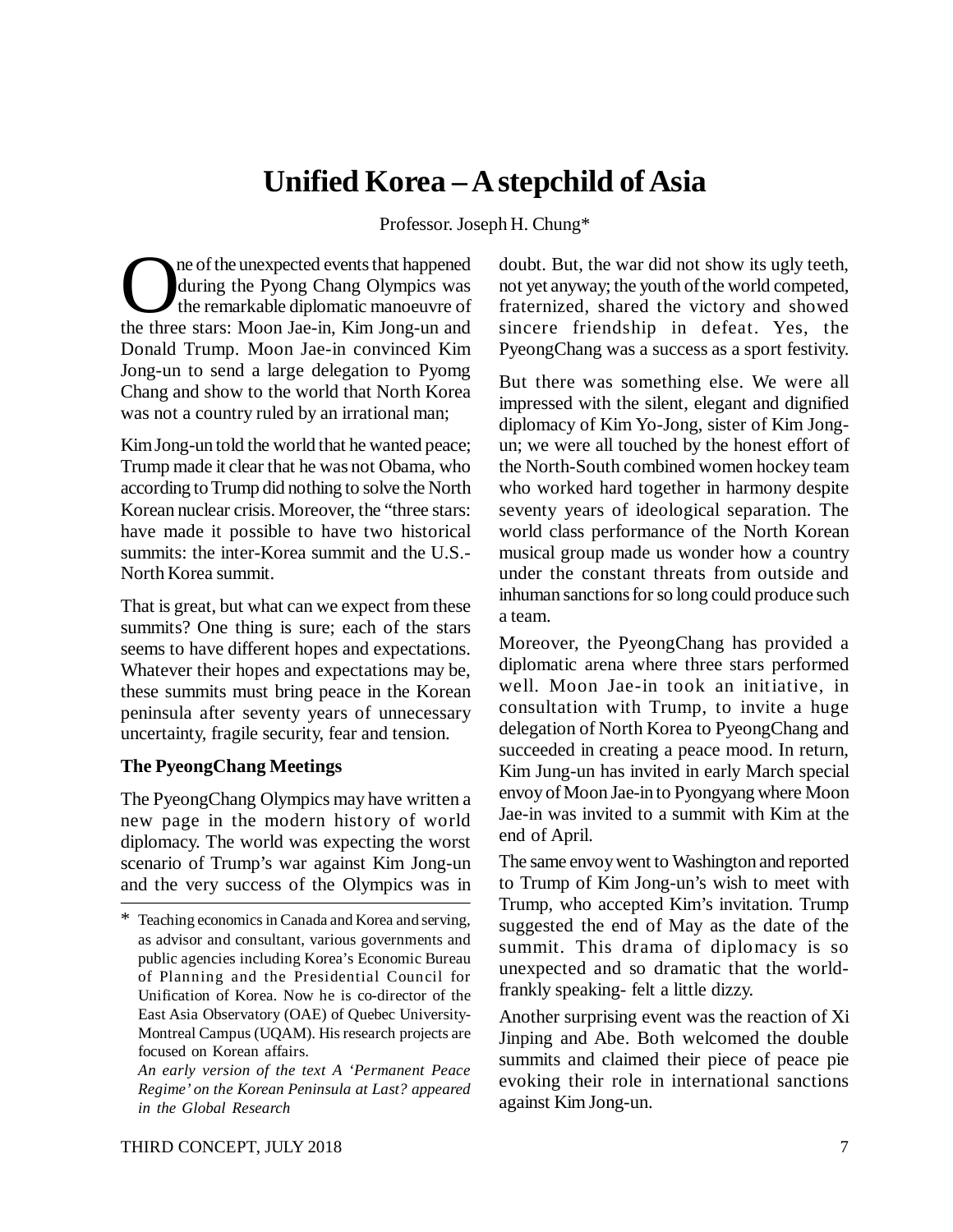# Unified Korea – A stepchild of Asia

Professor. Joseph H. Chung*

One of the unexpected events that happened during the Pyong Chang Olympics was the remarkable diplomatic manoeuvre of the three stars: Moon Jae-in, Kim Jong-un and Donald Trump. Moon Jae-in convinced Kim Jong-un to send a large delegation to Pyomg Chang and show to the world that North Korea was not a country ruled by an irrational man;

Kim Jong-un told the world that he wanted peace; Trump made it clear that he was not Obama, who according to Trump did nothing to solve the North Korean nuclear crisis. Moreover, the "three stars: have made it possible to have two historical summits: the inter-Korea summit and the U.S.-North Korea summit.

That is great, but what can we expect from these summits? One thing is sure; each of the stars seems to have different hopes and expectations. Whatever their hopes and expectations may be, these summits must bring peace in the Korean peninsula after seventy years of unnecessary uncertainty, fragile security, fear and tension.

**The PyeongChang Meetings**

The PyeongChang Olympics may have written a new page in the modern history of world diplomacy. The world was expecting the worst scenario of Trump's war against Kim Jong-un and the very success of the Olympics was in doubt. But, the war did not show its ugly teeth, not yet anyway; the youth of the world competed, fraternized, shared the victory and showed sincere friendship in defeat. Yes, the PyeongChang was a success as a sport festivity.

But there was something else. We were all impressed with the silent, elegant and dignified diplomacy of Kim Yo-Jong, sister of Kim Jong-un; we were all touched by the honest effort of the North-South combined women hockey team who worked hard together in harmony despite seventy years of ideological separation. The world class performance of the North Korean musical group made us wonder how a country under the constant threats from outside and inhuman sanctions for so long could produce such a team.

Moreover, the PyeongChang has provided a diplomatic arena where three stars performed well. Moon Jae-in took an initiative, in consultation with Trump, to invite a huge delegation of North Korea to PyeongChang and succeeded in creating a peace mood. In return, Kim Jung-un has invited in early March special envoy of Moon Jae-in to Pyongyang where Moon Jae-in was invited to a summit with Kim at the end of April.

The same envoy went to Washington and reported to Trump of Kim Jong-un's wish to meet with Trump, who accepted Kim's invitation. Trump suggested the end of May as the date of the summit. This drama of diplomacy is so unexpected and so dramatic that the world-frankly speaking- felt a little dizzy.

Another surprising event was the reaction of Xi Jinping and Abe. Both welcomed the double summits and claimed their piece of peace pie evoking their role in international sanctions against Kim Jong-un.

---

\* Teaching economics in Canada and Korea and serving, as advisor and consultant, various governments and public agencies including Korea's Economic Bureau of Planning and the Presidential Council for Unification of Korea. Now he is co-director of the East Asia Observatory (OAE) of Quebec University-Montreal Campus (UQAM). His research projects are focused on Korean affairs.

*An early version of the text A 'Permanent Peace Regime' on the Korean Peninsula at Last? appeared in the Global Research*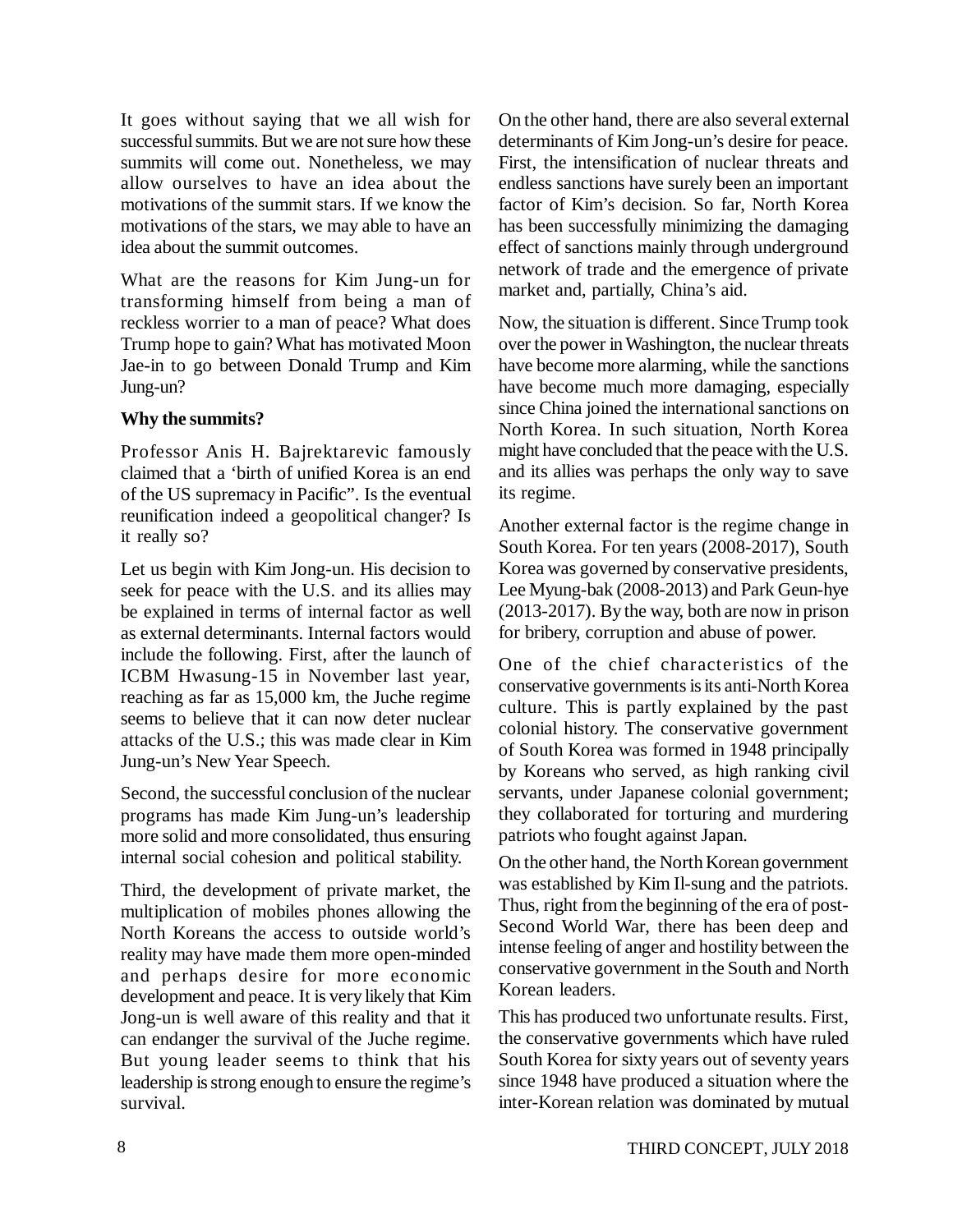It goes without saying that we all wish for successful summits. But we are not sure how these summits will come out. Nonetheless, we may allow ourselves to have an idea about the motivations of the summit stars. If we know the motivations of the stars, we may able to have an idea about the summit outcomes.

What are the reasons for Kim Jung-un for transforming himself from being a man of reckless worrier to a man of peace? What does Trump hope to gain? What has motivated Moon Jae-in to go between Donald Trump and Kim Jung-un?

**Why the summits?**

Professor Anis H. Bajrektarevic famously claimed that a 'birth of unified Korea is an end of the US supremacy in Pacific". Is the eventual reunification indeed a geopolitical changer? Is it really so?

Let us begin with Kim Jong-un. His decision to seek for peace with the U.S. and its allies may be explained in terms of internal factor as well as external determinants. Internal factors would include the following. First, after the launch of ICBM Hwasung-15 in November last year, reaching as far as 15,000 km, the Juche regime seems to believe that it can now deter nuclear attacks of the U.S.; this was made clear in Kim Jung-un's New Year Speech.

Second, the successful conclusion of the nuclear programs has made Kim Jung-un's leadership more solid and more consolidated, thus ensuring internal social cohesion and political stability.

Third, the development of private market, the multiplication of mobiles phones allowing the North Koreans the access to outside world's reality may have made them more open-minded and perhaps desire for more economic development and peace. It is very likely that Kim Jong-un is well aware of this reality and that it can endanger the survival of the Juche regime. But young leader seems to think that his leadership is strong enough to ensure the regime's survival.

On the other hand, there are also several external determinants of Kim Jong-un's desire for peace. First, the intensification of nuclear threats and endless sanctions have surely been an important factor of Kim's decision. So far, North Korea has been successfully minimizing the damaging effect of sanctions mainly through underground network of trade and the emergence of private market and, partially, China's aid.

Now, the situation is different. Since Trump took over the power in Washington, the nuclear threats have become more alarming, while the sanctions have become much more damaging, especially since China joined the international sanctions on North Korea. In such situation, North Korea might have concluded that the peace with the U.S. and its allies was perhaps the only way to save its regime.

Another external factor is the regime change in South Korea. For ten years (2008-2017), South Korea was governed by conservative presidents, Lee Myung-bak (2008-2013) and Park Geun-hye (2013-2017). By the way, both are now in prison for bribery, corruption and abuse of power.

One of the chief characteristics of the conservative governments is its anti-North Korea culture. This is partly explained by the past colonial history. The conservative government of South Korea was formed in 1948 principally by Koreans who served, as high ranking civil servants, under Japanese colonial government; they collaborated for torturing and murdering patriots who fought against Japan.

On the other hand, the North Korean government was established by Kim Il-sung and the patriots. Thus, right from the beginning of the era of post-Second World War, there has been deep and intense feeling of anger and hostility between the conservative government in the South and North Korean leaders.

This has produced two unfortunate results. First, the conservative governments which have ruled South Korea for sixty years out of seventy years since 1948 have produced a situation where the inter-Korean relation was dominated by mutual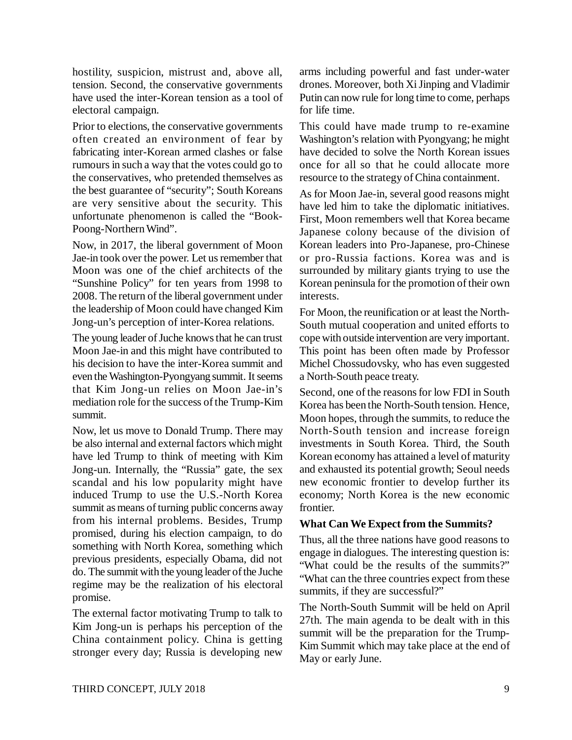hostility, suspicion, mistrust and, above all, tension. Second, the conservative governments have used the inter-Korean tension as a tool of electoral campaign.

Prior to elections, the conservative governments often created an environment of fear by fabricating inter-Korean armed clashes or false rumours in such a way that the votes could go to the conservatives, who pretended themselves as the best guarantee of "security"; South Koreans are very sensitive about the security. This unfortunate phenomenon is called the "Book-Poong-Northern Wind".

Now, in 2017, the liberal government of Moon Jae-in took over the power. Let us remember that Moon was one of the chief architects of the "Sunshine Policy" for ten years from 1998 to 2008. The return of the liberal government under the leadership of Moon could have changed Kim Jong-un's perception of inter-Korea relations.

The young leader of Juche knows that he can trust Moon Jae-in and this might have contributed to his decision to have the inter-Korea summit and even the Washington-Pyongyang summit. It seems that Kim Jong-un relies on Moon Jae-in's mediation role for the success of the Trump-Kim summit.

Now, let us move to Donald Trump. There may be also internal and external factors which might have led Trump to think of meeting with Kim Jong-un. Internally, the "Russia" gate, the sex scandal and his low popularity might have induced Trump to use the U.S.-North Korea summit as means of turning public concerns away from his internal problems. Besides, Trump promised, during his election campaign, to do something with North Korea, something which previous presidents, especially Obama, did not do. The summit with the young leader of the Juche regime may be the realization of his electoral promise.

The external factor motivating Trump to talk to Kim Jong-un is perhaps his perception of the China containment policy. China is getting stronger every day; Russia is developing new arms including powerful and fast under-water drones. Moreover, both Xi Jinping and Vladimir Putin can now rule for long time to come, perhaps for life time.

This could have made trump to re-examine Washington's relation with Pyongyang; he might have decided to solve the North Korean issues once for all so that he could allocate more resource to the strategy of China containment.

As for Moon Jae-in, several good reasons might have led him to take the diplomatic initiatives. First, Moon remembers well that Korea became Japanese colony because of the division of Korean leaders into Pro-Japanese, pro-Chinese or pro-Russia factions. Korea was and is surrounded by military giants trying to use the Korean peninsula for the promotion of their own interests.

For Moon, the reunification or at least the North-South mutual cooperation and united efforts to cope with outside intervention are very important. This point has been often made by Professor Michel Chossudovsky, who has even suggested a North-South peace treaty.

Second, one of the reasons for low FDI in South Korea has been the North-South tension. Hence, Moon hopes, through the summits, to reduce the North-South tension and increase foreign investments in South Korea. Third, the South Korean economy has attained a level of maturity and exhausted its potential growth; Seoul needs new economic frontier to develop further its economy; North Korea is the new economic frontier.

**What Can We Expect from the Summits?**

Thus, all the three nations have good reasons to engage in dialogues. The interesting question is: "What could be the results of the summits?" "What can the three countries expect from these summits, if they are successful?"

The North-South Summit will be held on April 27th. The main agenda to be dealt with in this summit will be the preparation for the Trump-Kim Summit which may take place at the end of May or early June.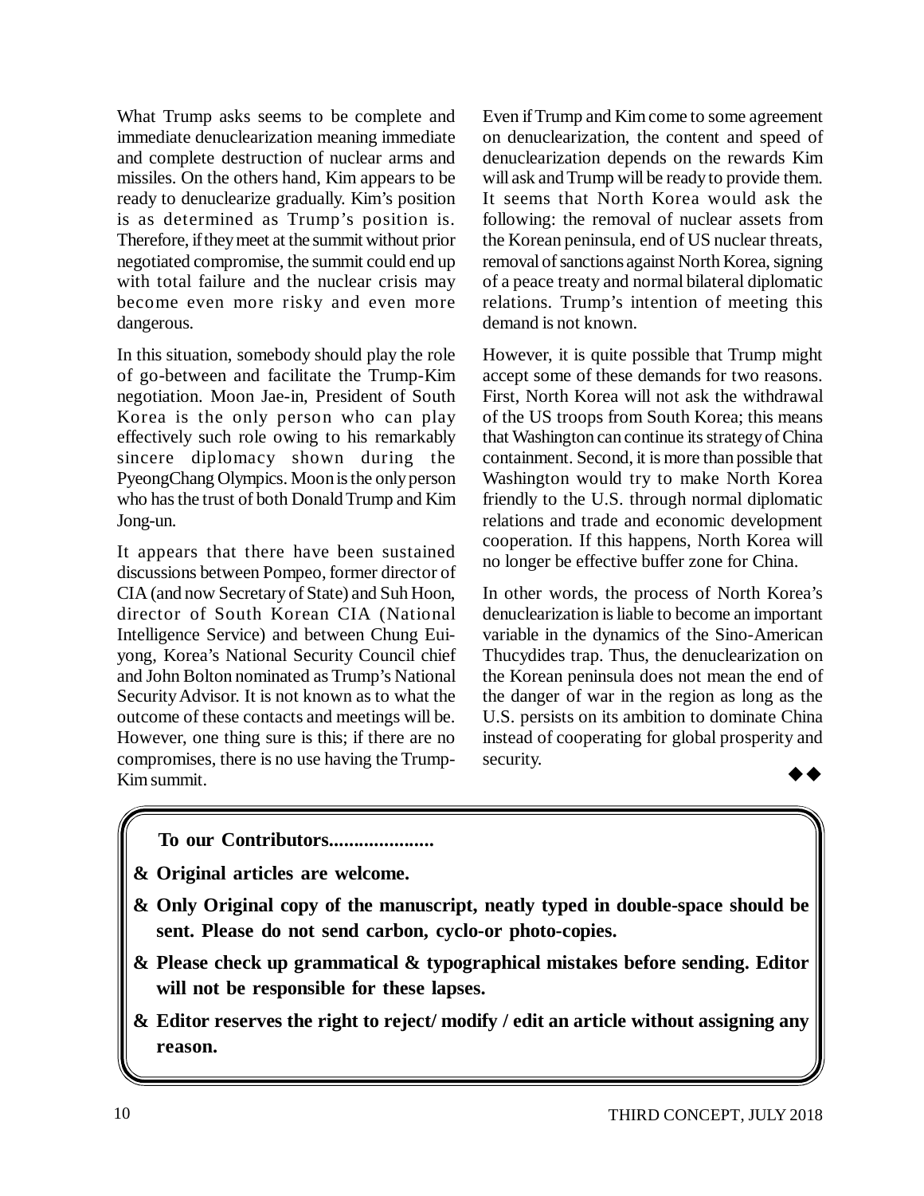What Trump asks seems to be complete and immediate denuclearization meaning immediate and complete destruction of nuclear arms and missiles. On the others hand, Kim appears to be ready to denuclearize gradually. Kim's position is as determined as Trump's position is. Therefore, if they meet at the summit without prior negotiated compromise, the summit could end up with total failure and the nuclear crisis may become even more risky and even more dangerous.

In this situation, somebody should play the role of go-between and facilitate the Trump-Kim negotiation. Moon Jae-in, President of South Korea is the only person who can play effectively such role owing to his remarkably sincere diplomacy shown during the PyeongChang Olympics. Moon is the only person who has the trust of both Donald Trump and Kim Jong-un.

It appears that there have been sustained discussions between Pompeo, former director of CIA (and now Secretary of State) and Suh Hoon, director of South Korean CIA (National Intelligence Service) and between Chung Eui-yong, Korea's National Security Council chief and John Bolton nominated as Trump's National Security Advisor. It is not known as to what the outcome of these contacts and meetings will be. However, one thing sure is this; if there are no compromises, there is no use having the Trump-Kim summit.

Even if Trump and Kim come to some agreement on denuclearization, the content and speed of denuclearization depends on the rewards Kim will ask and Trump will be ready to provide them. It seems that North Korea would ask the following: the removal of nuclear assets from the Korean peninsula, end of US nuclear threats, removal of sanctions against North Korea, signing of a peace treaty and normal bilateral diplomatic relations. Trump's intention of meeting this demand is not known.

However, it is quite possible that Trump might accept some of these demands for two reasons. First, North Korea will not ask the withdrawal of the US troops from South Korea; this means that Washington can continue its strategy of China containment. Second, it is more than possible that Washington would try to make North Korea friendly to the U.S. through normal diplomatic relations and trade and economic development cooperation. If this happens, North Korea will no longer be effective buffer zone for China.

In other words, the process of North Korea's denuclearization is liable to become an important variable in the dynamics of the Sino-American Thucydides trap. Thus, the denuclearization on the Korean peninsula does not mean the end of the danger of war in the region as long as the U.S. persists on its ambition to dominate China instead of cooperating for global prosperity and security.

◆◆

---

**To our Contributors.....................**

- **Original articles are welcome.**
- **Only Original copy of the manuscript, neatly typed in double-space should be sent. Please do not send carbon, cyclo-or photo-copies.**
- **Please check up grammatical & typographical mistakes before sending. Editor will not be responsible for these lapses.**
- **Editor reserves the right to reject/ modify / edit an article without assigning any reason.**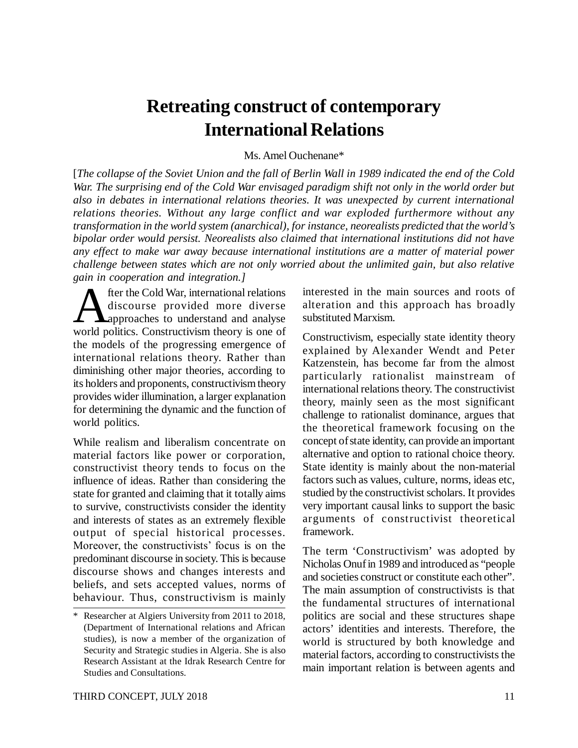# Retreating construct of contemporary International Relations

Ms. Amel Ouchenane*

[*The collapse of the Soviet Union and the fall of Berlin Wall in 1989 indicated the end of the Cold War. The surprising end of the Cold War envisaged paradigm shift not only in the world order but also in debates in international relations theories. It was unexpected by current international relations theories. Without any large conflict and war exploded furthermore without any transformation in the world system (anarchical), for instance, neorealists predicted that the world's bipolar order would persist. Neorealists also claimed that international institutions did not have any effect to make war away because international institutions are a matter of material power challenge between states which are not only worried about the unlimited gain, but also relative gain in cooperation and integration.*]

After the Cold War, international relations discourse provided more diverse approaches to understand and analyse world politics. Constructivism theory is one of the models of the progressing emergence of international relations theory. Rather than diminishing other major theories, according to its holders and proponents, constructivism theory provides wider illumination, a larger explanation for determining the dynamic and the function of world politics.

While realism and liberalism concentrate on material factors like power or corporation, constructivist theory tends to focus on the influence of ideas. Rather than considering the state for granted and claiming that it totally aims to survive, constructivists consider the identity and interests of states as an extremely flexible output of special historical processes. Moreover, the constructivists' focus is on the predominant discourse in society. This is because discourse shows and changes interests and beliefs, and sets accepted values, norms of behaviour. Thus, constructivism is mainly interested in the main sources and roots of alteration and this approach has broadly substituted Marxism.

Constructivism, especially state identity theory explained by Alexander Wendt and Peter Katzenstein, has become far from the almost particularly rationalist mainstream of international relations theory. The constructivist theory, mainly seen as the most significant challenge to rationalist dominance, argues that the theoretical framework focusing on the concept of state identity, can provide an important alternative and option to rational choice theory. State identity is mainly about the non-material factors such as values, culture, norms, ideas etc, studied by the constructivist scholars. It provides very important causal links to support the basic arguments of constructivist theoretical framework.

The term 'Constructivism' was adopted by Nicholas Onuf in 1989 and introduced as "people and societies construct or constitute each other". The main assumption of constructivists is that the fundamental structures of international politics are social and these structures shape actors' identities and interests. Therefore, the world is structured by both knowledge and material factors, according to constructivists the main important relation is between agents and

---

\* Researcher at Algiers University from 2011 to 2018, (Department of International relations and African studies), is now a member of the organization of Security and Strategic studies in Algeria. She is also Research Assistant at the Idrak Research Centre for Studies and Consultations.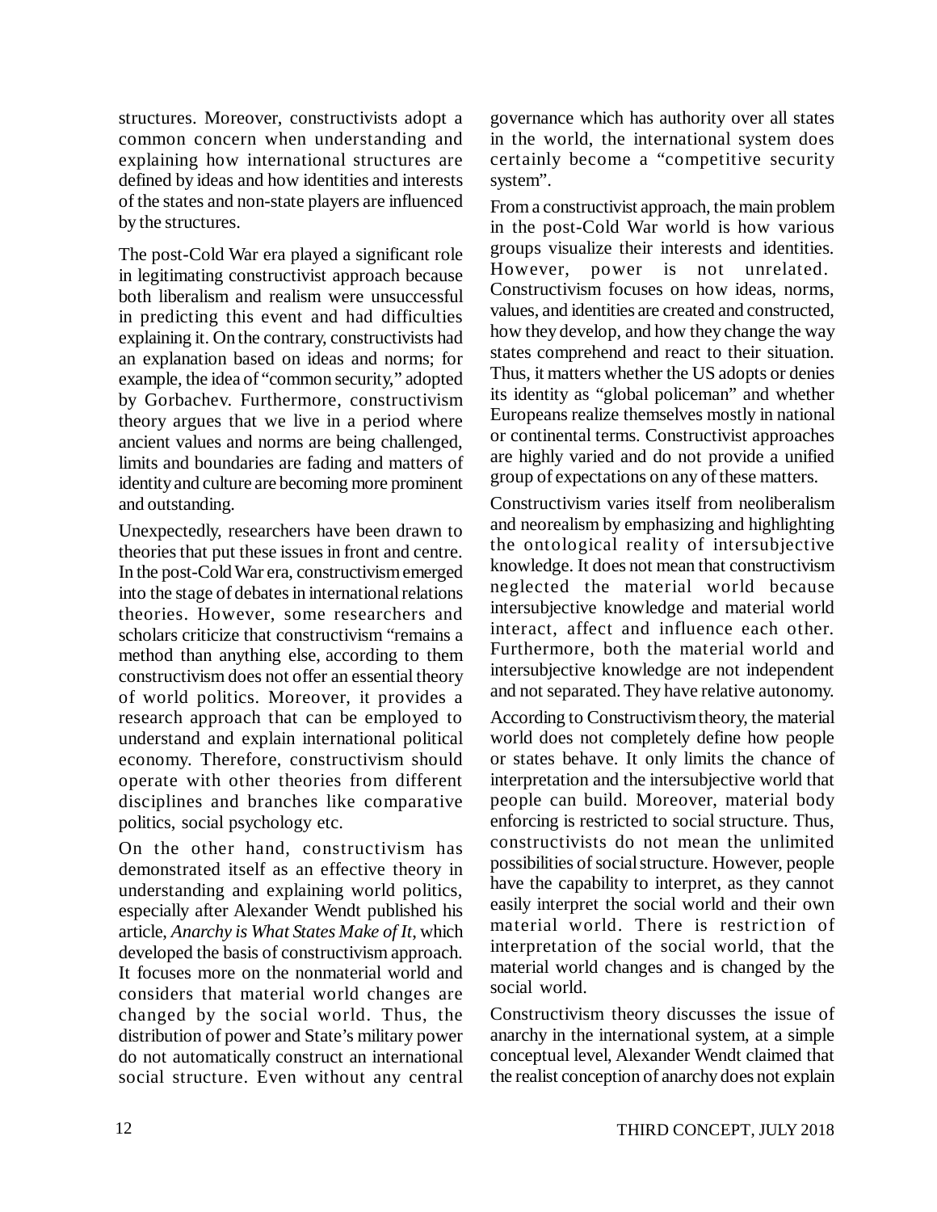structures. Moreover, constructivists adopt a common concern when understanding and explaining how international structures are defined by ideas and how identities and interests of the states and non-state players are influenced by the structures.

The post-Cold War era played a significant role in legitimating constructivist approach because both liberalism and realism were unsuccessful in predicting this event and had difficulties explaining it. On the contrary, constructivists had an explanation based on ideas and norms; for example, the idea of "common security," adopted by Gorbachev. Furthermore, constructivism theory argues that we live in a period where ancient values and norms are being challenged, limits and boundaries are fading and matters of identity and culture are becoming more prominent and outstanding.

Unexpectedly, researchers have been drawn to theories that put these issues in front and centre. In the post-Cold War era, constructivism emerged into the stage of debates in international relations theories. However, some researchers and scholars criticize that constructivism "remains a method than anything else, according to them constructivism does not offer an essential theory of world politics. Moreover, it provides a research approach that can be employed to understand and explain international political economy. Therefore, constructivism should operate with other theories from different disciplines and branches like comparative politics, social psychology etc.

On the other hand, constructivism has demonstrated itself as an effective theory in understanding and explaining world politics, especially after Alexander Wendt published his article, *Anarchy is What States Make of It*, which developed the basis of constructivism approach. It focuses more on the nonmaterial world and considers that material world changes are changed by the social world. Thus, the distribution of power and State's military power do not automatically construct an international social structure. Even without any central governance which has authority over all states in the world, the international system does certainly become a "competitive security system".

From a constructivist approach, the main problem in the post-Cold War world is how various groups visualize their interests and identities. However, power is not unrelated. Constructivism focuses on how ideas, norms, values, and identities are created and constructed, how they develop, and how they change the way states comprehend and react to their situation. Thus, it matters whether the US adopts or denies its identity as "global policeman" and whether Europeans realize themselves mostly in national or continental terms. Constructivist approaches are highly varied and do not provide a unified group of expectations on any of these matters.

Constructivism varies itself from neoliberalism and neorealism by emphasizing and highlighting the ontological reality of intersubjective knowledge. It does not mean that constructivism neglected the material world because intersubjective knowledge and material world interact, affect and influence each other. Furthermore, both the material world and intersubjective knowledge are not independent and not separated. They have relative autonomy.

According to Constructivism theory, the material world does not completely define how people or states behave. It only limits the chance of interpretation and the intersubjective world that people can build. Moreover, material body enforcing is restricted to social structure. Thus, constructivists do not mean the unlimited possibilities of social structure. However, people have the capability to interpret, as they cannot easily interpret the social world and their own material world. There is restriction of interpretation of the social world, that the material world changes and is changed by the social world.

Constructivism theory discusses the issue of anarchy in the international system, at a simple conceptual level, Alexander Wendt claimed that the realist conception of anarchy does not explain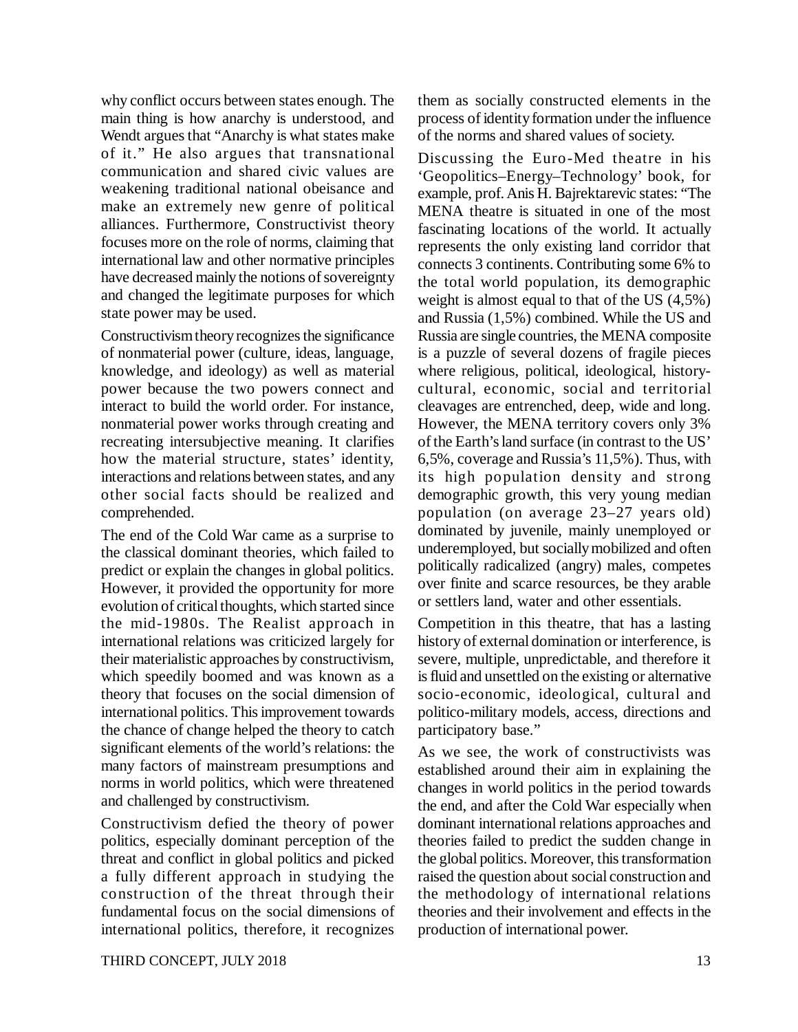why conflict occurs between states enough. The main thing is how anarchy is understood, and Wendt argues that "Anarchy is what states make of it." He also argues that transnational communication and shared civic values are weakening traditional national obeisance and make an extremely new genre of political alliances. Furthermore, Constructivist theory focuses more on the role of norms, claiming that international law and other normative principles have decreased mainly the notions of sovereignty and changed the legitimate purposes for which state power may be used.

Constructivism theory recognizes the significance of nonmaterial power (culture, ideas, language, knowledge, and ideology) as well as material power because the two powers connect and interact to build the world order. For instance, nonmaterial power works through creating and recreating intersubjective meaning. It clarifies how the material structure, states' identity, interactions and relations between states, and any other social facts should be realized and comprehended.

The end of the Cold War came as a surprise to the classical dominant theories, which failed to predict or explain the changes in global politics. However, it provided the opportunity for more evolution of critical thoughts, which started since the mid-1980s. The Realist approach in international relations was criticized largely for their materialistic approaches by constructivism, which speedily boomed and was known as a theory that focuses on the social dimension of international politics. This improvement towards the chance of change helped the theory to catch significant elements of the world's relations: the many factors of mainstream presumptions and norms in world politics, which were threatened and challenged by constructivism.

Constructivism defied the theory of power politics, especially dominant perception of the threat and conflict in global politics and picked a fully different approach in studying the construction of the threat through their fundamental focus on the social dimensions of international politics, therefore, it recognizes them as socially constructed elements in the process of identity formation under the influence of the norms and shared values of society.

Discussing the Euro-Med theatre in his 'Geopolitics–Energy–Technology' book, for example, prof. Anis H. Bajrektarevic states: "The MENA theatre is situated in one of the most fascinating locations of the world. It actually represents the only existing land corridor that connects 3 continents. Contributing some 6% to the total world population, its demographic weight is almost equal to that of the US (4,5%) and Russia (1,5%) combined. While the US and Russia are single countries, the MENA composite is a puzzle of several dozens of fragile pieces where religious, political, ideological, history-cultural, economic, social and territorial cleavages are entrenched, deep, wide and long. However, the MENA territory covers only 3% of the Earth's land surface (in contrast to the US' 6,5%, coverage and Russia's 11,5%). Thus, with its high population density and strong demographic growth, this very young median population (on average 23–27 years old) dominated by juvenile, mainly unemployed or underemployed, but socially mobilized and often politically radicalized (angry) males, competes over finite and scarce resources, be they arable or settlers land, water and other essentials.

Competition in this theatre, that has a lasting history of external domination or interference, is severe, multiple, unpredictable, and therefore it is fluid and unsettled on the existing or alternative socio-economic, ideological, cultural and politico-military models, access, directions and participatory base."

As we see, the work of constructivists was established around their aim in explaining the changes in world politics in the period towards the end, and after the Cold War especially when dominant international relations approaches and theories failed to predict the sudden change in the global politics. Moreover, this transformation raised the question about social construction and the methodology of international relations theories and their involvement and effects in the production of international power.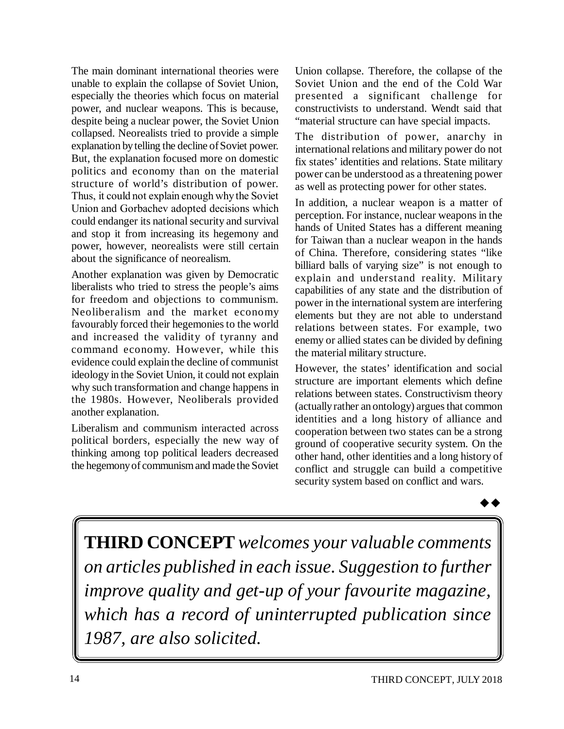The main dominant international theories were unable to explain the collapse of Soviet Union, especially the theories which focus on material power, and nuclear weapons. This is because, despite being a nuclear power, the Soviet Union collapsed. Neorealists tried to provide a simple explanation by telling the decline of Soviet power. But, the explanation focused more on domestic politics and economy than on the material structure of world's distribution of power. Thus, it could not explain enough why the Soviet Union and Gorbachev adopted decisions which could endanger its national security and survival and stop it from increasing its hegemony and power, however, neorealists were still certain about the significance of neorealism.

Another explanation was given by Democratic liberalists who tried to stress the people's aims for freedom and objections to communism. Neoliberalism and the market economy favourably forced their hegemonies to the world and increased the validity of tyranny and command economy. However, while this evidence could explain the decline of communist ideology in the Soviet Union, it could not explain why such transformation and change happens in the 1980s. However, Neoliberals provided another explanation.

Liberalism and communism interacted across political borders, especially the new way of thinking among top political leaders decreased the hegemony of communism and made the Soviet Union collapse. Therefore, the collapse of the Soviet Union and the end of the Cold War presented a significant challenge for constructivists to understand. Wendt said that "material structure can have special impacts.

The distribution of power, anarchy in international relations and military power do not fix states' identities and relations. State military power can be understood as a threatening power as well as protecting power for other states.

In addition, a nuclear weapon is a matter of perception. For instance, nuclear weapons in the hands of United States has a different meaning for Taiwan than a nuclear weapon in the hands of China. Therefore, considering states "like billiard balls of varying size" is not enough to explain and understand reality. Military capabilities of any state and the distribution of power in the international system are interfering elements but they are not able to understand relations between states. For example, two enemy or allied states can be divided by defining the material military structure.

However, the states' identification and social structure are important elements which define relations between states. Constructivism theory (actually rather an ontology) argues that common identities and a long history of alliance and cooperation between two states can be a strong ground of cooperative security system. On the other hand, other identities and a long history of conflict and struggle can build a competitive security system based on conflict and wars.

◆◆

**THIRD CONCEPT** *welcomes your valuable comments on articles published in each issue. Suggestion to further improve quality and get-up of your favourite magazine, which has a record of uninterrupted publication since 1987, are also solicited.*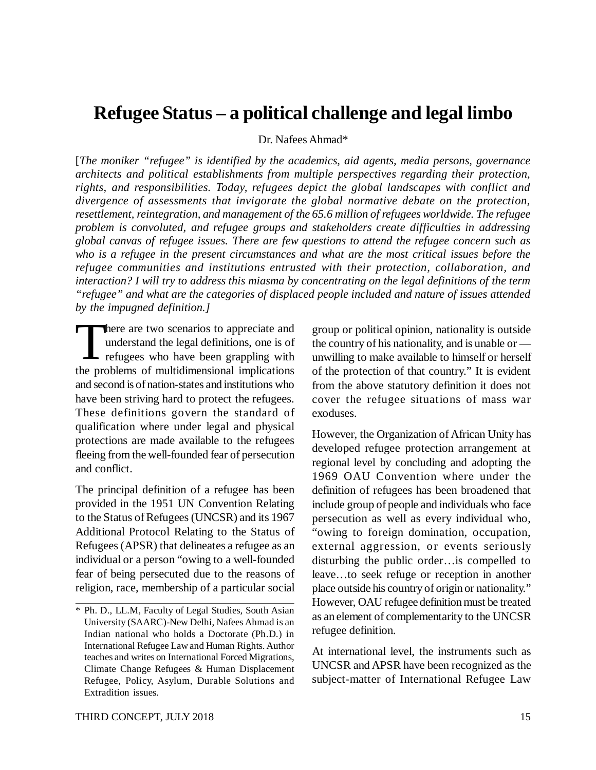# Refugee Status – a political challenge and legal limbo

Dr. Nafees Ahmad*

[*The moniker "refugee" is identified by the academics, aid agents, media persons, governance architects and political establishments from multiple perspectives regarding their protection, rights, and responsibilities. Today, refugees depict the global landscapes with conflict and divergence of assessments that invigorate the global normative debate on the protection, resettlement, reintegration, and management of the 65.6 million of refugees worldwide. The refugee problem is convoluted, and refugee groups and stakeholders create difficulties in addressing global canvas of refugee issues. There are few questions to attend the refugee concern such as who is a refugee in the present circumstances and what are the most critical issues before the refugee communities and institutions entrusted with their protection, collaboration, and interaction? I will try to address this miasma by concentrating on the legal definitions of the term "refugee" and what are the categories of displaced people included and nature of issues attended by the impugned definition.*]

There are two scenarios to appreciate and understand the legal definitions, one is of refugees who have been grappling with the problems of multidimensional implications and second is of nation-states and institutions who have been striving hard to protect the refugees. These definitions govern the standard of qualification where under legal and physical protections are made available to the refugees fleeing from the well-founded fear of persecution and conflict.

The principal definition of a refugee has been provided in the 1951 UN Convention Relating to the Status of Refugees (UNCSR) and its 1967 Additional Protocol Relating to the Status of Refugees (APSR) that delineates a refugee as an individual or a person "owing to a well-founded fear of being persecuted due to the reasons of religion, race, membership of a particular social group or political opinion, nationality is outside the country of his nationality, and is unable or — unwilling to make available to himself or herself of the protection of that country." It is evident from the above statutory definition it does not cover the refugee situations of mass war exoduses.

However, the Organization of African Unity has developed refugee protection arrangement at regional level by concluding and adopting the 1969 OAU Convention where under the definition of refugees has been broadened that include group of people and individuals who face persecution as well as every individual who, "owing to foreign domination, occupation, external aggression, or events seriously disturbing the public order…is compelled to leave…to seek refuge or reception in another place outside his country of origin or nationality." However, OAU refugee definition must be treated as an element of complementarity to the UNCSR refugee definition.

At international level, the instruments such as UNCSR and APSR have been recognized as the subject-matter of International Refugee Law

---

\* Ph. D., LL.M, Faculty of Legal Studies, South Asian University (SAARC)-New Delhi, Nafees Ahmad is an Indian national who holds a Doctorate (Ph.D.) in International Refugee Law and Human Rights. Author teaches and writes on International Forced Migrations, Climate Change Refugees & Human Displacement Refugee, Policy, Asylum, Durable Solutions and Extradition issues.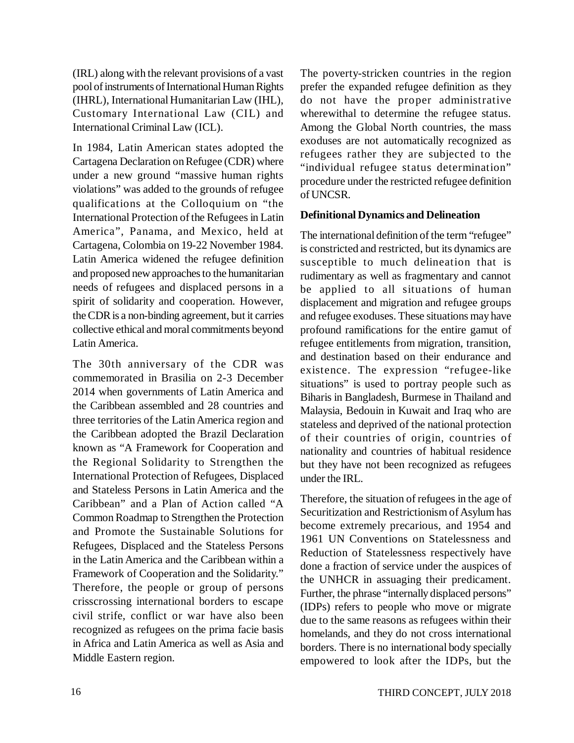(IRL) along with the relevant provisions of a vast pool of instruments of International Human Rights (IHRL), International Humanitarian Law (IHL), Customary International Law (CIL) and International Criminal Law (ICL).

In 1984, Latin American states adopted the Cartagena Declaration on Refugee (CDR) where under a new ground "massive human rights violations" was added to the grounds of refugee qualifications at the Colloquium on "the International Protection of the Refugees in Latin America", Panama, and Mexico, held at Cartagena, Colombia on 19-22 November 1984. Latin America widened the refugee definition and proposed new approaches to the humanitarian needs of refugees and displaced persons in a spirit of solidarity and cooperation. However, the CDR is a non-binding agreement, but it carries collective ethical and moral commitments beyond Latin America.

The 30th anniversary of the CDR was commemorated in Brasilia on 2-3 December 2014 when governments of Latin America and the Caribbean assembled and 28 countries and three territories of the Latin America region and the Caribbean adopted the Brazil Declaration known as "A Framework for Cooperation and the Regional Solidarity to Strengthen the International Protection of Refugees, Displaced and Stateless Persons in Latin America and the Caribbean" and a Plan of Action called "A Common Roadmap to Strengthen the Protection and Promote the Sustainable Solutions for Refugees, Displaced and the Stateless Persons in the Latin America and the Caribbean within a Framework of Cooperation and the Solidarity." Therefore, the people or group of persons crisscrossing international borders to escape civil strife, conflict or war have also been recognized as refugees on the prima facie basis in Africa and Latin America as well as Asia and Middle Eastern region.

The poverty-stricken countries in the region prefer the expanded refugee definition as they do not have the proper administrative wherewithal to determine the refugee status. Among the Global North countries, the mass exoduses are not automatically recognized as refugees rather they are subjected to the "individual refugee status determination" procedure under the restricted refugee definition of UNCSR.

**Definitional Dynamics and Delineation**

The international definition of the term "refugee" is constricted and restricted, but its dynamics are susceptible to much delineation that is rudimentary as well as fragmentary and cannot be applied to all situations of human displacement and migration and refugee groups and refugee exoduses. These situations may have profound ramifications for the entire gamut of refugee entitlements from migration, transition, and destination based on their endurance and existence. The expression "refugee-like situations" is used to portray people such as Biharis in Bangladesh, Burmese in Thailand and Malaysia, Bedouin in Kuwait and Iraq who are stateless and deprived of the national protection of their countries of origin, countries of nationality and countries of habitual residence but they have not been recognized as refugees under the IRL.

Therefore, the situation of refugees in the age of Securitization and Restrictionism of Asylum has become extremely precarious, and 1954 and 1961 UN Conventions on Statelessness and Reduction of Statelessness respectively have done a fraction of service under the auspices of the UNHCR in assuaging their predicament. Further, the phrase "internally displaced persons" (IDPs) refers to people who move or migrate due to the same reasons as refugees within their homelands, and they do not cross international borders. There is no international body specially empowered to look after the IDPs, but the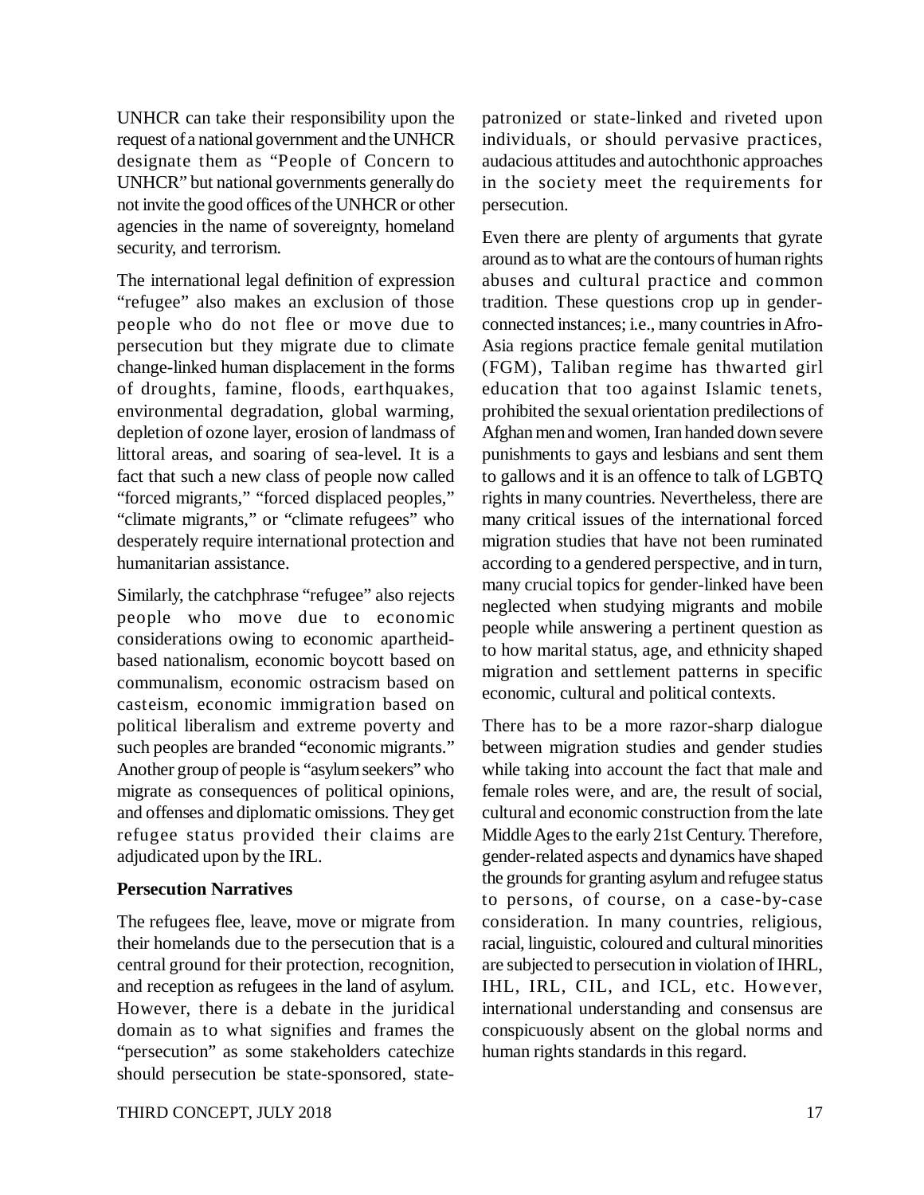UNHCR can take their responsibility upon the request of a national government and the UNHCR designate them as "People of Concern to UNHCR" but national governments generally do not invite the good offices of the UNHCR or other agencies in the name of sovereignty, homeland security, and terrorism.

The international legal definition of expression "refugee" also makes an exclusion of those people who do not flee or move due to persecution but they migrate due to climate change-linked human displacement in the forms of droughts, famine, floods, earthquakes, environmental degradation, global warming, depletion of ozone layer, erosion of landmass of littoral areas, and soaring of sea-level. It is a fact that such a new class of people now called "forced migrants," "forced displaced peoples," "climate migrants," or "climate refugees" who desperately require international protection and humanitarian assistance.

Similarly, the catchphrase "refugee" also rejects people who move due to economic considerations owing to economic apartheid-based nationalism, economic boycott based on communalism, economic ostracism based on casteism, economic immigration based on political liberalism and extreme poverty and such peoples are branded "economic migrants." Another group of people is "asylum seekers" who migrate as consequences of political opinions, and offenses and diplomatic omissions. They get refugee status provided their claims are adjudicated upon by the IRL.

**Persecution Narratives**

The refugees flee, leave, move or migrate from their homelands due to the persecution that is a central ground for their protection, recognition, and reception as refugees in the land of asylum. However, there is a debate in the juridical domain as to what signifies and frames the "persecution" as some stakeholders catechize should persecution be state-sponsored, state-patronized or state-linked and riveted upon individuals, or should pervasive practices, audacious attitudes and autochthonic approaches in the society meet the requirements for persecution.

Even there are plenty of arguments that gyrate around as to what are the contours of human rights abuses and cultural practice and common tradition. These questions crop up in gender-connected instances; i.e., many countries in Afro-Asia regions practice female genital mutilation (FGM), Taliban regime has thwarted girl education that too against Islamic tenets, prohibited the sexual orientation predilections of Afghan men and women, Iran handed down severe punishments to gays and lesbians and sent them to gallows and it is an offence to talk of LGBTQ rights in many countries. Nevertheless, there are many critical issues of the international forced migration studies that have not been ruminated according to a gendered perspective, and in turn, many crucial topics for gender-linked have been neglected when studying migrants and mobile people while answering a pertinent question as to how marital status, age, and ethnicity shaped migration and settlement patterns in specific economic, cultural and political contexts.

There has to be a more razor-sharp dialogue between migration studies and gender studies while taking into account the fact that male and female roles were, and are, the result of social, cultural and economic construction from the late Middle Ages to the early 21st Century. Therefore, gender-related aspects and dynamics have shaped the grounds for granting asylum and refugee status to persons, of course, on a case-by-case consideration. In many countries, religious, racial, linguistic, coloured and cultural minorities are subjected to persecution in violation of IHRL, IHL, IRL, CIL, and ICL, etc. However, international understanding and consensus are conspicuously absent on the global norms and human rights standards in this regard.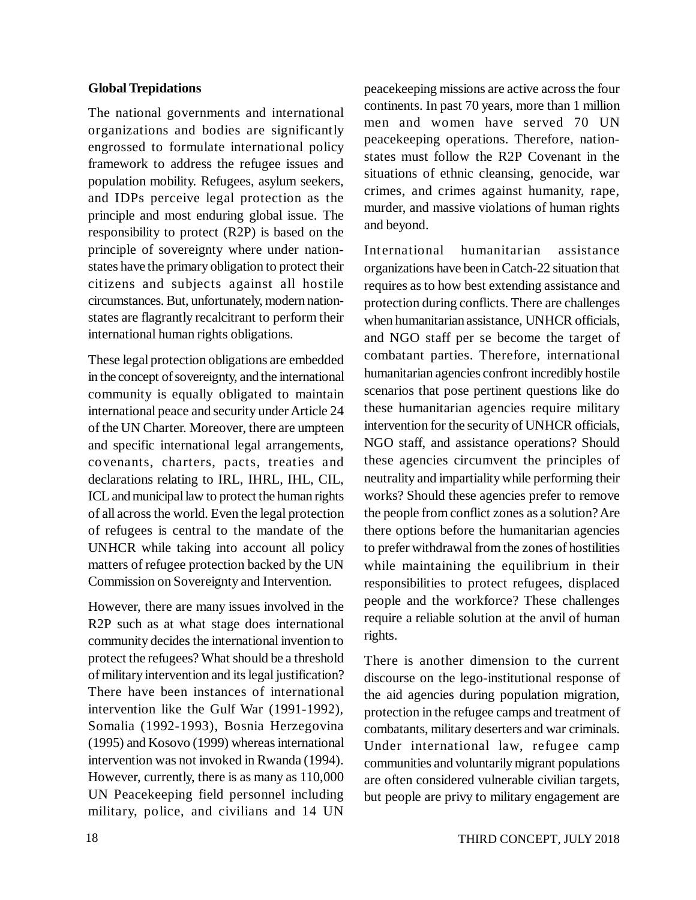## Global Trepidations

The national governments and international organizations and bodies are significantly engrossed to formulate international policy framework to address the refugee issues and population mobility. Refugees, asylum seekers, and IDPs perceive legal protection as the principle and most enduring global issue. The responsibility to protect (R2P) is based on the principle of sovereignty where under nation-states have the primary obligation to protect their citizens and subjects against all hostile circumstances. But, unfortunately, modern nation-states are flagrantly recalcitrant to perform their international human rights obligations.

These legal protection obligations are embedded in the concept of sovereignty, and the international community is equally obligated to maintain international peace and security under Article 24 of the UN Charter. Moreover, there are umpteen and specific international legal arrangements, covenants, charters, pacts, treaties and declarations relating to IRL, IHRL, IHL, CIL, ICL and municipal law to protect the human rights of all across the world. Even the legal protection of refugees is central to the mandate of the UNHCR while taking into account all policy matters of refugee protection backed by the UN Commission on Sovereignty and Intervention.

However, there are many issues involved in the R2P such as at what stage does international community decides the international invention to protect the refugees? What should be a threshold of military intervention and its legal justification? There have been instances of international intervention like the Gulf War (1991-1992), Somalia (1992-1993), Bosnia Herzegovina (1995) and Kosovo (1999) whereas international intervention was not invoked in Rwanda (1994). However, currently, there is as many as 110,000 UN Peacekeeping field personnel including military, police, and civilians and 14 UN peacekeeping missions are active across the four continents. In past 70 years, more than 1 million men and women have served 70 UN peacekeeping operations. Therefore, nation-states must follow the R2P Covenant in the situations of ethnic cleansing, genocide, war crimes, and crimes against humanity, rape, murder, and massive violations of human rights and beyond.

International humanitarian assistance organizations have been in Catch-22 situation that requires as to how best extending assistance and protection during conflicts. There are challenges when humanitarian assistance, UNHCR officials, and NGO staff per se become the target of combatant parties. Therefore, international humanitarian agencies confront incredibly hostile scenarios that pose pertinent questions like do these humanitarian agencies require military intervention for the security of UNHCR officials, NGO staff, and assistance operations? Should these agencies circumvent the principles of neutrality and impartiality while performing their works? Should these agencies prefer to remove the people from conflict zones as a solution? Are there options before the humanitarian agencies to prefer withdrawal from the zones of hostilities while maintaining the equilibrium in their responsibilities to protect refugees, displaced people and the workforce? These challenges require a reliable solution at the anvil of human rights.

There is another dimension to the current discourse on the lego-institutional response of the aid agencies during population migration, protection in the refugee camps and treatment of combatants, military deserters and war criminals. Under international law, refugee camp communities and voluntarily migrant populations are often considered vulnerable civilian targets, but people are privy to military engagement are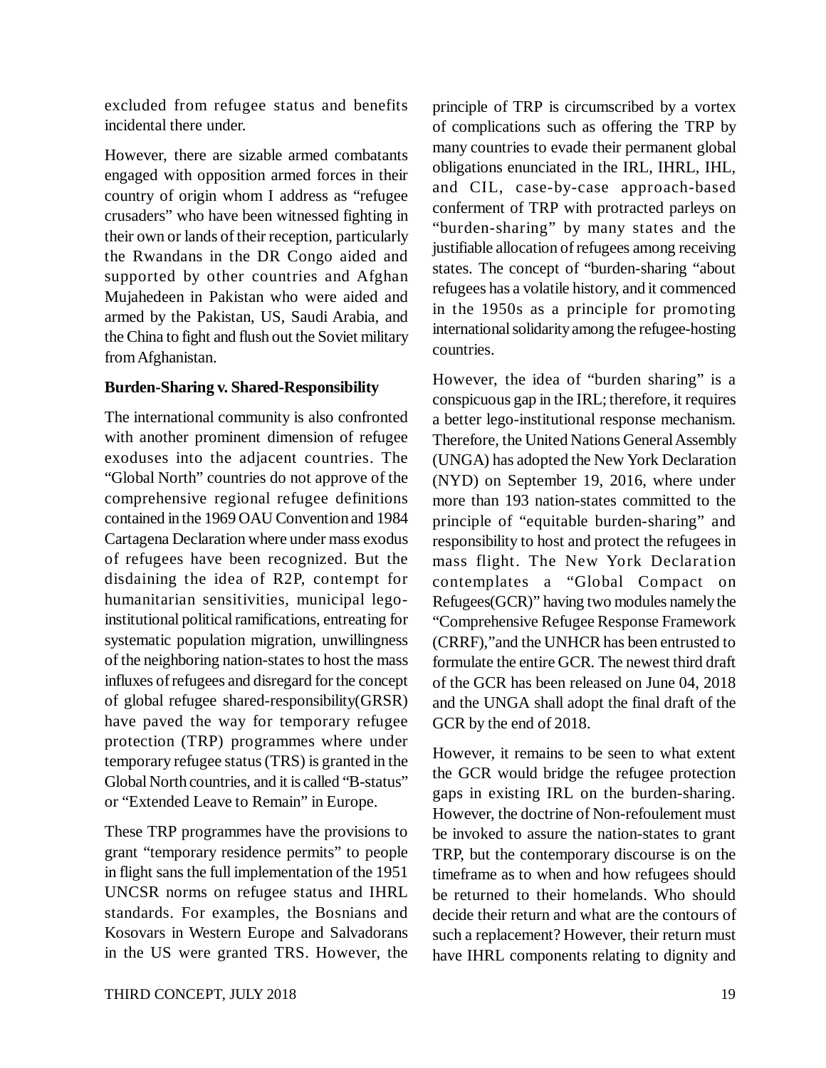excluded from refugee status and benefits incidental there under.

However, there are sizable armed combatants engaged with opposition armed forces in their country of origin whom I address as "refugee crusaders" who have been witnessed fighting in their own or lands of their reception, particularly the Rwandans in the DR Congo aided and supported by other countries and Afghan Mujahedeen in Pakistan who were aided and armed by the Pakistan, US, Saudi Arabia, and the China to fight and flush out the Soviet military from Afghanistan.

**Burden-Sharing v. Shared-Responsibility**

The international community is also confronted with another prominent dimension of refugee exoduses into the adjacent countries. The "Global North" countries do not approve of the comprehensive regional refugee definitions contained in the 1969 OAU Convention and 1984 Cartagena Declaration where under mass exodus of refugees have been recognized. But the disdaining the idea of R2P, contempt for humanitarian sensitivities, municipal lego-institutional political ramifications, entreating for systematic population migration, unwillingness of the neighboring nation-states to host the mass influxes of refugees and disregard for the concept of global refugee shared-responsibility(GRSR) have paved the way for temporary refugee protection (TRP) programmes where under temporary refugee status (TRS) is granted in the Global North countries, and it is called "B-status" or "Extended Leave to Remain" in Europe.

These TRP programmes have the provisions to grant "temporary residence permits" to people in flight sans the full implementation of the 1951 UNCSR norms on refugee status and IHRL standards. For examples, the Bosnians and Kosovars in Western Europe and Salvadorans in the US were granted TRS. However, the principle of TRP is circumscribed by a vortex of complications such as offering the TRP by many countries to evade their permanent global obligations enunciated in the IRL, IHRL, IHL, and CIL, case-by-case approach-based conferment of TRP with protracted parleys on "burden-sharing" by many states and the justifiable allocation of refugees among receiving states. The concept of "burden-sharing "about refugees has a volatile history, and it commenced in the 1950s as a principle for promoting international solidarity among the refugee-hosting countries.

However, the idea of "burden sharing" is a conspicuous gap in the IRL; therefore, it requires a better lego-institutional response mechanism. Therefore, the United Nations General Assembly (UNGA) has adopted the New York Declaration (NYD) on September 19, 2016, where under more than 193 nation-states committed to the principle of "equitable burden-sharing" and responsibility to host and protect the refugees in mass flight. The New York Declaration contemplates a "Global Compact on Refugees(GCR)" having two modules namely the "Comprehensive Refugee Response Framework (CRRF),"and the UNHCR has been entrusted to formulate the entire GCR. The newest third draft of the GCR has been released on June 04, 2018 and the UNGA shall adopt the final draft of the GCR by the end of 2018.

However, it remains to be seen to what extent the GCR would bridge the refugee protection gaps in existing IRL on the burden-sharing. However, the doctrine of Non-refoulement must be invoked to assure the nation-states to grant TRP, but the contemporary discourse is on the timeframe as to when and how refugees should be returned to their homelands. Who should decide their return and what are the contours of such a replacement? However, their return must have IHRL components relating to dignity and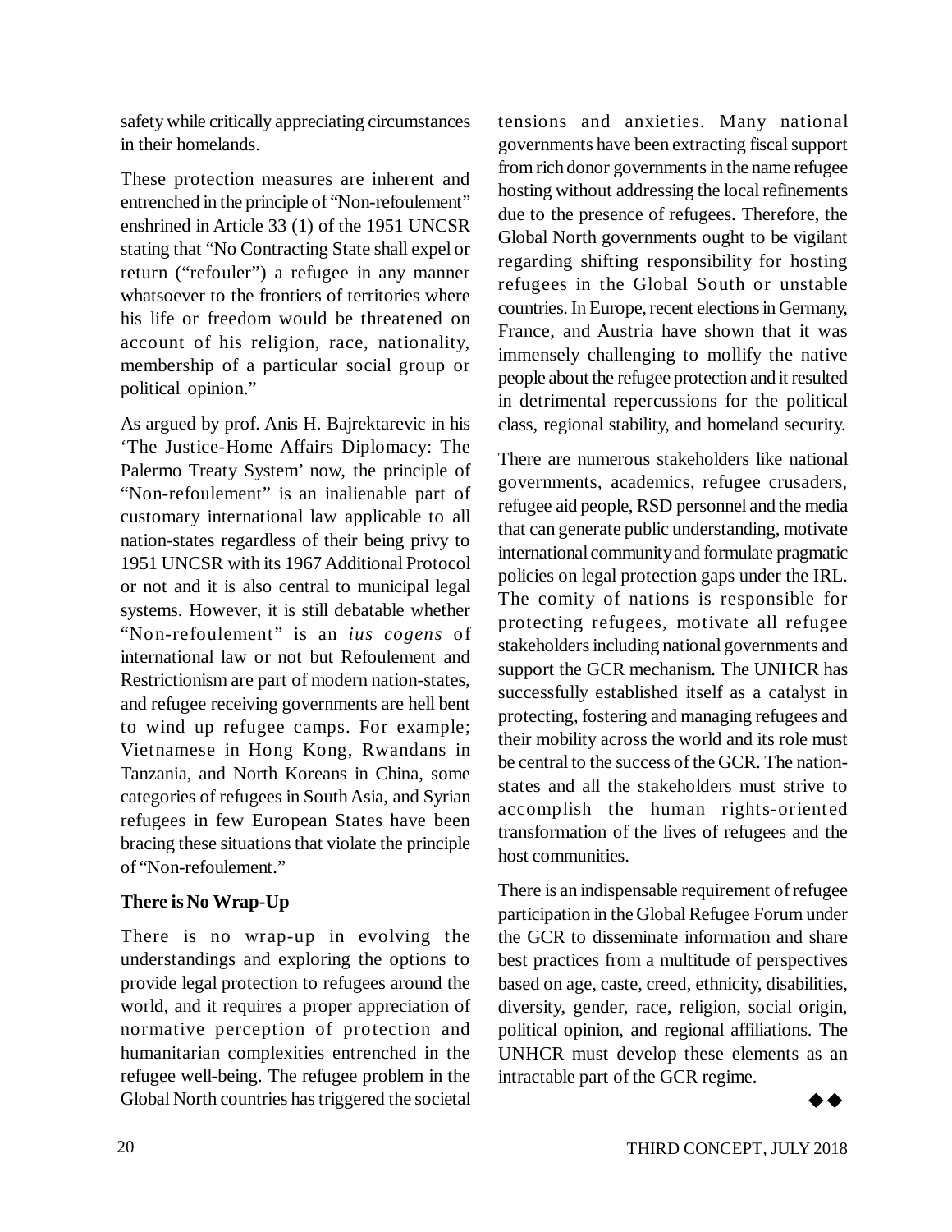safety while critically appreciating circumstances in their homelands.

These protection measures are inherent and entrenched in the principle of "Non-refoulement" enshrined in Article 33 (1) of the 1951 UNCSR stating that "No Contracting State shall expel or return ("refouler") a refugee in any manner whatsoever to the frontiers of territories where his life or freedom would be threatened on account of his religion, race, nationality, membership of a particular social group or political opinion."

As argued by prof. Anis H. Bajrektarevic in his 'The Justice-Home Affairs Diplomacy: The Palermo Treaty System' now, the principle of "Non-refoulement" is an inalienable part of customary international law applicable to all nation-states regardless of their being privy to 1951 UNCSR with its 1967 Additional Protocol or not and it is also central to municipal legal systems. However, it is still debatable whether "Non-refoulement" is an *ius cogens* of international law or not but Refoulement and Restrictionism are part of modern nation-states, and refugee receiving governments are hell bent to wind up refugee camps. For example; Vietnamese in Hong Kong, Rwandans in Tanzania, and North Koreans in China, some categories of refugees in South Asia, and Syrian refugees in few European States have been bracing these situations that violate the principle of "Non-refoulement."

**There is No Wrap-Up**

There is no wrap-up in evolving the understandings and exploring the options to provide legal protection to refugees around the world, and it requires a proper appreciation of normative perception of protection and humanitarian complexities entrenched in the refugee well-being. The refugee problem in the Global North countries has triggered the societal tensions and anxieties. Many national governments have been extracting fiscal support from rich donor governments in the name refugee hosting without addressing the local refinements due to the presence of refugees. Therefore, the Global North governments ought to be vigilant regarding shifting responsibility for hosting refugees in the Global South or unstable countries. In Europe, recent elections in Germany, France, and Austria have shown that it was immensely challenging to mollify the native people about the refugee protection and it resulted in detrimental repercussions for the political class, regional stability, and homeland security.

There are numerous stakeholders like national governments, academics, refugee crusaders, refugee aid people, RSD personnel and the media that can generate public understanding, motivate international community and formulate pragmatic policies on legal protection gaps under the IRL. The comity of nations is responsible for protecting refugees, motivate all refugee stakeholders including national governments and support the GCR mechanism. The UNHCR has successfully established itself as a catalyst in protecting, fostering and managing refugees and their mobility across the world and its role must be central to the success of the GCR. The nation-states and all the stakeholders must strive to accomplish the human rights-oriented transformation of the lives of refugees and the host communities.

There is an indispensable requirement of refugee participation in the Global Refugee Forum under the GCR to disseminate information and share best practices from a multitude of perspectives based on age, caste, creed, ethnicity, disabilities, diversity, gender, race, religion, social origin, political opinion, and regional affiliations. The UNHCR must develop these elements as an intractable part of the GCR regime.

◆◆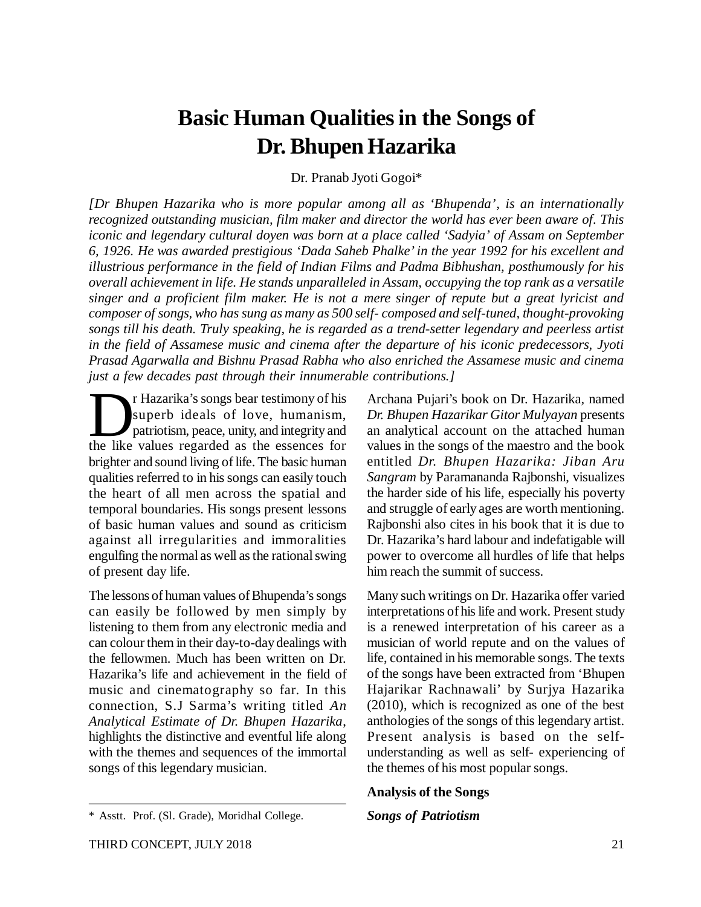# Basic Human Qualities in the Songs of Dr. Bhupen Hazarika

Dr. Pranab Jyoti Gogoi*

*[Dr Bhupen Hazarika who is more popular among all as 'Bhupenda', is an internationally recognized outstanding musician, film maker and director the world has ever been aware of. This iconic and legendary cultural doyen was born at a place called 'Sadyia' of Assam on September 6, 1926. He was awarded prestigious 'Dada Saheb Phalke' in the year 1992 for his excellent and illustrious performance in the field of Indian Films and Padma Bibhushan, posthumously for his overall achievement in life. He stands unparalleled in Assam, occupying the top rank as a versatile singer and a proficient film maker. He is not a mere singer of repute but a great lyricist and composer of songs, who has sung as many as 500 self- composed and self-tuned, thought-provoking songs till his death. Truly speaking, he is regarded as a trend-setter legendary and peerless artist in the field of Assamese music and cinema after the departure of his iconic predecessors, Jyoti Prasad Agarwalla and Bishnu Prasad Rabha who also enriched the Assamese music and cinema just a few decades past through their innumerable contributions.]*

Dr Hazarika's songs bear testimony of his superb ideals of love, humanism, patriotism, peace, unity, and integrity and the like values regarded as the essences for brighter and sound living of life. The basic human qualities referred to in his songs can easily touch the heart of all men across the spatial and temporal boundaries. His songs present lessons of basic human values and sound as criticism against all irregularities and immoralities engulfing the normal as well as the rational swing of present day life.

The lessons of human values of Bhupenda's songs can easily be followed by men simply by listening to them from any electronic media and can colour them in their day-to-day dealings with the fellowmen. Much has been written on Dr. Hazarika's life and achievement in the field of music and cinematography so far. In this connection, S.J Sarma's writing titled *An Analytical Estimate of Dr. Bhupen Hazarika*, highlights the distinctive and eventful life along with the themes and sequences of the immortal songs of this legendary musician.

Archana Pujari's book on Dr. Hazarika, named *Dr. Bhupen Hazarikar Gitor Mulyayan* presents an analytical account on the attached human values in the songs of the maestro and the book entitled *Dr. Bhupen Hazarika: Jiban Aru Sangram* by Paramananda Rajbonshi, visualizes the harder side of his life, especially his poverty and struggle of early ages are worth mentioning. Rajbonshi also cites in his book that it is due to Dr. Hazarika's hard labour and indefatigable will power to overcome all hurdles of life that helps him reach the summit of success.

Many such writings on Dr. Hazarika offer varied interpretations of his life and work. Present study is a renewed interpretation of his career as a musician of world repute and on the values of life, contained in his memorable songs. The texts of the songs have been extracted from 'Bhupen Hajarikar Rachnawali' by Surjya Hazarika (2010), which is recognized as one of the best anthologies of the songs of this legendary artist. Present analysis is based on the self-understanding as well as self- experiencing of the themes of his most popular songs.

**Analysis of the Songs**

***Songs of Patriotism***

\* Asstt. Prof. (Sl. Grade), Moridhal College.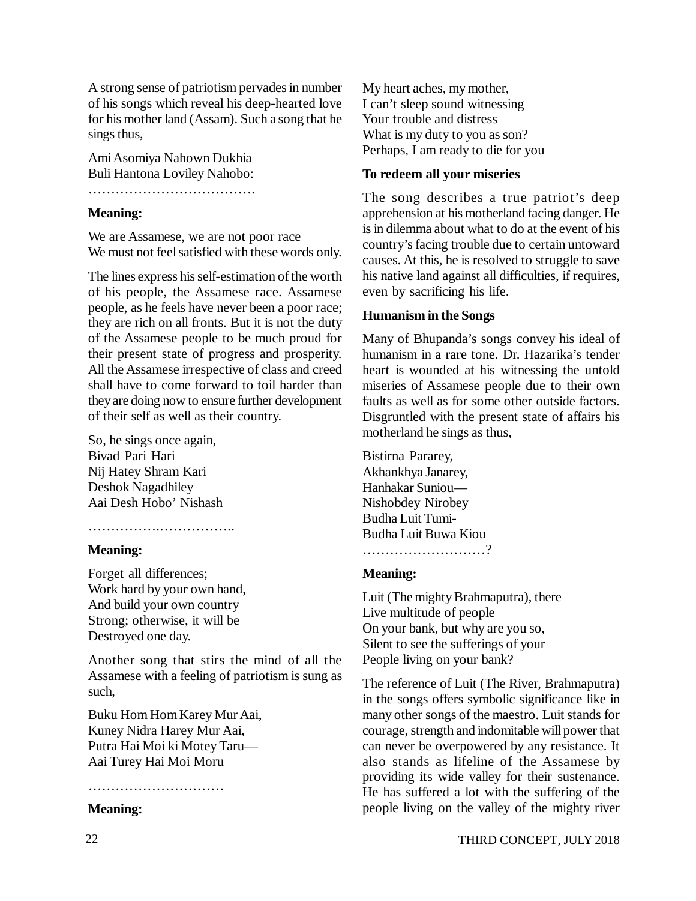A strong sense of patriotism pervades in number of his songs which reveal his deep-hearted love for his mother land (Assam). Such a song that he sings thus,

Ami Asomiya Nahown Dukhia  
Buli Hantona Loviley Nahobo:  
……………………………….

**Meaning:**

We are Assamese, we are not poor race  
We must not feel satisfied with these words only.

The lines express his self-estimation of the worth of his people, the Assamese race. Assamese people, as he feels have never been a poor race; they are rich on all fronts. But it is not the duty of the Assamese people to be much proud for their present state of progress and prosperity. All the Assamese irrespective of class and creed shall have to come forward to toil harder than they are doing now to ensure further development of their self as well as their country.

So, he sings once again,  
Bivad Pari Hari  
Nij Hatey Shram Kari  
Deshok Nagadhiley  
Aai Desh Hobo' Nishash

……………..……………..

**Meaning:**

Forget all differences;  
Work hard by your own hand,  
And build your own country  
Strong; otherwise, it will be  
Destroyed one day.

Another song that stirs the mind of all the Assamese with a feeling of patriotism is sung as such,

Buku Hom Hom Karey Mur Aai,  
Kuney Nidra Harey Mur Aai,  
Putra Hai Moi ki Motey Taru—  
Aai Turey Hai Moi Moru

…………………………

**Meaning:**

My heart aches, my mother,  
I can't sleep sound witnessing  
Your trouble and distress  
What is my duty to you as son?  
Perhaps, I am ready to die for you

**To redeem all your miseries**

The song describes a true patriot's deep apprehension at his motherland facing danger. He is in dilemma about what to do at the event of his country's facing trouble due to certain untoward causes. At this, he is resolved to struggle to save his native land against all difficulties, if requires, even by sacrificing his life.

**Humanism in the Songs**

Many of Bhupanda's songs convey his ideal of humanism in a rare tone. Dr. Hazarika's tender heart is wounded at his witnessing the untold miseries of Assamese people due to their own faults as well as for some other outside factors. Disgruntled with the present state of affairs his motherland he sings as thus,

Bistirna Pararey,  
Akhankhya Janarey,  
Hanhakar Suniou—  
Nishobdey Nirobey  
Budha Luit Tumi-  
Budha Luit Buwa Kiou  
………………………?

**Meaning:**

Luit (The mighty Brahmaputra), there  
Live multitude of people  
On your bank, but why are you so,  
Silent to see the sufferings of your  
People living on your bank?

The reference of Luit (The River, Brahmaputra) in the songs offers symbolic significance like in many other songs of the maestro. Luit stands for courage, strength and indomitable will power that can never be overpowered by any resistance. It also stands as lifeline of the Assamese by providing its wide valley for their sustenance. He has suffered a lot with the suffering of the people living on the valley of the mighty river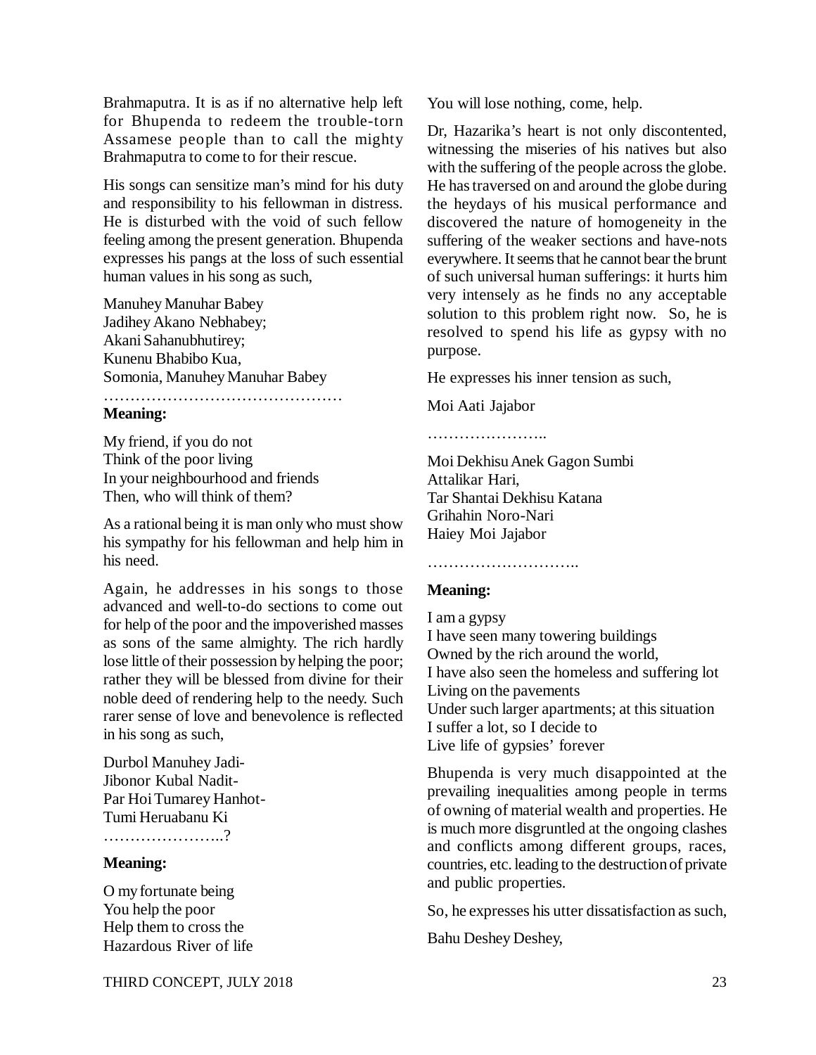Brahmaputra. It is as if no alternative help left for Bhupenda to redeem the trouble-torn Assamese people than to call the mighty Brahmaputra to come to for their rescue.

His songs can sensitize man's mind for his duty and responsibility to his fellowman in distress. He is disturbed with the void of such fellow feeling among the present generation. Bhupenda expresses his pangs at the loss of such essential human values in his song as such,

Manuhey Manuhar Babey  
Jadihey Akano Nebhabey;  
Akani Sahanubhutirey;  
Kunenu Bhabibo Kua,  
Somonia, Manuhey Manuhar Babey  
………………………………………

**Meaning:**

My friend, if you do not  
Think of the poor living  
In your neighbourhood and friends  
Then, who will think of them?

As a rational being it is man only who must show his sympathy for his fellowman and help him in his need.

Again, he addresses in his songs to those advanced and well-to-do sections to come out for help of the poor and the impoverished masses as sons of the same almighty. The rich hardly lose little of their possession by helping the poor; rather they will be blessed from divine for their noble deed of rendering help to the needy. Such rarer sense of love and benevolence is reflected in his song as such,

Durbol Manuhey Jadi-  
Jibonor Kubal Nadit-  
Par Hoi Tumarey Hanhot-  
Tumi Heruabanu Ki  
…………………..?

**Meaning:**

O my fortunate being  
You help the poor  
Help them to cross the  
Hazardous River of life  
You will lose nothing, come, help.

Dr, Hazarika's heart is not only discontented, witnessing the miseries of his natives but also with the suffering of the people across the globe. He has traversed on and around the globe during the heydays of his musical performance and discovered the nature of homogeneity in the suffering of the weaker sections and have-nots everywhere. It seems that he cannot bear the brunt of such universal human sufferings: it hurts him very intensely as he finds no any acceptable solution to this problem right now. So, he is resolved to spend his life as gypsy with no purpose.

He expresses his inner tension as such,

Moi Aati Jajabor

…………………..

Moi Dekhisu Anek Gagon Sumbi  
Attalikar Hari,  
Tar Shantai Dekhisu Katana  
Grihahin Noro-Nari  
Haiey Moi Jajabor

………………………..

**Meaning:**

I am a gypsy  
I have seen many towering buildings  
Owned by the rich around the world,  
I have also seen the homeless and suffering lot  
Living on the pavements  
Under such larger apartments; at this situation  
I suffer a lot, so I decide to  
Live life of gypsies' forever

Bhupenda is very much disappointed at the prevailing inequalities among people in terms of owning of material wealth and properties. He is much more disgruntled at the ongoing clashes and conflicts among different groups, races, countries, etc. leading to the destruction of private and public properties.

So, he expresses his utter dissatisfaction as such,

Bahu Deshey Deshey,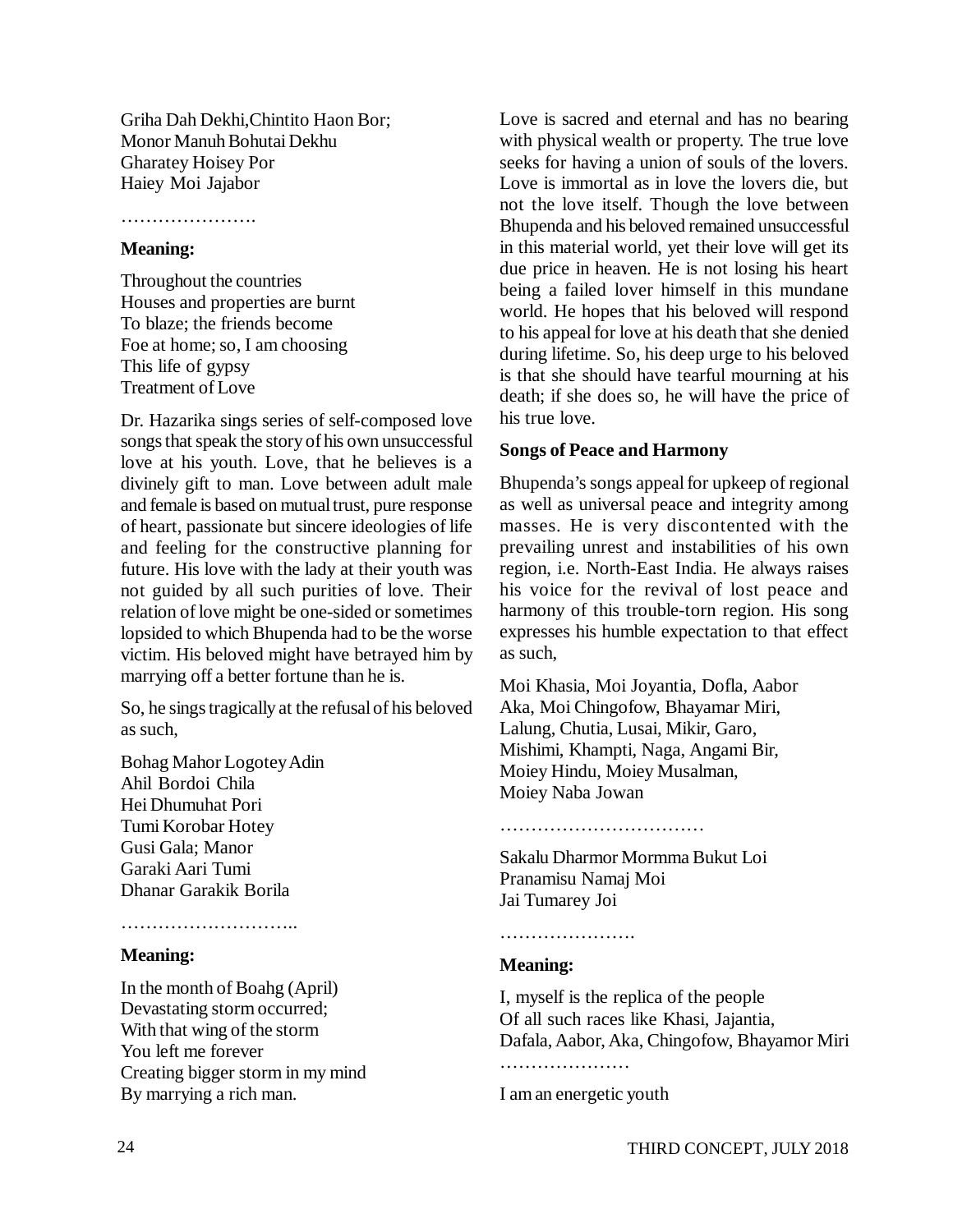Griha Dah Dekhi,Chintito Haon Bor;
Monor Manuh Bohutai Dekhu
Gharatey Hoisey Por
Haiey Moi Jajabor

………………….

**Meaning:**

Throughout the countries
Houses and properties are burnt
To blaze; the friends become
Foe at home; so, I am choosing
This life of gypsy
Treatment of Love

Dr. Hazarika sings series of self-composed love songs that speak the story of his own unsuccessful love at his youth. Love, that he believes is a divinely gift to man. Love between adult male and female is based on mutual trust, pure response of heart, passionate but sincere ideologies of life and feeling for the constructive planning for future. His love with the lady at their youth was not guided by all such purities of love. Their relation of love might be one-sided or sometimes lopsided to which Bhupenda had to be the worse victim. His beloved might have betrayed him by marrying off a better fortune than he is.

So, he sings tragically at the refusal of his beloved as such,

Bohag Mahor Logotey Adin
Ahil Bordoi Chila
Hei Dhumuhat Pori
Tumi Korobar Hotey
Gusi Gala; Manor
Garaki Aari Tumi
Dhanar Garakik Borila

………………………..

**Meaning:**

In the month of Boahg (April)
Devastating storm occurred;
With that wing of the storm
You left me forever
Creating bigger storm in my mind
By marrying a rich man.

Love is sacred and eternal and has no bearing with physical wealth or property. The true love seeks for having a union of souls of the lovers. Love is immortal as in love the lovers die, but not the love itself. Though the love between Bhupenda and his beloved remained unsuccessful in this material world, yet their love will get its due price in heaven. He is not losing his heart being a failed lover himself in this mundane world. He hopes that his beloved will respond to his appeal for love at his death that she denied during lifetime. So, his deep urge to his beloved is that she should have tearful mourning at his death; if she does so, he will have the price of his true love.

**Songs of Peace and Harmony**

Bhupenda's songs appeal for upkeep of regional as well as universal peace and integrity among masses. He is very discontented with the prevailing unrest and instabilities of his own region, i.e. North-East India. He always raises his voice for the revival of lost peace and harmony of this trouble-torn region. His song expresses his humble expectation to that effect as such,

Moi Khasia, Moi Joyantia, Dofla, Aabor
Aka, Moi Chingofow, Bhayamar Miri,
Lalung, Chutia, Lusai, Mikir, Garo,
Mishimi, Khampti, Naga, Angami Bir,
Moiey Hindu, Moiey Musalman,
Moiey Naba Jowan

……………………………

Sakalu Dharmor Mormma Bukut Loi
Pranamisu Namaj Moi
Jai Tumarey Joi

………………….

**Meaning:**

I, myself is the replica of the people
Of all such races like Khasi, Jajantia,
Dafala, Aabor, Aka, Chingofow, Bhayamor Miri
…………………

I am an energetic youth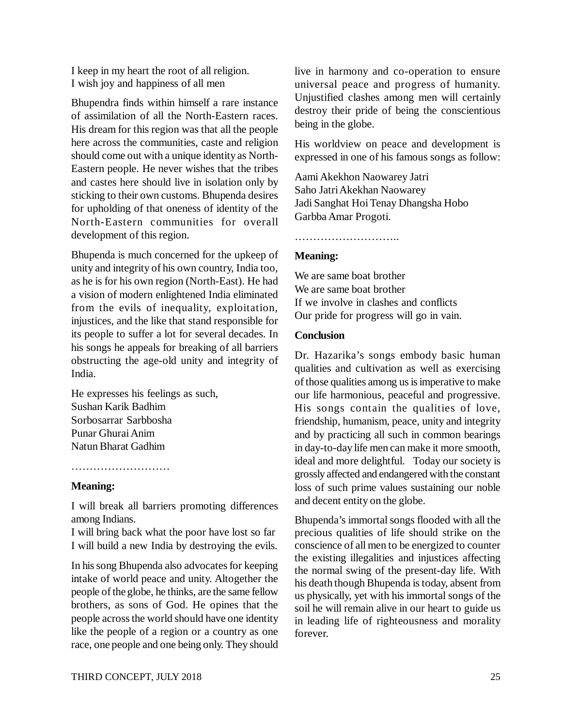I keep in my heart the root of all religion.
I wish joy and happiness of all men

Bhupendra finds within himself a rare instance of assimilation of all the North-Eastern races. His dream for this region was that all the people here across the communities, caste and religion should come out with a unique identity as North-Eastern people. He never wishes that the tribes and castes here should live in isolation only by sticking to their own customs. Bhupenda desires for upholding of that oneness of identity of the North-Eastern communities for overall development of this region.

Bhupenda is much concerned for the upkeep of unity and integrity of his own country, India too, as he is for his own region (North-East). He had a vision of modern enlightened India eliminated from the evils of inequality, exploitation, injustices, and the like that stand responsible for its people to suffer a lot for several decades. In his songs he appeals for breaking of all barriers obstructing the age-old unity and integrity of India.

He expresses his feelings as such,
Sushan Karik Badhim
Sorbosarrar Sarbbosha
Punar Ghurai Anim
Natun Bharat Gadhim

………………………

**Meaning:**

I will break all barriers promoting differences among Indians.
I will bring back what the poor have lost so far
I will build a new India by destroying the evils.

In his song Bhupenda also advocates for keeping intake of world peace and unity. Altogether the people of the globe, he thinks, are the same fellow brothers, as sons of God. He opines that the people across the world should have one identity like the people of a region or a country as one race, one people and one being only. They should live in harmony and co-operation to ensure universal peace and progress of humanity. Unjustified clashes among men will certainly destroy their pride of being the conscientious being in the globe.

His worldview on peace and development is expressed in one of his famous songs as follow:

Aami Akekhon Naowarey Jatri
Saho Jatri Akekhan Naowarey
Jadi Sanghat Hoi Tenay Dhangsha Hobo
Garbba Amar Progoti.

………………………..

**Meaning:**

We are same boat brother
We are same boat brother
If we involve in clashes and conflicts
Our pride for progress will go in vain.

## Conclusion

Dr. Hazarika's songs embody basic human qualities and cultivation as well as exercising of those qualities among us is imperative to make our life harmonious, peaceful and progressive. His songs contain the qualities of love, friendship, humanism, peace, unity and integrity and by practicing all such in common bearings in day-to-day life men can make it more smooth, ideal and more delightful. Today our society is grossly affected and endangered with the constant loss of such prime values sustaining our noble and decent entity on the globe.

Bhupenda's immortal songs flooded with all the precious qualities of life should strike on the conscience of all men to be energized to counter the existing illegalities and injustices affecting the normal swing of the present-day life. With his death though Bhupenda is today, absent from us physically, yet with his immortal songs of the soil he will remain alive in our heart to guide us in leading life of righteousness and morality forever.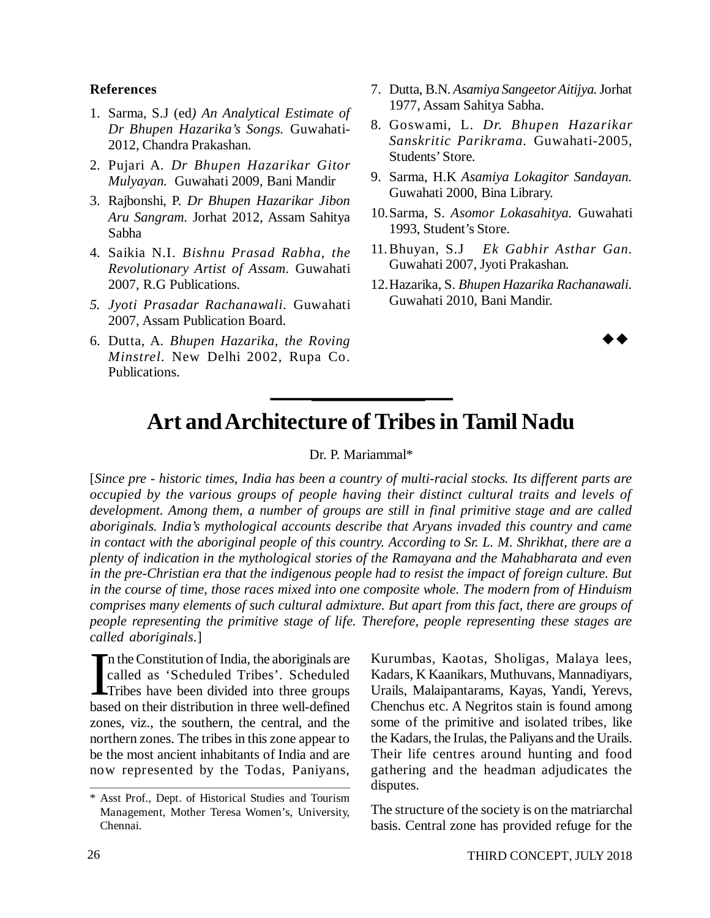## References

1. Sarma, S.J (ed*) An Analytical Estimate of Dr Bhupen Hazarika's Songs.* Guwahati-2012, Chandra Prakashan.
2. Pujari A. *Dr Bhupen Hazarikar Gitor Mulyayan.* Guwahati 2009, Bani Mandir
3. Rajbonshi, P. *Dr Bhupen Hazarikar Jibon Aru Sangram.* Jorhat 2012, Assam Sahitya Sabha
4. Saikia N.I. *Bishnu Prasad Rabha, the Revolutionary Artist of Assam.* Guwahati 2007, R.G Publications.
5. *Jyoti Prasadar Rachanawali.* Guwahati 2007, Assam Publication Board.
6. Dutta, A. *Bhupen Hazarika, the Roving Minstrel.* New Delhi 2002, Rupa Co. Publications.
7. Dutta, B.N. *Asamiya Sangeetor Aitijya.* Jorhat 1977, Assam Sahitya Sabha.
8. Goswami, L. *Dr. Bhupen Hazarikar Sanskritic Parikrama.* Guwahati-2005, Students' Store.
9. Sarma, H.K *Asamiya Lokagitor Sandayan.* Guwahati 2000, Bina Library.
10. Sarma, S. *Asomor Lokasahitya.* Guwahati 1993, Student's Store.
11. Bhuyan, S.J *Ek Gabhir Asthar Gan.* Guwahati 2007, Jyoti Prakashan.
12. Hazarika, S. *Bhupen Hazarika Rachanawali.* Guwahati 2010, Bani Mandir.

◆◆

# Art and Architecture of Tribes in Tamil Nadu

Dr. P. Mariammal*

[*Since pre - historic times, India has been a country of multi-racial stocks. Its different parts are occupied by the various groups of people having their distinct cultural traits and levels of development. Among them, a number of groups are still in final primitive stage and are called aboriginals. India's mythological accounts describe that Aryans invaded this country and came in contact with the aboriginal people of this country. According to Sr. L. M. Shrikhat, there are a plenty of indication in the mythological stories of the Ramayana and the Mahabharata and even in the pre-Christian era that the indigenous people had to resist the impact of foreign culture. But in the course of time, those races mixed into one composite whole. The modern from of Hinduism comprises many elements of such cultural admixture. But apart from this fact, there are groups of people representing the primitive stage of life. Therefore, people representing these stages are called aboriginals.*]

In the Constitution of India, the aboriginals are called as 'Scheduled Tribes'. Scheduled Tribes have been divided into three groups based on their distribution in three well-defined zones, viz., the southern, the central, and the northern zones. The tribes in this zone appear to be the most ancient inhabitants of India and are now represented by the Todas, Paniyans, Kurumbas, Kaotas, Sholigas, Malaya lees, Kadars, K Kaanikars, Muthuvans, Mannadiyars, Urails, Malaipantarams, Kayas, Yandi, Yerevs, Chenchus etc. A Negritos stain is found among some of the primitive and isolated tribes, like the Kadars, the Irulas, the Paliyans and the Urails. Their life centres around hunting and food gathering and the headman adjudicates the disputes.

The structure of the society is on the matriarchal basis. Central zone has provided refuge for the

\* Asst Prof., Dept. of Historical Studies and Tourism Management, Mother Teresa Women's, University, Chennai.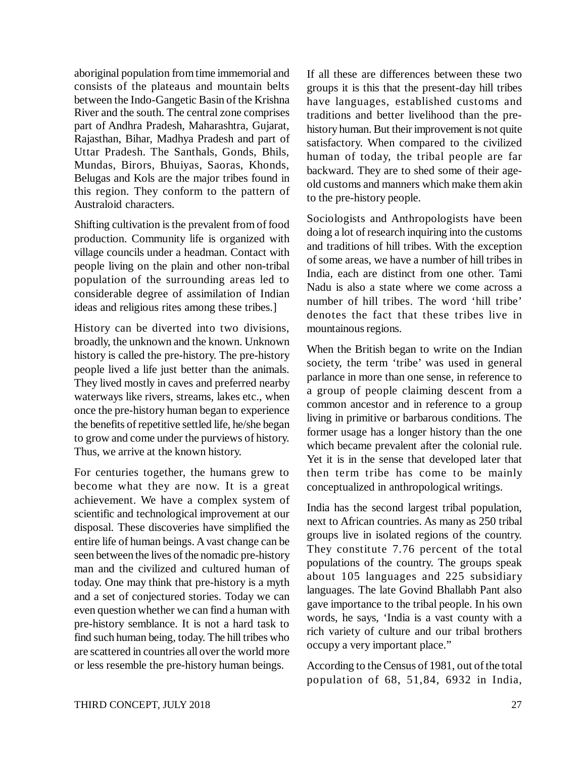aboriginal population from time immemorial and consists of the plateaus and mountain belts between the Indo-Gangetic Basin of the Krishna River and the south. The central zone comprises part of Andhra Pradesh, Maharashtra, Gujarat, Rajasthan, Bihar, Madhya Pradesh and part of Uttar Pradesh. The Santhals, Gonds, Bhils, Mundas, Birors, Bhuiyas, Saoras, Khonds, Belugas and Kols are the major tribes found in this region. They conform to the pattern of Australoid characters.

Shifting cultivation is the prevalent from of food production. Community life is organized with village councils under a headman. Contact with people living on the plain and other non-tribal population of the surrounding areas led to considerable degree of assimilation of Indian ideas and religious rites among these tribes.]

History can be diverted into two divisions, broadly, the unknown and the known. Unknown history is called the pre-history. The pre-history people lived a life just better than the animals. They lived mostly in caves and preferred nearby waterways like rivers, streams, lakes etc., when once the pre-history human began to experience the benefits of repetitive settled life, he/she began to grow and come under the purviews of history. Thus, we arrive at the known history.

For centuries together, the humans grew to become what they are now. It is a great achievement. We have a complex system of scientific and technological improvement at our disposal. These discoveries have simplified the entire life of human beings. A vast change can be seen between the lives of the nomadic pre-history man and the civilized and cultured human of today. One may think that pre-history is a myth and a set of conjectured stories. Today we can even question whether we can find a human with pre-history semblance. It is not a hard task to find such human being, today. The hill tribes who are scattered in countries all over the world more or less resemble the pre-history human beings.

If all these are differences between these two groups it is this that the present-day hill tribes have languages, established customs and traditions and better livelihood than the pre-history human. But their improvement is not quite satisfactory. When compared to the civilized human of today, the tribal people are far backward. They are to shed some of their age-old customs and manners which make them akin to the pre-history people.

Sociologists and Anthropologists have been doing a lot of research inquiring into the customs and traditions of hill tribes. With the exception of some areas, we have a number of hill tribes in India, each are distinct from one other. Tami Nadu is also a state where we come across a number of hill tribes. The word 'hill tribe' denotes the fact that these tribes live in mountainous regions.

When the British began to write on the Indian society, the term 'tribe' was used in general parlance in more than one sense, in reference to a group of people claiming descent from a common ancestor and in reference to a group living in primitive or barbarous conditions. The former usage has a longer history than the one which became prevalent after the colonial rule. Yet it is in the sense that developed later that then term tribe has come to be mainly conceptualized in anthropological writings.

India has the second largest tribal population, next to African countries. As many as 250 tribal groups live in isolated regions of the country. They constitute 7.76 percent of the total populations of the country. The groups speak about 105 languages and 225 subsidiary languages. The late Govind Bhallabh Pant also gave importance to the tribal people. In his own words, he says, 'India is a vast county with a rich variety of culture and our tribal brothers occupy a very important place."

According to the Census of 1981, out of the total population of 68, 51,84, 6932 in India,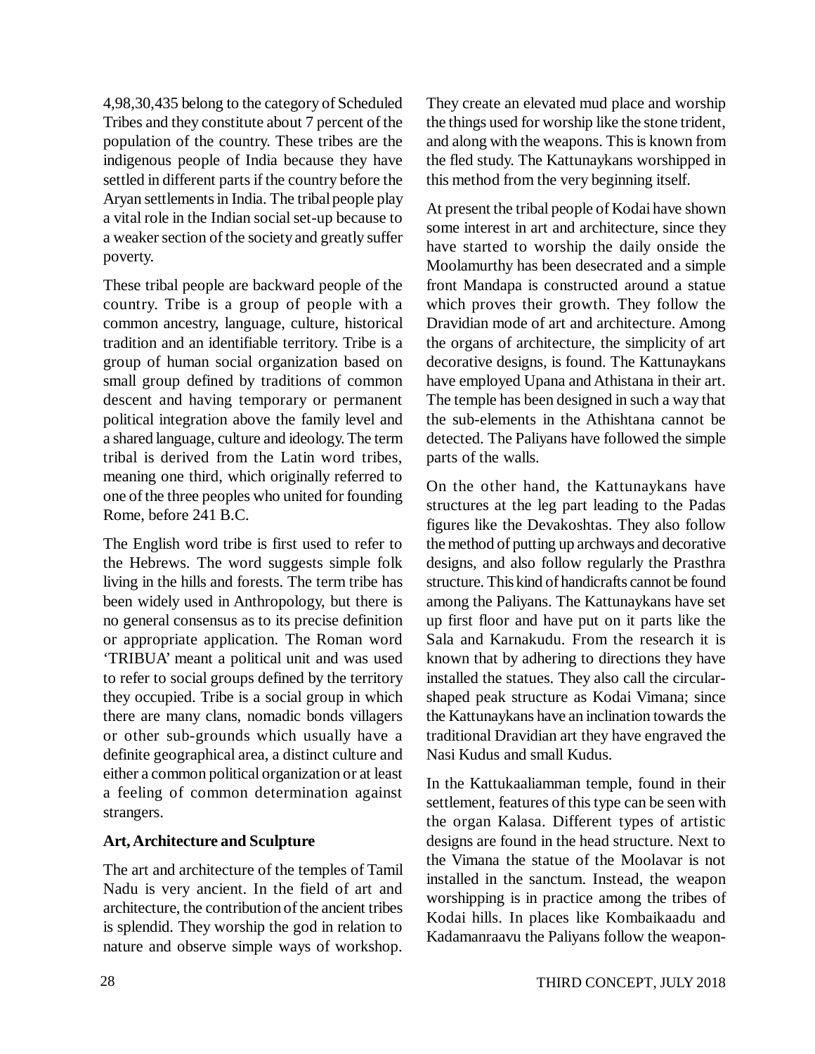4,98,30,435 belong to the category of Scheduled Tribes and they constitute about 7 percent of the population of the country. These tribes are the indigenous people of India because they have settled in different parts if the country before the Aryan settlements in India. The tribal people play a vital role in the Indian social set-up because to a weaker section of the society and greatly suffer poverty.

These tribal people are backward people of the country. Tribe is a group of people with a common ancestry, language, culture, historical tradition and an identifiable territory. Tribe is a group of human social organization based on small group defined by traditions of common descent and having temporary or permanent political integration above the family level and a shared language, culture and ideology. The term tribal is derived from the Latin word tribes, meaning one third, which originally referred to one of the three peoples who united for founding Rome, before 241 B.C.

The English word tribe is first used to refer to the Hebrews. The word suggests simple folk living in the hills and forests. The term tribe has been widely used in Anthropology, but there is no general consensus as to its precise definition or appropriate application. The Roman word 'TRIBUA' meant a political unit and was used to refer to social groups defined by the territory they occupied. Tribe is a social group in which there are many clans, nomadic bonds villagers or other sub-grounds which usually have a definite geographical area, a distinct culture and either a common political organization or at least a feeling of common determination against strangers.

## Art, Architecture and Sculpture

The art and architecture of the temples of Tamil Nadu is very ancient. In the field of art and architecture, the contribution of the ancient tribes is splendid. They worship the god in relation to nature and observe simple ways of workshop. They create an elevated mud place and worship the things used for worship like the stone trident, and along with the weapons. This is known from the fled study. The Kattunaykans worshipped in this method from the very beginning itself.

At present the tribal people of Kodai have shown some interest in art and architecture, since they have started to worship the daily onside the Moolamurthy has been desecrated and a simple front Mandapa is constructed around a statue which proves their growth. They follow the Dravidian mode of art and architecture. Among the organs of architecture, the simplicity of art decorative designs, is found. The Kattunaykans have employed Upana and Athistana in their art. The temple has been designed in such a way that the sub-elements in the Athishtana cannot be detected. The Paliyans have followed the simple parts of the walls.

On the other hand, the Kattunaykans have structures at the leg part leading to the Padas figures like the Devakoshtas. They also follow the method of putting up archways and decorative designs, and also follow regularly the Prasthra structure. This kind of handicrafts cannot be found among the Paliyans. The Kattunaykans have set up first floor and have put on it parts like the Sala and Karnakudu. From the research it is known that by adhering to directions they have installed the statues. They also call the circular-shaped peak structure as Kodai Vimana; since the Kattunaykans have an inclination towards the traditional Dravidian art they have engraved the Nasi Kudus and small Kudus.

In the Kattukaaliamman temple, found in their settlement, features of this type can be seen with the organ Kalasa. Different types of artistic designs are found in the head structure. Next to the Vimana the statue of the Moolavar is not installed in the sanctum. Instead, the weapon worshipping is in practice among the tribes of Kodai hills. In places like Kombaikaadu and Kadamanraavu the Paliyans follow the weapon-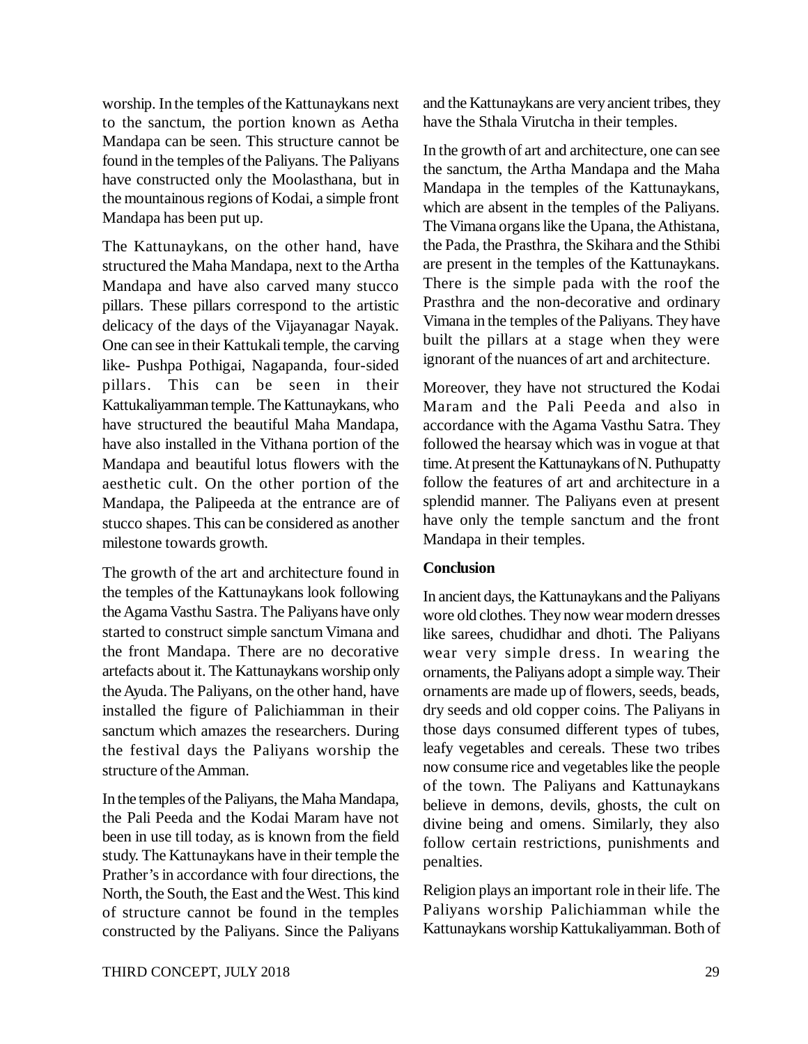worship. In the temples of the Kattunaykans next to the sanctum, the portion known as Aetha Mandapa can be seen. This structure cannot be found in the temples of the Paliyans. The Paliyans have constructed only the Moolasthana, but in the mountainous regions of Kodai, a simple front Mandapa has been put up.

The Kattunaykans, on the other hand, have structured the Maha Mandapa, next to the Artha Mandapa and have also carved many stucco pillars. These pillars correspond to the artistic delicacy of the days of the Vijayanagar Nayak. One can see in their Kattukali temple, the carving like- Pushpa Pothigai, Nagapanda, four-sided pillars. This can be seen in their Kattukaliyamman temple. The Kattunaykans, who have structured the beautiful Maha Mandapa, have also installed in the Vithana portion of the Mandapa and beautiful lotus flowers with the aesthetic cult. On the other portion of the Mandapa, the Palipeeda at the entrance are of stucco shapes. This can be considered as another milestone towards growth.

The growth of the art and architecture found in the temples of the Kattunaykans look following the Agama Vasthu Sastra. The Paliyans have only started to construct simple sanctum Vimana and the front Mandapa. There are no decorative artefacts about it. The Kattunaykans worship only the Ayuda. The Paliyans, on the other hand, have installed the figure of Palichiamman in their sanctum which amazes the researchers. During the festival days the Paliyans worship the structure of the Amman.

In the temples of the Paliyans, the Maha Mandapa, the Pali Peeda and the Kodai Maram have not been in use till today, as is known from the field study. The Kattunaykans have in their temple the Prather's in accordance with four directions, the North, the South, the East and the West. This kind of structure cannot be found in the temples constructed by the Paliyans. Since the Paliyans and the Kattunaykans are very ancient tribes, they have the Sthala Virutcha in their temples.

In the growth of art and architecture, one can see the sanctum, the Artha Mandapa and the Maha Mandapa in the temples of the Kattunaykans, which are absent in the temples of the Paliyans. The Vimana organs like the Upana, the Athistana, the Pada, the Prasthra, the Skihara and the Sthibi are present in the temples of the Kattunaykans. There is the simple pada with the roof the Prasthra and the non-decorative and ordinary Vimana in the temples of the Paliyans. They have built the pillars at a stage when they were ignorant of the nuances of art and architecture.

Moreover, they have not structured the Kodai Maram and the Pali Peeda and also in accordance with the Agama Vasthu Satra. They followed the hearsay which was in vogue at that time. At present the Kattunaykans of N. Puthupatty follow the features of art and architecture in a splendid manner. The Paliyans even at present have only the temple sanctum and the front Mandapa in their temples.

**Conclusion**

In ancient days, the Kattunaykans and the Paliyans wore old clothes. They now wear modern dresses like sarees, chudidhar and dhoti. The Paliyans wear very simple dress. In wearing the ornaments, the Paliyans adopt a simple way. Their ornaments are made up of flowers, seeds, beads, dry seeds and old copper coins. The Paliyans in those days consumed different types of tubes, leafy vegetables and cereals. These two tribes now consume rice and vegetables like the people of the town. The Paliyans and Kattunaykans believe in demons, devils, ghosts, the cult on divine being and omens. Similarly, they also follow certain restrictions, punishments and penalties.

Religion plays an important role in their life. The Paliyans worship Palichiamman while the Kattunaykans worship Kattukaliyamman. Both of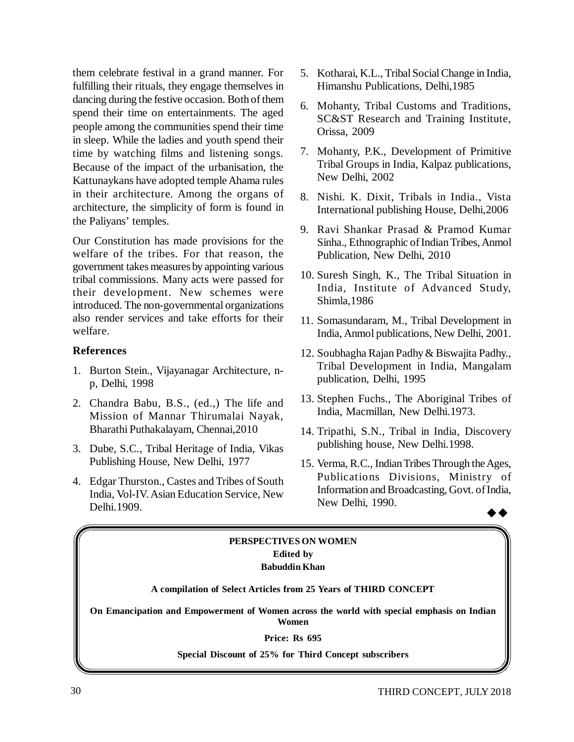them celebrate festival in a grand manner. For fulfilling their rituals, they engage themselves in dancing during the festive occasion. Both of them spend their time on entertainments. The aged people among the communities spend their time in sleep. While the ladies and youth spend their time by watching films and listening songs. Because of the impact of the urbanisation, the Kattunaykans have adopted temple Ahama rules in their architecture. Among the organs of architecture, the simplicity of form is found in the Paliyans' temples.

Our Constitution has made provisions for the welfare of the tribes. For that reason, the government takes measures by appointing various tribal commissions. Many acts were passed for their development. New schemes were introduced. The non-governmental organizations also render services and take efforts for their welfare.

### References

1. Burton Stein., Vijayanagar Architecture, n-p, Delhi, 1998
2. Chandra Babu, B.S., (ed.,) The life and Mission of Mannar Thirumalai Nayak, Bharathi Puthakalayam, Chennai,2010
3. Dube, S.C., Tribal Heritage of India, Vikas Publishing House, New Delhi, 1977
4. Edgar Thurston., Castes and Tribes of South India, Vol-IV. Asian Education Service, New Delhi.1909.
5. Kotharai, K.L., Tribal Social Change in India, Himanshu Publications, Delhi,1985
6. Mohanty, Tribal Customs and Traditions, SC&ST Research and Training Institute, Orissa, 2009
7. Mohanty, P.K., Development of Primitive Tribal Groups in India, Kalpaz publications, New Delhi, 2002
8. Nishi. K. Dixit, Tribals in India., Vista International publishing House, Delhi,2006
9. Ravi Shankar Prasad & Pramod Kumar Sinha., Ethnographic of Indian Tribes, Anmol Publication, New Delhi, 2010
10. Suresh Singh, K., The Tribal Situation in India, Institute of Advanced Study, Shimla,1986
11. Somasundaram, M., Tribal Development in India, Anmol publications, New Delhi, 2001.
12. Soubhagha Rajan Padhy & Biswajita Padhy., Tribal Development in India, Mangalam publication, Delhi, 1995
13. Stephen Fuchs., The Aboriginal Tribes of India, Macmillan, New Delhi.1973.
14. Tripathi, S.N., Tribal in India, Discovery publishing house, New Delhi.1998.
15. Verma, R.C., Indian Tribes Through the Ages, Publications Divisions, Ministry of Information and Broadcasting, Govt. of India, New Delhi, 1990.

◆◆

**PERSPECTIVES ON WOMEN**

**Edited by**

**Babuddin Khan**

**A compilation of Select Articles from 25 Years of THIRD CONCEPT**

**On Emancipation and Empowerment of Women across the world with special emphasis on Indian Women**

**Price: Rs 695**

**Special Discount of 25% for Third Concept subscribers**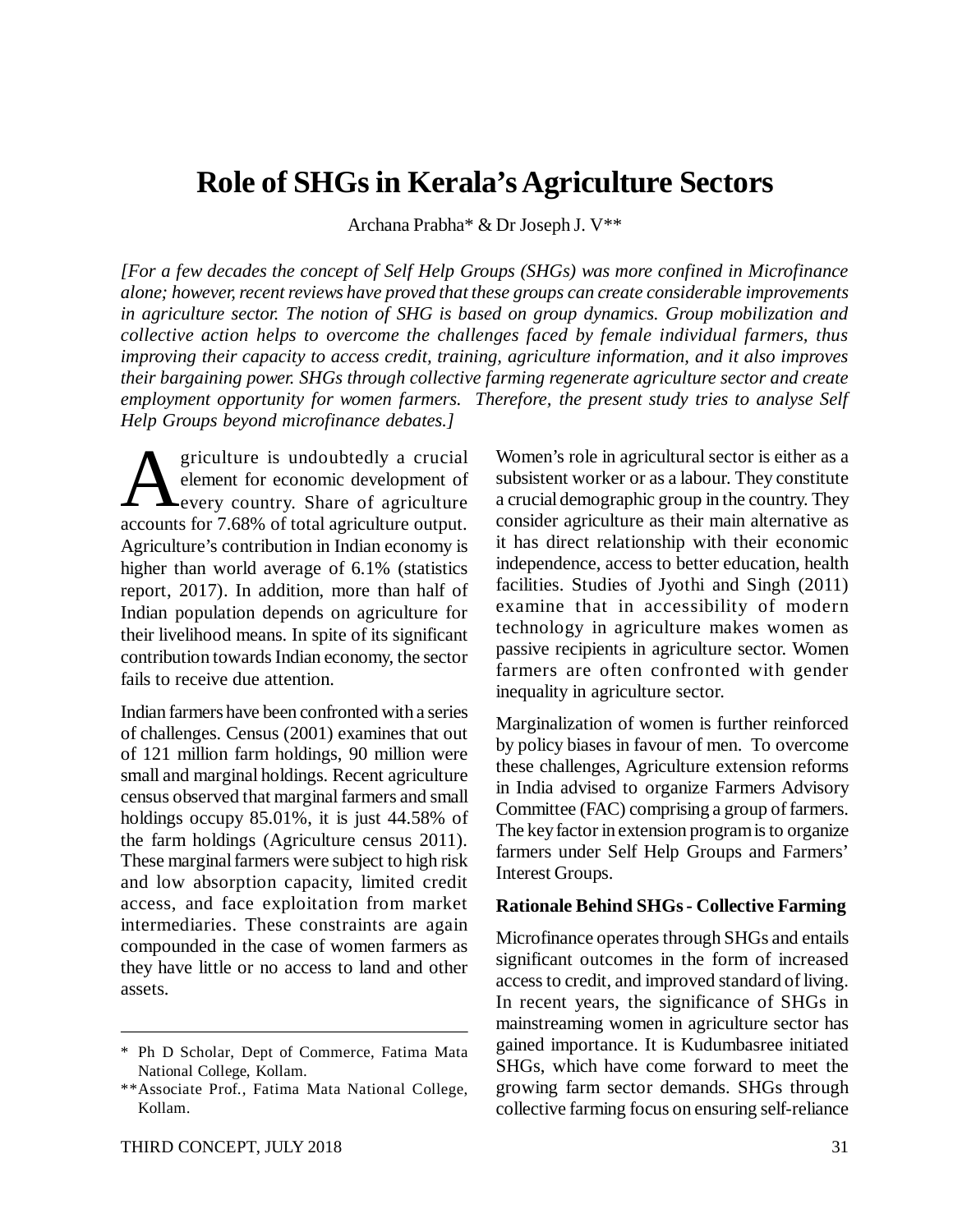# Role of SHGs in Kerala's Agriculture Sectors

Archana Prabha* & Dr Joseph J. V**

*[For a few decades the concept of Self Help Groups (SHGs) was more confined in Microfinance alone; however, recent reviews have proved that these groups can create considerable improvements in agriculture sector. The notion of SHG is based on group dynamics. Group mobilization and collective action helps to overcome the challenges faced by female individual farmers, thus improving their capacity to access credit, training, agriculture information, and it also improves their bargaining power. SHGs through collective farming regenerate agriculture sector and create employment opportunity for women farmers. Therefore, the present study tries to analyse Self Help Groups beyond microfinance debates.]*

Agriculture is undoubtedly a crucial element for economic development of every country. Share of agriculture accounts for 7.68% of total agriculture output. Agriculture's contribution in Indian economy is higher than world average of 6.1% (statistics report, 2017). In addition, more than half of Indian population depends on agriculture for their livelihood means. In spite of its significant contribution towards Indian economy, the sector fails to receive due attention.

Indian farmers have been confronted with a series of challenges. Census (2001) examines that out of 121 million farm holdings, 90 million were small and marginal holdings. Recent agriculture census observed that marginal farmers and small holdings occupy 85.01%, it is just 44.58% of the farm holdings (Agriculture census 2011). These marginal farmers were subject to high risk and low absorption capacity, limited credit access, and face exploitation from market intermediaries. These constraints are again compounded in the case of women farmers as they have little or no access to land and other assets.

Women's role in agricultural sector is either as a subsistent worker or as a labour. They constitute a crucial demographic group in the country. They consider agriculture as their main alternative as it has direct relationship with their economic independence, access to better education, health facilities. Studies of Jyothi and Singh (2011) examine that in accessibility of modern technology in agriculture makes women as passive recipients in agriculture sector. Women farmers are often confronted with gender inequality in agriculture sector.

Marginalization of women is further reinforced by policy biases in favour of men. To overcome these challenges, Agriculture extension reforms in India advised to organize Farmers Advisory Committee (FAC) comprising a group of farmers. The key factor in extension program is to organize farmers under Self Help Groups and Farmers' Interest Groups.

### Rationale Behind SHGs - Collective Farming

Microfinance operates through SHGs and entails significant outcomes in the form of increased access to credit, and improved standard of living. In recent years, the significance of SHGs in mainstreaming women in agriculture sector has gained importance. It is Kudumbasree initiated SHGs, which have come forward to meet the growing farm sector demands. SHGs through collective farming focus on ensuring self-reliance

---

\* Ph D Scholar, Dept of Commerce, Fatima Mata National College, Kollam.

\*\*Associate Prof., Fatima Mata National College, Kollam.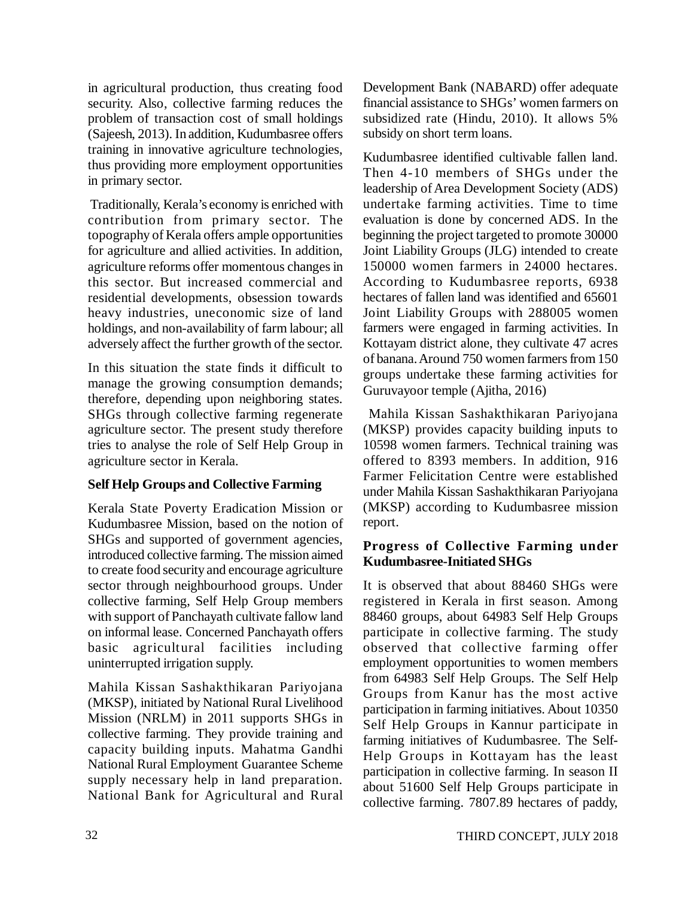in agricultural production, thus creating food security. Also, collective farming reduces the problem of transaction cost of small holdings (Sajeesh, 2013). In addition, Kudumbasree offers training in innovative agriculture technologies, thus providing more employment opportunities in primary sector.

Traditionally, Kerala's economy is enriched with contribution from primary sector. The topography of Kerala offers ample opportunities for agriculture and allied activities. In addition, agriculture reforms offer momentous changes in this sector. But increased commercial and residential developments, obsession towards heavy industries, uneconomic size of land holdings, and non-availability of farm labour; all adversely affect the further growth of the sector.

In this situation the state finds it difficult to manage the growing consumption demands; therefore, depending upon neighboring states. SHGs through collective farming regenerate agriculture sector. The present study therefore tries to analyse the role of Self Help Group in agriculture sector in Kerala.

**Self Help Groups and Collective Farming**

Kerala State Poverty Eradication Mission or Kudumbasree Mission, based on the notion of SHGs and supported of government agencies, introduced collective farming. The mission aimed to create food security and encourage agriculture sector through neighbourhood groups. Under collective farming, Self Help Group members with support of Panchayath cultivate fallow land on informal lease. Concerned Panchayath offers basic agricultural facilities including uninterrupted irrigation supply.

Mahila Kissan Sashakthikaran Pariyojana (MKSP), initiated by National Rural Livelihood Mission (NRLM) in 2011 supports SHGs in collective farming. They provide training and capacity building inputs. Mahatma Gandhi National Rural Employment Guarantee Scheme supply necessary help in land preparation. National Bank for Agricultural and Rural Development Bank (NABARD) offer adequate financial assistance to SHGs' women farmers on subsidized rate (Hindu, 2010). It allows 5% subsidy on short term loans.

Kudumbasree identified cultivable fallen land. Then 4-10 members of SHGs under the leadership of Area Development Society (ADS) undertake farming activities. Time to time evaluation is done by concerned ADS. In the beginning the project targeted to promote 30000 Joint Liability Groups (JLG) intended to create 150000 women farmers in 24000 hectares. According to Kudumbasree reports, 6938 hectares of fallen land was identified and 65601 Joint Liability Groups with 288005 women farmers were engaged in farming activities. In Kottayam district alone, they cultivate 47 acres of banana. Around 750 women farmers from 150 groups undertake these farming activities for Guruvayoor temple (Ajitha, 2016)

Mahila Kissan Sashakthikaran Pariyojana (MKSP) provides capacity building inputs to 10598 women farmers. Technical training was offered to 8393 members. In addition, 916 Farmer Felicitation Centre were established under Mahila Kissan Sashakthikaran Pariyojana (MKSP) according to Kudumbasree mission report.

**Progress of Collective Farming under Kudumbasree-Initiated SHGs**

It is observed that about 88460 SHGs were registered in Kerala in first season. Among 88460 groups, about 64983 Self Help Groups participate in collective farming. The study observed that collective farming offer employment opportunities to women members from 64983 Self Help Groups. The Self Help Groups from Kanur has the most active participation in farming initiatives. About 10350 Self Help Groups in Kannur participate in farming initiatives of Kudumbasree. The Self-Help Groups in Kottayam has the least participation in collective farming. In season II about 51600 Self Help Groups participate in collective farming. 7807.89 hectares of paddy,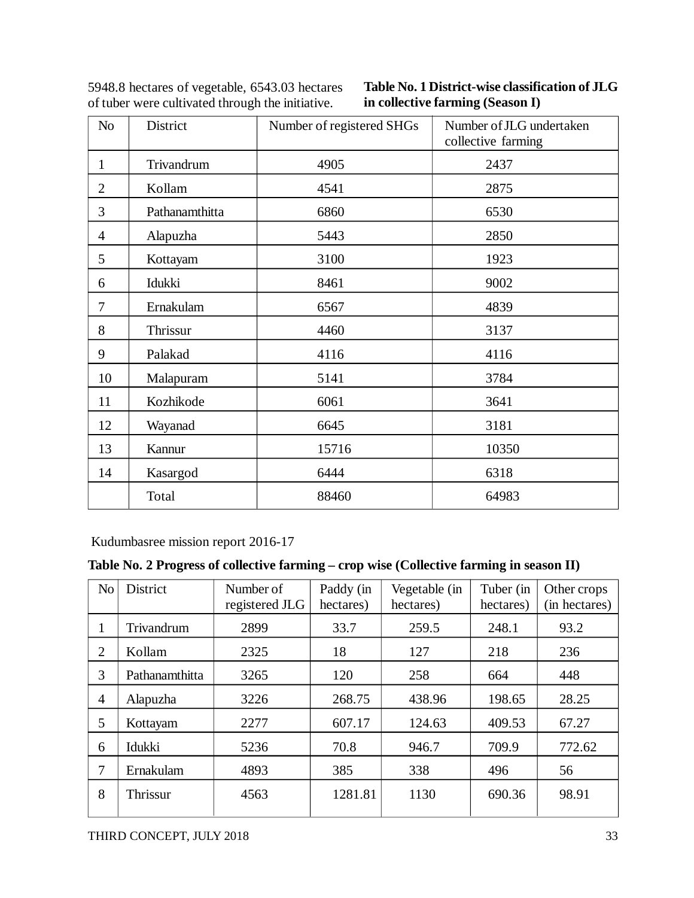5948.8 hectares of vegetable, 6543.03 hectares of tuber were cultivated through the initiative.

**Table No. 1 District-wise classification of JLG in collective farming (Season I)**

| No | District | Number of registered SHGs | Number of JLG undertaken collective farming |
|---|---|---|---|
| 1 | Trivandrum | 4905 | 2437 |
| 2 | Kollam | 4541 | 2875 |
| 3 | Pathanamthitta | 6860 | 6530 |
| 4 | Alapuzha | 5443 | 2850 |
| 5 | Kottayam | 3100 | 1923 |
| 6 | Idukki | 8461 | 9002 |
| 7 | Ernakulam | 6567 | 4839 |
| 8 | Thrissur | 4460 | 3137 |
| 9 | Palakad | 4116 | 4116 |
| 10 | Malapuram | 5141 | 3784 |
| 11 | Kozhikode | 6061 | 3641 |
| 12 | Wayanad | 6645 | 3181 |
| 13 | Kannur | 15716 | 10350 |
| 14 | Kasargod | 6444 | 6318 |
| | Total | 88460 | 64983 |

Kudumbasree mission report 2016-17

**Table No. 2 Progress of collective farming – crop wise (Collective farming in season II)**

| No | District | Number of registered JLG | Paddy (in hectares) | Vegetable (in hectares) | Tuber (in hectares) | Other crops (in hectares) |
|---|---|---|---|---|---|---|
| 1 | Trivandrum | 2899 | 33.7 | 259.5 | 248.1 | 93.2 |
| 2 | Kollam | 2325 | 18 | 127 | 218 | 236 |
| 3 | Pathanamthitta | 3265 | 120 | 258 | 664 | 448 |
| 4 | Alapuzha | 3226 | 268.75 | 438.96 | 198.65 | 28.25 |
| 5 | Kottayam | 2277 | 607.17 | 124.63 | 409.53 | 67.27 |
| 6 | Idukki | 5236 | 70.8 | 946.7 | 709.9 | 772.62 |
| 7 | Ernakulam | 4893 | 385 | 338 | 496 | 56 |
| 8 | Thrissur | 4563 | 1281.81 | 1130 | 690.36 | 98.91 |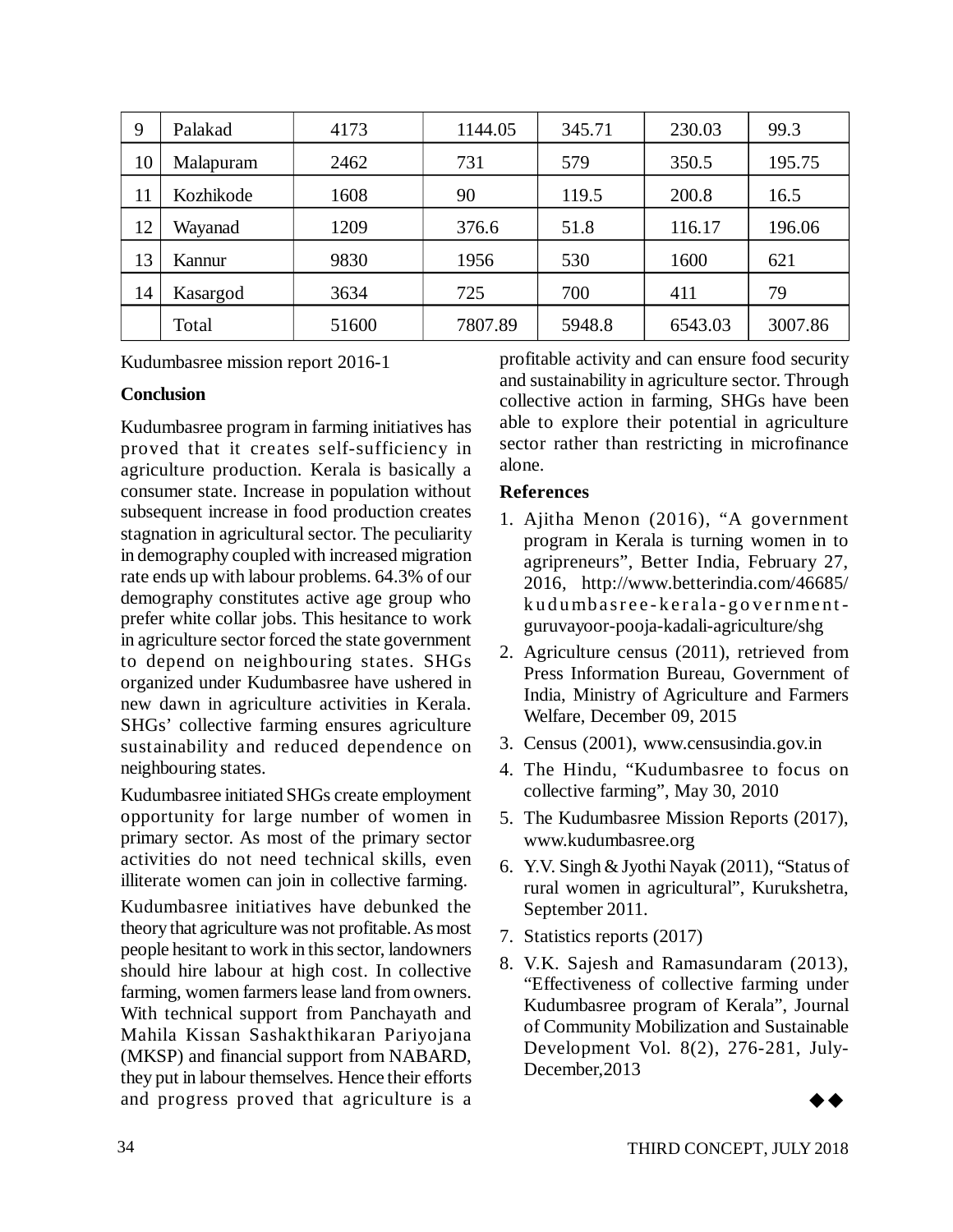| 9 | Palakad | 4173 | 1144.05 | 345.71 | 230.03 | 99.3 |
|---|---|---|---|---|---|---|
| 10 | Malapuram | 2462 | 731 | 579 | 350.5 | 195.75 |
| 11 | Kozhikode | 1608 | 90 | 119.5 | 200.8 | 16.5 |
| 12 | Wayanad | 1209 | 376.6 | 51.8 | 116.17 | 196.06 |
| 13 | Kannur | 9830 | 1956 | 530 | 1600 | 621 |
| 14 | Kasargod | 3634 | 725 | 700 | 411 | 79 |
| | Total | 51600 | 7807.89 | 5948.8 | 6543.03 | 3007.86 |

Kudumbasree mission report 2016-1

**Conclusion**

Kudumbasree program in farming initiatives has proved that it creates self-sufficiency in agriculture production. Kerala is basically a consumer state. Increase in population without subsequent increase in food production creates stagnation in agricultural sector. The peculiarity in demography coupled with increased migration rate ends up with labour problems. 64.3% of our demography constitutes active age group who prefer white collar jobs. This hesitance to work in agriculture sector forced the state government to depend on neighbouring states. SHGs organized under Kudumbasree have ushered in new dawn in agriculture activities in Kerala. SHGs' collective farming ensures agriculture sustainability and reduced dependence on neighbouring states.

Kudumbasree initiated SHGs create employment opportunity for large number of women in primary sector. As most of the primary sector activities do not need technical skills, even illiterate women can join in collective farming.

Kudumbasree initiatives have debunked the theory that agriculture was not profitable. As most people hesitant to work in this sector, landowners should hire labour at high cost. In collective farming, women farmers lease land from owners. With technical support from Panchayath and Mahila Kissan Sashakthikaran Pariyojana (MKSP) and financial support from NABARD, they put in labour themselves. Hence their efforts and progress proved that agriculture is a profitable activity and can ensure food security and sustainability in agriculture sector. Through collective action in farming, SHGs have been able to explore their potential in agriculture sector rather than restricting in microfinance alone.

**References**

1. Ajitha Menon (2016), "A government program in Kerala is turning women in to agripreneurs", Better India, February 27, 2016, http://www.betterindia.com/46685/kudumbasree-kerala-government-guruvayoor-pooja-kadali-agriculture/shg
2. Agriculture census (2011), retrieved from Press Information Bureau, Government of India, Ministry of Agriculture and Farmers Welfare, December 09, 2015
3. Census (2001), www.censusindia.gov.in
4. The Hindu, "Kudumbasree to focus on collective farming", May 30, 2010
5. The Kudumbasree Mission Reports (2017), www.kudumbasree.org
6. Y.V. Singh & Jyothi Nayak (2011), "Status of rural women in agricultural", Kurukshetra, September 2011.
7. Statistics reports (2017)
8. V.K. Sajesh and Ramasundaram (2013), "Effectiveness of collective farming under Kudumbasree program of Kerala", Journal of Community Mobilization and Sustainable Development Vol. 8(2), 276-281, July-December,2013

◆◆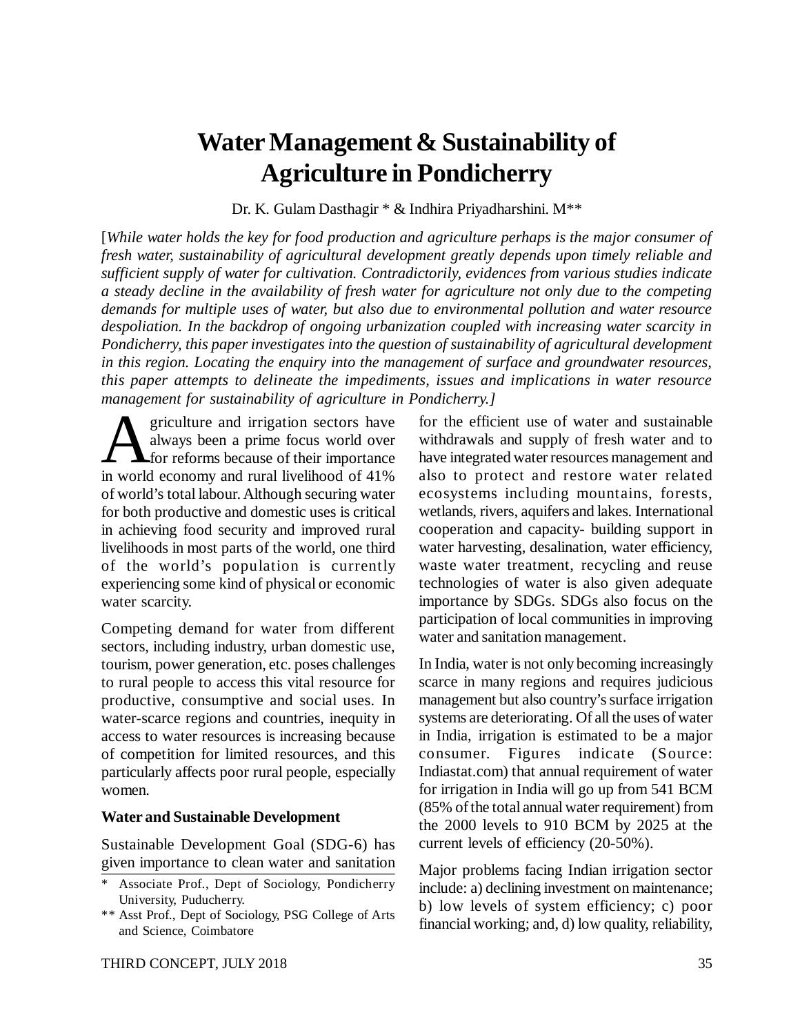# Water Management & Sustainability of Agriculture in Pondicherry

Dr. K. Gulam Dasthagir * & Indhira Priyadharshini. M**

[*While water holds the key for food production and agriculture perhaps is the major consumer of fresh water, sustainability of agricultural development greatly depends upon timely reliable and sufficient supply of water for cultivation. Contradictorily, evidences from various studies indicate a steady decline in the availability of fresh water for agriculture not only due to the competing demands for multiple uses of water, but also due to environmental pollution and water resource despoliation. In the backdrop of ongoing urbanization coupled with increasing water scarcity in Pondicherry, this paper investigates into the question of sustainability of agricultural development in this region. Locating the enquiry into the management of surface and groundwater resources, this paper attempts to delineate the impediments, issues and implications in water resource management for sustainability of agriculture in Pondicherry.*]

Agriculture and irrigation sectors have always been a prime focus world over for reforms because of their importance in world economy and rural livelihood of 41% of world's total labour. Although securing water for both productive and domestic uses is critical in achieving food security and improved rural livelihoods in most parts of the world, one third of the world's population is currently experiencing some kind of physical or economic water scarcity.

Competing demand for water from different sectors, including industry, urban domestic use, tourism, power generation, etc. poses challenges to rural people to access this vital resource for productive, consumptive and social uses. In water-scarce regions and countries, inequity in access to water resources is increasing because of competition for limited resources, and this particularly affects poor rural people, especially women.

**Water and Sustainable Development**

Sustainable Development Goal (SDG-6) has given importance to clean water and sanitation for the efficient use of water and sustainable withdrawals and supply of fresh water and to have integrated water resources management and also to protect and restore water related ecosystems including mountains, forests, wetlands, rivers, aquifers and lakes. International cooperation and capacity- building support in water harvesting, desalination, water efficiency, waste water treatment, recycling and reuse technologies of water is also given adequate importance by SDGs. SDGs also focus on the participation of local communities in improving water and sanitation management.

In India, water is not only becoming increasingly scarce in many regions and requires judicious management but also country's surface irrigation systems are deteriorating. Of all the uses of water in India, irrigation is estimated to be a major consumer. Figures indicate (Source: Indiastat.com) that annual requirement of water for irrigation in India will go up from 541 BCM (85% of the total annual water requirement) from the 2000 levels to 910 BCM by 2025 at the current levels of efficiency (20-50%).

Major problems facing Indian irrigation sector include: a) declining investment on maintenance; b) low levels of system efficiency; c) poor financial working; and, d) low quality, reliability,

\* Associate Prof., Dept of Sociology, Pondicherry University, Puducherry.

\*\* Asst Prof., Dept of Sociology, PSG College of Arts and Science, Coimbatore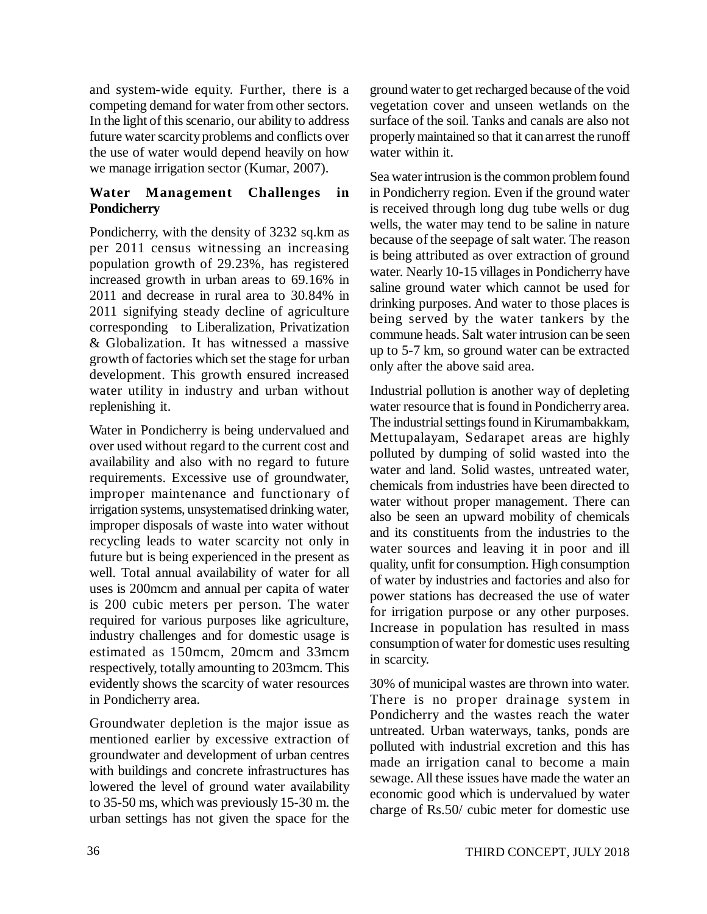and system-wide equity. Further, there is a competing demand for water from other sectors. In the light of this scenario, our ability to address future water scarcity problems and conflicts over the use of water would depend heavily on how we manage irrigation sector (Kumar, 2007).

**Water Management Challenges in Pondicherry**

Pondicherry, with the density of 3232 sq.km as per 2011 census witnessing an increasing population growth of 29.23%, has registered increased growth in urban areas to 69.16% in 2011 and decrease in rural area to 30.84% in 2011 signifying steady decline of agriculture corresponding to Liberalization, Privatization & Globalization. It has witnessed a massive growth of factories which set the stage for urban development. This growth ensured increased water utility in industry and urban without replenishing it.

Water in Pondicherry is being undervalued and over used without regard to the current cost and availability and also with no regard to future requirements. Excessive use of groundwater, improper maintenance and functionary of irrigation systems, unsystematised drinking water, improper disposals of waste into water without recycling leads to water scarcity not only in future but is being experienced in the present as well. Total annual availability of water for all uses is 200mcm and annual per capita of water is 200 cubic meters per person. The water required for various purposes like agriculture, industry challenges and for domestic usage is estimated as 150mcm, 20mcm and 33mcm respectively, totally amounting to 203mcm. This evidently shows the scarcity of water resources in Pondicherry area.

Groundwater depletion is the major issue as mentioned earlier by excessive extraction of groundwater and development of urban centres with buildings and concrete infrastructures has lowered the level of ground water availability to 35-50 ms, which was previously 15-30 m. the urban settings has not given the space for the ground water to get recharged because of the void vegetation cover and unseen wetlands on the surface of the soil. Tanks and canals are also not properly maintained so that it can arrest the runoff water within it.

Sea water intrusion is the common problem found in Pondicherry region. Even if the ground water is received through long dug tube wells or dug wells, the water may tend to be saline in nature because of the seepage of salt water. The reason is being attributed as over extraction of ground water. Nearly 10-15 villages in Pondicherry have saline ground water which cannot be used for drinking purposes. And water to those places is being served by the water tankers by the commune heads. Salt water intrusion can be seen up to 5-7 km, so ground water can be extracted only after the above said area.

Industrial pollution is another way of depleting water resource that is found in Pondicherry area. The industrial settings found in Kirumambakkam, Mettupalayam, Sedarapet areas are highly polluted by dumping of solid wasted into the water and land. Solid wastes, untreated water, chemicals from industries have been directed to water without proper management. There can also be seen an upward mobility of chemicals and its constituents from the industries to the water sources and leaving it in poor and ill quality, unfit for consumption. High consumption of water by industries and factories and also for power stations has decreased the use of water for irrigation purpose or any other purposes. Increase in population has resulted in mass consumption of water for domestic uses resulting in scarcity.

30% of municipal wastes are thrown into water. There is no proper drainage system in Pondicherry and the wastes reach the water untreated. Urban waterways, tanks, ponds are polluted with industrial excretion and this has made an irrigation canal to become a main sewage. All these issues have made the water an economic good which is undervalued by water charge of Rs.50/ cubic meter for domestic use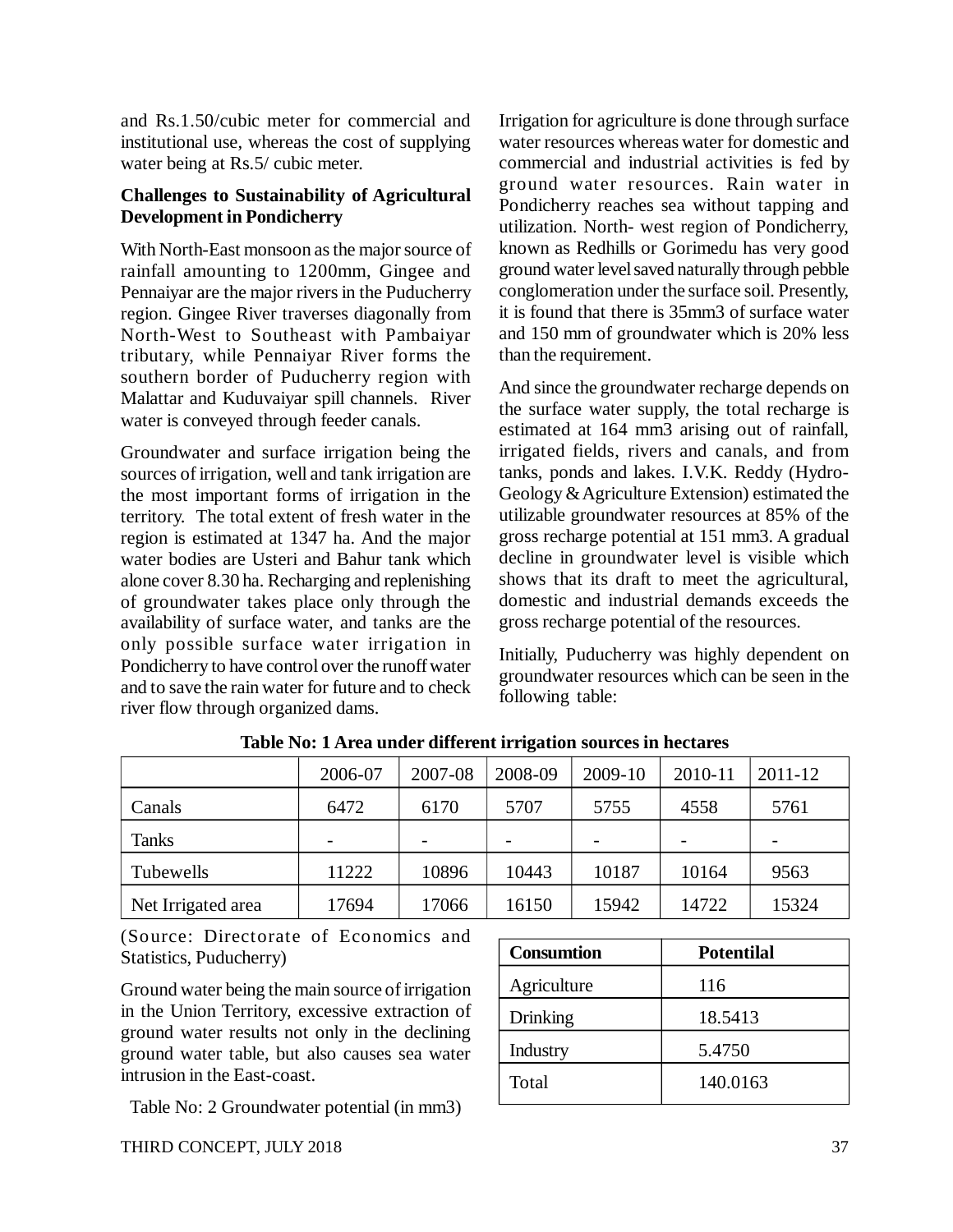and Rs.1.50/cubic meter for commercial and institutional use, whereas the cost of supplying water being at Rs.5/ cubic meter.

**Challenges to Sustainability of Agricultural Development in Pondicherry**

With North-East monsoon as the major source of rainfall amounting to 1200mm, Gingee and Pennaiyar are the major rivers in the Puducherry region. Gingee River traverses diagonally from North-West to Southeast with Pambaiyar tributary, while Pennaiyar River forms the southern border of Puducherry region with Malattar and Kuduvaiyar spill channels. River water is conveyed through feeder canals.

Groundwater and surface irrigation being the sources of irrigation, well and tank irrigation are the most important forms of irrigation in the territory. The total extent of fresh water in the region is estimated at 1347 ha. And the major water bodies are Usteri and Bahur tank which alone cover 8.30 ha. Recharging and replenishing of groundwater takes place only through the availability of surface water, and tanks are the only possible surface water irrigation in Pondicherry to have control over the runoff water and to save the rain water for future and to check river flow through organized dams.

Irrigation for agriculture is done through surface water resources whereas water for domestic and commercial and industrial activities is fed by ground water resources. Rain water in Pondicherry reaches sea without tapping and utilization. North- west region of Pondicherry, known as Redhills or Gorimedu has very good ground water level saved naturally through pebble conglomeration under the surface soil. Presently, it is found that there is 35mm3 of surface water and 150 mm of groundwater which is 20% less than the requirement.

And since the groundwater recharge depends on the surface water supply, the total recharge is estimated at 164 mm3 arising out of rainfall, irrigated fields, rivers and canals, and from tanks, ponds and lakes. I.V.K. Reddy (Hydro-Geology & Agriculture Extension) estimated the utilizable groundwater resources at 85% of the gross recharge potential at 151 mm3. A gradual decline in groundwater level is visible which shows that its draft to meet the agricultural, domestic and industrial demands exceeds the gross recharge potential of the resources.

Initially, Puducherry was highly dependent on groundwater resources which can be seen in the following table:

**Table No: 1 Area under different irrigation sources in hectares**

| | 2006-07 | 2007-08 | 2008-09 | 2009-10 | 2010-11 | 2011-12 |
|---|---|---|---|---|---|---|
| Canals | 6472 | 6170 | 5707 | 5755 | 4558 | 5761 |
| Tanks | - | - | - | - | - | - |
| Tubewells | 11222 | 10896 | 10443 | 10187 | 10164 | 9563 |
| Net Irrigated area | 17694 | 17066 | 16150 | 15942 | 14722 | 15324 |

(Source: Directorate of Economics and Statistics, Puducherry)

Ground water being the main source of irrigation in the Union Territory, excessive extraction of ground water results not only in the declining ground water table, but also causes sea water intrusion in the East-coast.

Table No: 2 Groundwater potential (in mm3)

| Consumtion | Potentilal |
|---|---|
| Agriculture | 116 |
| Drinking | 18.5413 |
| Industry | 5.4750 |
| Total | 140.0163 |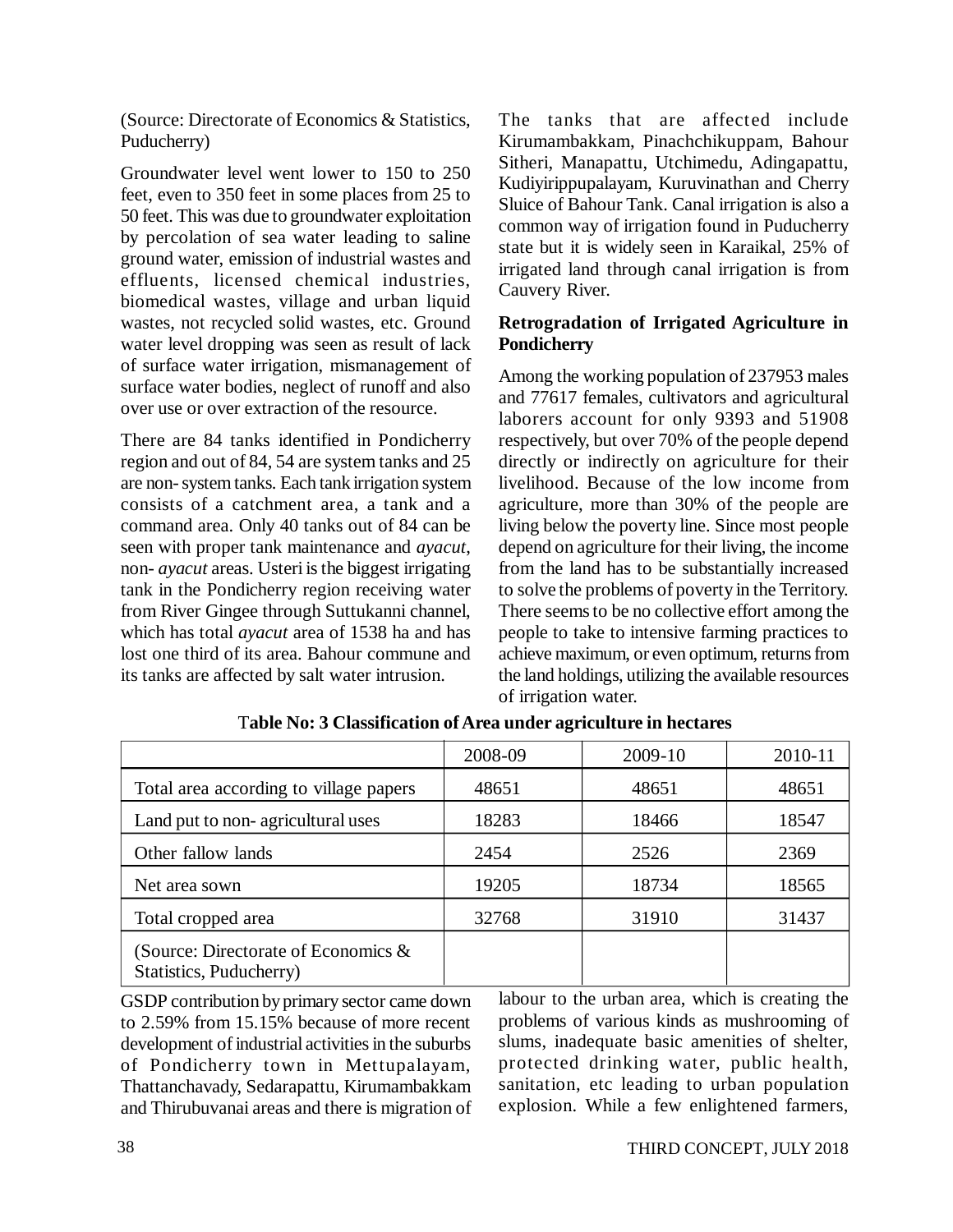(Source: Directorate of Economics & Statistics, Puducherry)

Groundwater level went lower to 150 to 250 feet, even to 350 feet in some places from 25 to 50 feet. This was due to groundwater exploitation by percolation of sea water leading to saline ground water, emission of industrial wastes and effluents, licensed chemical industries, biomedical wastes, village and urban liquid wastes, not recycled solid wastes, etc. Ground water level dropping was seen as result of lack of surface water irrigation, mismanagement of surface water bodies, neglect of runoff and also over use or over extraction of the resource.

There are 84 tanks identified in Pondicherry region and out of 84, 54 are system tanks and 25 are non- system tanks. Each tank irrigation system consists of a catchment area, a tank and a command area. Only 40 tanks out of 84 can be seen with proper tank maintenance and *ayacut*, non- *ayacut* areas. Usteri is the biggest irrigating tank in the Pondicherry region receiving water from River Gingee through Suttukanni channel, which has total *ayacut* area of 1538 ha and has lost one third of its area. Bahour commune and its tanks are affected by salt water intrusion.

The tanks that are affected include Kirumambakkam, Pinachchikuppam, Bahour Sitheri, Manapattu, Utchimedu, Adingapattu, Kudiyirippupalayam, Kuruvinathan and Cherry Sluice of Bahour Tank. Canal irrigation is also a common way of irrigation found in Puducherry state but it is widely seen in Karaikal, 25% of irrigated land through canal irrigation is from Cauvery River.

**Retrogradation of Irrigated Agriculture in Pondicherry**

Among the working population of 237953 males and 77617 females, cultivators and agricultural laborers account for only 9393 and 51908 respectively, but over 70% of the people depend directly or indirectly on agriculture for their livelihood. Because of the low income from agriculture, more than 30% of the people are living below the poverty line. Since most people depend on agriculture for their living, the income from the land has to be substantially increased to solve the problems of poverty in the Territory. There seems to be no collective effort among the people to take to intensive farming practices to achieve maximum, or even optimum, returns from the land holdings, utilizing the available resources of irrigation water.

**Table No: 3 Classification of Area under agriculture in hectares**

| | 2008-09 | 2009-10 | 2010-11 |
|---|---|---|---|
| Total area according to village papers | 48651 | 48651 | 48651 |
| Land put to non- agricultural uses | 18283 | 18466 | 18547 |
| Other fallow lands | 2454 | 2526 | 2369 |
| Net area sown | 19205 | 18734 | 18565 |
| Total cropped area | 32768 | 31910 | 31437 |
| (Source: Directorate of Economics & Statistics, Puducherry) | | | |

GSDP contribution by primary sector came down to 2.59% from 15.15% because of more recent development of industrial activities in the suburbs of Pondicherry town in Mettupalayam, Thattanchavady, Sedarapattu, Kirumambakkam and Thirubuvanai areas and there is migration of labour to the urban area, which is creating the problems of various kinds as mushrooming of slums, inadequate basic amenities of shelter, protected drinking water, public health, sanitation, etc leading to urban population explosion. While a few enlightened farmers,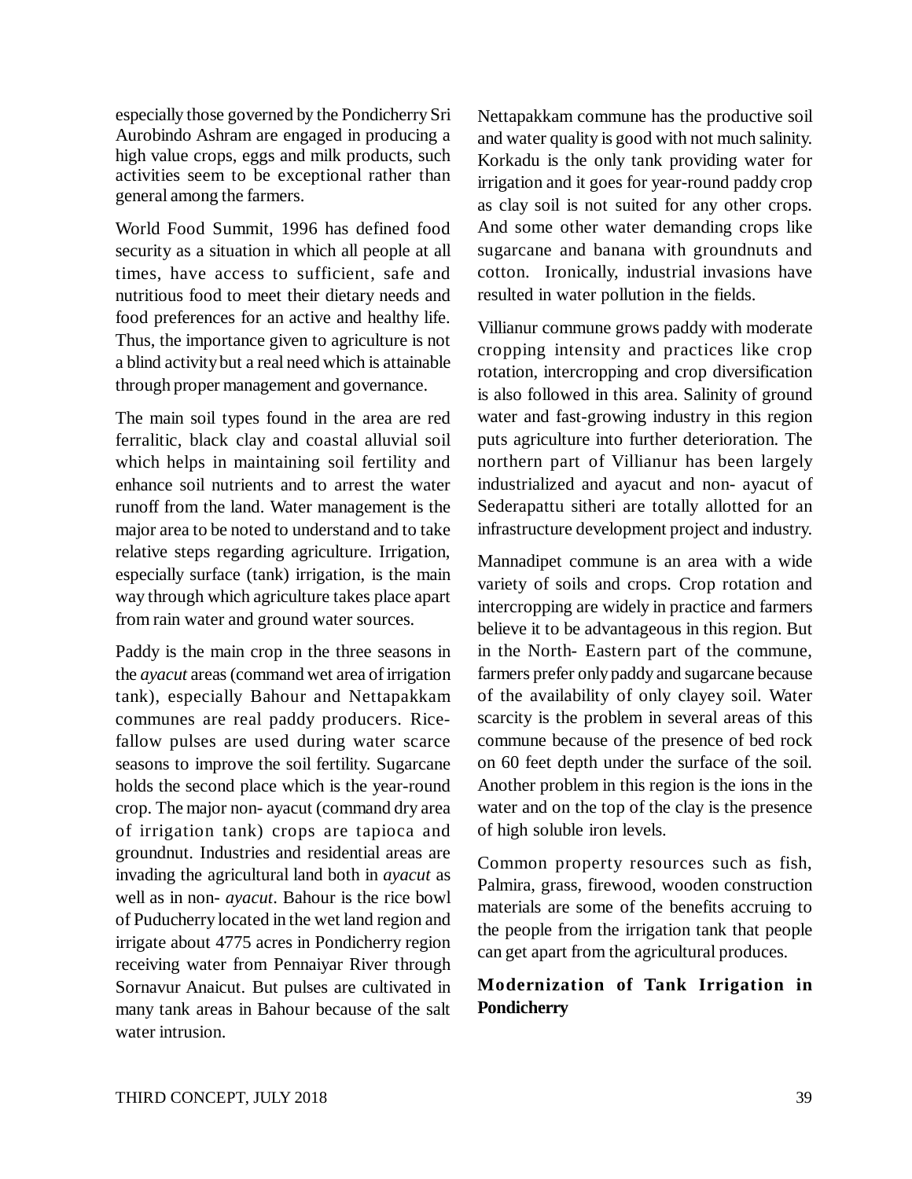especially those governed by the Pondicherry Sri Aurobindo Ashram are engaged in producing a high value crops, eggs and milk products, such activities seem to be exceptional rather than general among the farmers.

World Food Summit, 1996 has defined food security as a situation in which all people at all times, have access to sufficient, safe and nutritious food to meet their dietary needs and food preferences for an active and healthy life. Thus, the importance given to agriculture is not a blind activity but a real need which is attainable through proper management and governance.

The main soil types found in the area are red ferralitic, black clay and coastal alluvial soil which helps in maintaining soil fertility and enhance soil nutrients and to arrest the water runoff from the land. Water management is the major area to be noted to understand and to take relative steps regarding agriculture. Irrigation, especially surface (tank) irrigation, is the main way through which agriculture takes place apart from rain water and ground water sources.

Paddy is the main crop in the three seasons in the *ayacut* areas (command wet area of irrigation tank), especially Bahour and Nettapakkam communes are real paddy producers. Rice-fallow pulses are used during water scarce seasons to improve the soil fertility. Sugarcane holds the second place which is the year-round crop. The major non- ayacut (command dry area of irrigation tank) crops are tapioca and groundnut. Industries and residential areas are invading the agricultural land both in *ayacut* as well as in non- *ayacut*. Bahour is the rice bowl of Puducherry located in the wet land region and irrigate about 4775 acres in Pondicherry region receiving water from Pennaiyar River through Sornavur Anaicut. But pulses are cultivated in many tank areas in Bahour because of the salt water intrusion.

Nettapakkam commune has the productive soil and water quality is good with not much salinity. Korkadu is the only tank providing water for irrigation and it goes for year-round paddy crop as clay soil is not suited for any other crops. And some other water demanding crops like sugarcane and banana with groundnuts and cotton. Ironically, industrial invasions have resulted in water pollution in the fields.

Villianur commune grows paddy with moderate cropping intensity and practices like crop rotation, intercropping and crop diversification is also followed in this area. Salinity of ground water and fast-growing industry in this region puts agriculture into further deterioration. The northern part of Villianur has been largely industrialized and ayacut and non- ayacut of Sederapattu sitheri are totally allotted for an infrastructure development project and industry.

Mannadipet commune is an area with a wide variety of soils and crops. Crop rotation and intercropping are widely in practice and farmers believe it to be advantageous in this region. But in the North- Eastern part of the commune, farmers prefer only paddy and sugarcane because of the availability of only clayey soil. Water scarcity is the problem in several areas of this commune because of the presence of bed rock on 60 feet depth under the surface of the soil. Another problem in this region is the ions in the water and on the top of the clay is the presence of high soluble iron levels.

Common property resources such as fish, Palmira, grass, firewood, wooden construction materials are some of the benefits accruing to the people from the irrigation tank that people can get apart from the agricultural produces.

**Modernization of Tank Irrigation in Pondicherry**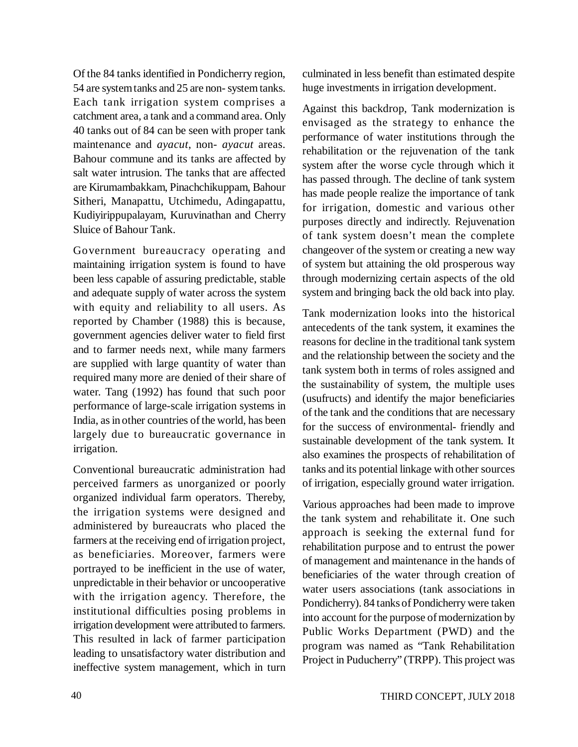Of the 84 tanks identified in Pondicherry region, 54 are system tanks and 25 are non- system tanks. Each tank irrigation system comprises a catchment area, a tank and a command area. Only 40 tanks out of 84 can be seen with proper tank maintenance and *ayacut*, non- *ayacut* areas. Bahour commune and its tanks are affected by salt water intrusion. The tanks that are affected are Kirumambakkam, Pinachchikuppam, Bahour Sitheri, Manapattu, Utchimedu, Adingapattu, Kudiyirippupalayam, Kuruvinathan and Cherry Sluice of Bahour Tank.

Government bureaucracy operating and maintaining irrigation system is found to have been less capable of assuring predictable, stable and adequate supply of water across the system with equity and reliability to all users. As reported by Chamber (1988) this is because, government agencies deliver water to field first and to farmer needs next, while many farmers are supplied with large quantity of water than required many more are denied of their share of water. Tang (1992) has found that such poor performance of large-scale irrigation systems in India, as in other countries of the world, has been largely due to bureaucratic governance in irrigation.

Conventional bureaucratic administration had perceived farmers as unorganized or poorly organized individual farm operators. Thereby, the irrigation systems were designed and administered by bureaucrats who placed the farmers at the receiving end of irrigation project, as beneficiaries. Moreover, farmers were portrayed to be inefficient in the use of water, unpredictable in their behavior or uncooperative with the irrigation agency. Therefore, the institutional difficulties posing problems in irrigation development were attributed to farmers. This resulted in lack of farmer participation leading to unsatisfactory water distribution and ineffective system management, which in turn culminated in less benefit than estimated despite huge investments in irrigation development.

Against this backdrop, Tank modernization is envisaged as the strategy to enhance the performance of water institutions through the rehabilitation or the rejuvenation of the tank system after the worse cycle through which it has passed through. The decline of tank system has made people realize the importance of tank for irrigation, domestic and various other purposes directly and indirectly. Rejuvenation of tank system doesn't mean the complete changeover of the system or creating a new way of system but attaining the old prosperous way through modernizing certain aspects of the old system and bringing back the old back into play.

Tank modernization looks into the historical antecedents of the tank system, it examines the reasons for decline in the traditional tank system and the relationship between the society and the tank system both in terms of roles assigned and the sustainability of system, the multiple uses (usufructs) and identify the major beneficiaries of the tank and the conditions that are necessary for the success of environmental- friendly and sustainable development of the tank system. It also examines the prospects of rehabilitation of tanks and its potential linkage with other sources of irrigation, especially ground water irrigation.

Various approaches had been made to improve the tank system and rehabilitate it. One such approach is seeking the external fund for rehabilitation purpose and to entrust the power of management and maintenance in the hands of beneficiaries of the water through creation of water users associations (tank associations in Pondicherry). 84 tanks of Pondicherry were taken into account for the purpose of modernization by Public Works Department (PWD) and the program was named as "Tank Rehabilitation Project in Puducherry" (TRPP). This project was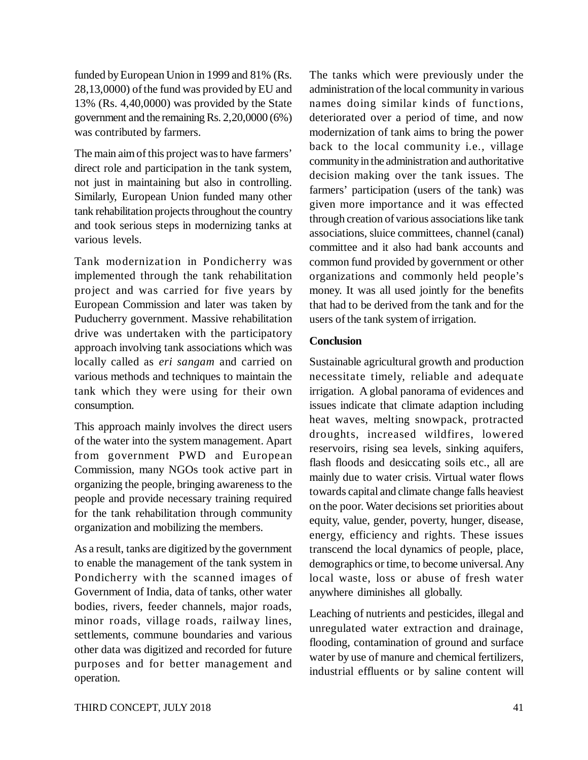funded by European Union in 1999 and 81% (Rs. 28,13,0000) of the fund was provided by EU and 13% (Rs. 4,40,0000) was provided by the State government and the remaining Rs. 2,20,0000 (6%) was contributed by farmers.

The main aim of this project was to have farmers' direct role and participation in the tank system, not just in maintaining but also in controlling. Similarly, European Union funded many other tank rehabilitation projects throughout the country and took serious steps in modernizing tanks at various levels.

Tank modernization in Pondicherry was implemented through the tank rehabilitation project and was carried for five years by European Commission and later was taken by Puducherry government. Massive rehabilitation drive was undertaken with the participatory approach involving tank associations which was locally called as *eri sangam* and carried on various methods and techniques to maintain the tank which they were using for their own consumption.

This approach mainly involves the direct users of the water into the system management. Apart from government PWD and European Commission, many NGOs took active part in organizing the people, bringing awareness to the people and provide necessary training required for the tank rehabilitation through community organization and mobilizing the members.

As a result, tanks are digitized by the government to enable the management of the tank system in Pondicherry with the scanned images of Government of India, data of tanks, other water bodies, rivers, feeder channels, major roads, minor roads, village roads, railway lines, settlements, commune boundaries and various other data was digitized and recorded for future purposes and for better management and operation.

The tanks which were previously under the administration of the local community in various names doing similar kinds of functions, deteriorated over a period of time, and now modernization of tank aims to bring the power back to the local community i.e., village community in the administration and authoritative decision making over the tank issues. The farmers' participation (users of the tank) was given more importance and it was effected through creation of various associations like tank associations, sluice committees, channel (canal) committee and it also had bank accounts and common fund provided by government or other organizations and commonly held people's money. It was all used jointly for the benefits that had to be derived from the tank and for the users of the tank system of irrigation.

## Conclusion

Sustainable agricultural growth and production necessitate timely, reliable and adequate irrigation. A global panorama of evidences and issues indicate that climate adaption including heat waves, melting snowpack, protracted droughts, increased wildfires, lowered reservoirs, rising sea levels, sinking aquifers, flash floods and desiccating soils etc., all are mainly due to water crisis. Virtual water flows towards capital and climate change falls heaviest on the poor. Water decisions set priorities about equity, value, gender, poverty, hunger, disease, energy, efficiency and rights. These issues transcend the local dynamics of people, place, demographics or time, to become universal. Any local waste, loss or abuse of fresh water anywhere diminishes all globally.

Leaching of nutrients and pesticides, illegal and unregulated water extraction and drainage, flooding, contamination of ground and surface water by use of manure and chemical fertilizers, industrial effluents or by saline content will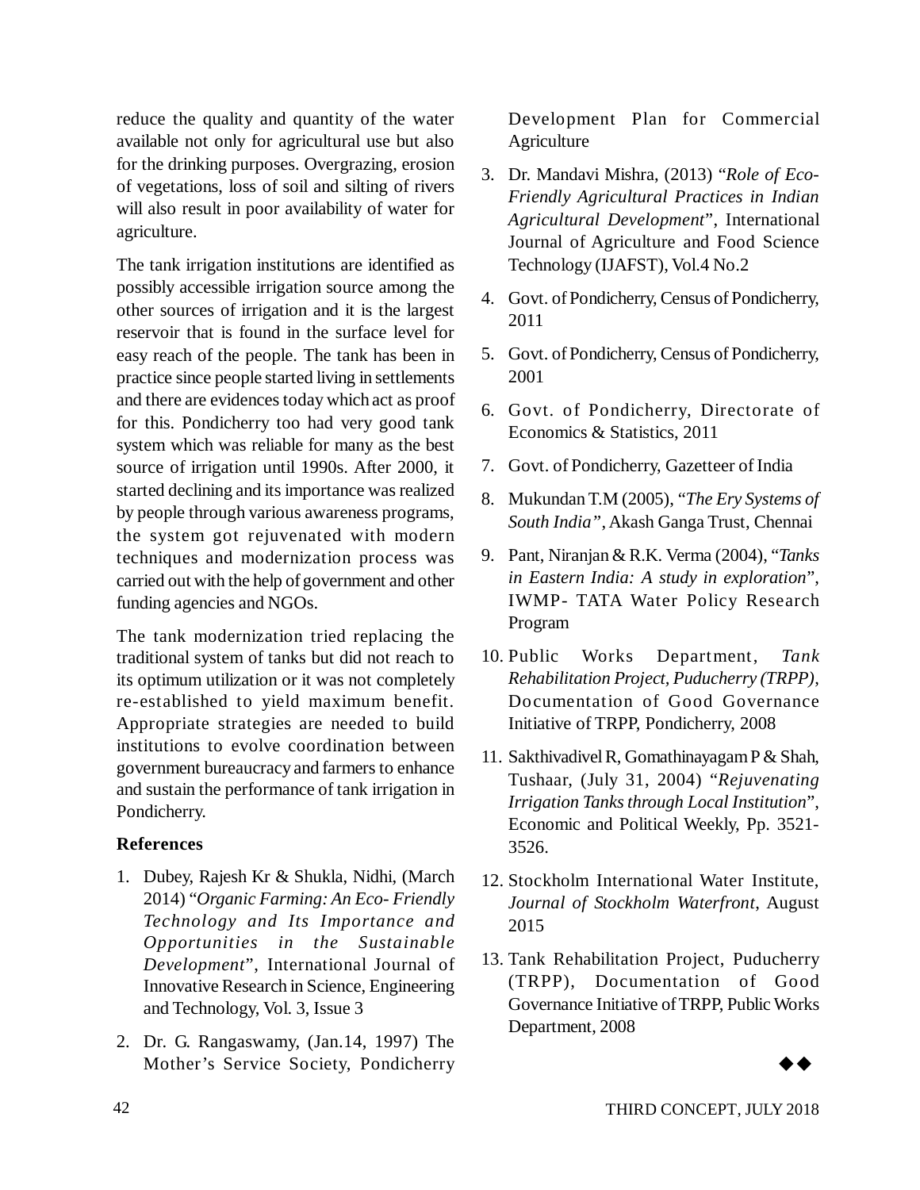reduce the quality and quantity of the water available not only for agricultural use but also for the drinking purposes. Overgrazing, erosion of vegetations, loss of soil and silting of rivers will also result in poor availability of water for agriculture.

The tank irrigation institutions are identified as possibly accessible irrigation source among the other sources of irrigation and it is the largest reservoir that is found in the surface level for easy reach of the people. The tank has been in practice since people started living in settlements and there are evidences today which act as proof for this. Pondicherry too had very good tank system which was reliable for many as the best source of irrigation until 1990s. After 2000, it started declining and its importance was realized by people through various awareness programs, the system got rejuvenated with modern techniques and modernization process was carried out with the help of government and other funding agencies and NGOs.

The tank modernization tried replacing the traditional system of tanks but did not reach to its optimum utilization or it was not completely re-established to yield maximum benefit. Appropriate strategies are needed to build institutions to evolve coordination between government bureaucracy and farmers to enhance and sustain the performance of tank irrigation in Pondicherry.

## References

1. Dubey, Rajesh Kr & Shukla, Nidhi, (March 2014) "*Organic Farming: An Eco- Friendly Technology and Its Importance and Opportunities in the Sustainable Development*", International Journal of Innovative Research in Science, Engineering and Technology, Vol. 3, Issue 3
2. Dr. G. Rangaswamy, (Jan.14, 1997) The Mother's Service Society, Pondicherry Development Plan for Commercial Agriculture
3. Dr. Mandavi Mishra, (2013) "*Role of Eco-Friendly Agricultural Practices in Indian Agricultural Development*", International Journal of Agriculture and Food Science Technology (IJAFST), Vol.4 No.2
4. Govt. of Pondicherry, Census of Pondicherry, 2011
5. Govt. of Pondicherry, Census of Pondicherry, 2001
6. Govt. of Pondicherry, Directorate of Economics & Statistics, 2011
7. Govt. of Pondicherry, Gazetteer of India
8. Mukundan T.M (2005), "*The Ery Systems of South India"*, Akash Ganga Trust, Chennai
9. Pant, Niranjan & R.K. Verma (2004), "*Tanks in Eastern India: A study in exploration*", IWMP- TATA Water Policy Research Program
10. Public Works Department, *Tank Rehabilitation Project, Puducherry (TRPP)*, Documentation of Good Governance Initiative of TRPP, Pondicherry, 2008
11. Sakthivadivel R, Gomathinayagam P & Shah, Tushaar, (July 31, 2004) "*Rejuvenating Irrigation Tanks through Local Institution*", Economic and Political Weekly, Pp. 3521-3526.
12. Stockholm International Water Institute, *Journal of Stockholm Waterfront*, August 2015
13. Tank Rehabilitation Project, Puducherry (TRPP), Documentation of Good Governance Initiative of TRPP, Public Works Department, 2008

◆◆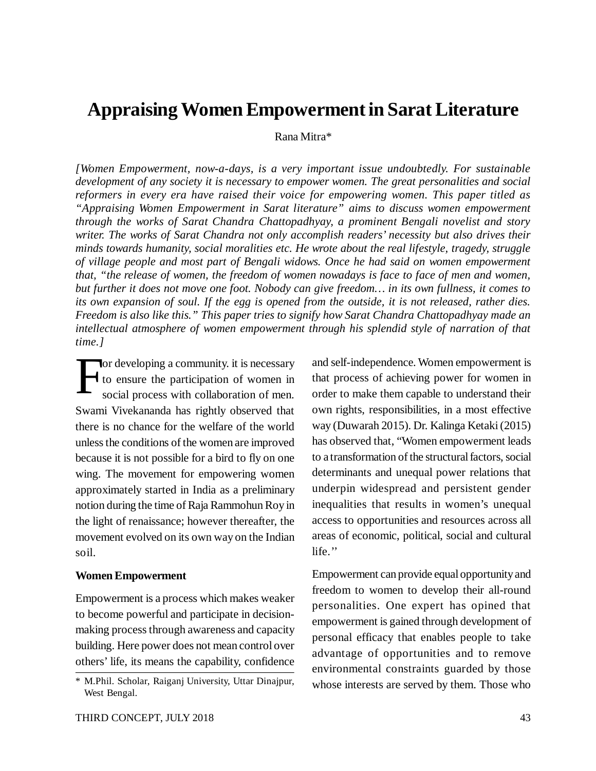# Appraising Women Empowerment in Sarat Literature

Rana Mitra*

*[Women Empowerment, now-a-days, is a very important issue undoubtedly. For sustainable development of any society it is necessary to empower women. The great personalities and social reformers in every era have raised their voice for empowering women. This paper titled as "Appraising Women Empowerment in Sarat literature" aims to discuss women empowerment through the works of Sarat Chandra Chattopadhyay, a prominent Bengali novelist and story writer. The works of Sarat Chandra not only accomplish readers' necessity but also drives their minds towards humanity, social moralities etc. He wrote about the real lifestyle, tragedy, struggle of village people and most part of Bengali widows. Once he had said on women empowerment that, "the release of women, the freedom of women nowadays is face to face of men and women, but further it does not move one foot. Nobody can give freedom… in its own fullness, it comes to its own expansion of soul. If the egg is opened from the outside, it is not released, rather dies. Freedom is also like this." This paper tries to signify how Sarat Chandra Chattopadhyay made an intellectual atmosphere of women empowerment through his splendid style of narration of that time.]*

For developing a community. it is necessary to ensure the participation of women in social process with collaboration of men. Swami Vivekananda has rightly observed that there is no chance for the welfare of the world unless the conditions of the women are improved because it is not possible for a bird to fly on one wing. The movement for empowering women approximately started in India as a preliminary notion during the time of Raja Rammohun Roy in the light of renaissance; however thereafter, the movement evolved on its own way on the Indian soil.

**Women Empowerment**

Empowerment is a process which makes weaker to become powerful and participate in decision-making process through awareness and capacity building. Here power does not mean control over others' life, its means the capability, confidence and self-independence. Women empowerment is that process of achieving power for women in order to make them capable to understand their own rights, responsibilities, in a most effective way (Duwarah 2015). Dr. Kalinga Ketaki (2015) has observed that, "Women empowerment leads to a transformation of the structural factors, social determinants and unequal power relations that underpin widespread and persistent gender inequalities that results in women's unequal access to opportunities and resources across all areas of economic, political, social and cultural life.''

Empowerment can provide equal opportunity and freedom to women to develop their all-round personalities. One expert has opined that empowerment is gained through development of personal efficacy that enables people to take advantage of opportunities and to remove environmental constraints guarded by those whose interests are served by them. Those who

\* M.Phil. Scholar, Raiganj University, Uttar Dinajpur, West Bengal.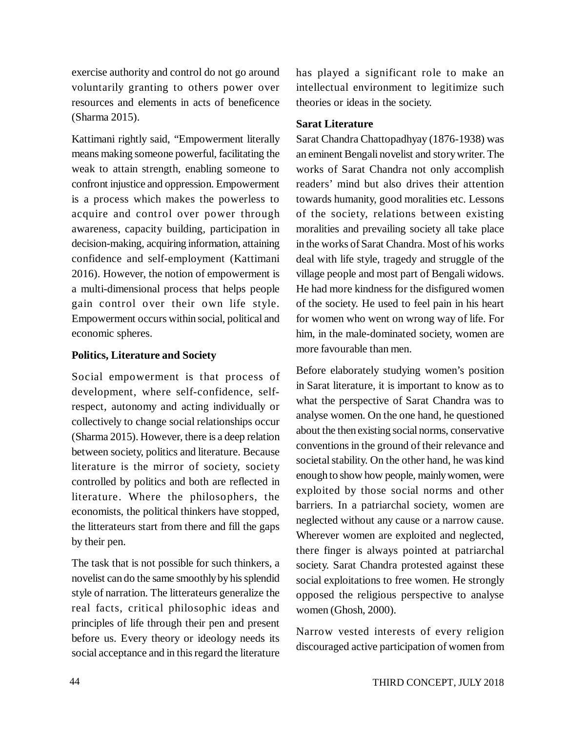exercise authority and control do not go around voluntarily granting to others power over resources and elements in acts of beneficence (Sharma 2015).

Kattimani rightly said, "Empowerment literally means making someone powerful, facilitating the weak to attain strength, enabling someone to confront injustice and oppression. Empowerment is a process which makes the powerless to acquire and control over power through awareness, capacity building, participation in decision-making, acquiring information, attaining confidence and self-employment (Kattimani 2016). However, the notion of empowerment is a multi-dimensional process that helps people gain control over their own life style. Empowerment occurs within social, political and economic spheres.

**Politics, Literature and Society**

Social empowerment is that process of development, where self-confidence, self-respect, autonomy and acting individually or collectively to change social relationships occur (Sharma 2015). However, there is a deep relation between society, politics and literature. Because literature is the mirror of society, society controlled by politics and both are reflected in literature. Where the philosophers, the economists, the political thinkers have stopped, the litterateurs start from there and fill the gaps by their pen.

The task that is not possible for such thinkers, a novelist can do the same smoothly by his splendid style of narration. The litterateurs generalize the real facts, critical philosophic ideas and principles of life through their pen and present before us. Every theory or ideology needs its social acceptance and in this regard the literature has played a significant role to make an intellectual environment to legitimize such theories or ideas in the society.

**Sarat Literature**

Sarat Chandra Chattopadhyay (1876-1938) was an eminent Bengali novelist and story writer. The works of Sarat Chandra not only accomplish readers' mind but also drives their attention towards humanity, good moralities etc. Lessons of the society, relations between existing moralities and prevailing society all take place in the works of Sarat Chandra. Most of his works deal with life style, tragedy and struggle of the village people and most part of Bengali widows. He had more kindness for the disfigured women of the society. He used to feel pain in his heart for women who went on wrong way of life. For him, in the male-dominated society, women are more favourable than men.

Before elaborately studying women's position in Sarat literature, it is important to know as to what the perspective of Sarat Chandra was to analyse women. On the one hand, he questioned about the then existing social norms, conservative conventions in the ground of their relevance and societal stability. On the other hand, he was kind enough to show how people, mainly women, were exploited by those social norms and other barriers. In a patriarchal society, women are neglected without any cause or a narrow cause. Wherever women are exploited and neglected, there finger is always pointed at patriarchal society. Sarat Chandra protested against these social exploitations to free women. He strongly opposed the religious perspective to analyse women (Ghosh, 2000).

Narrow vested interests of every religion discouraged active participation of women from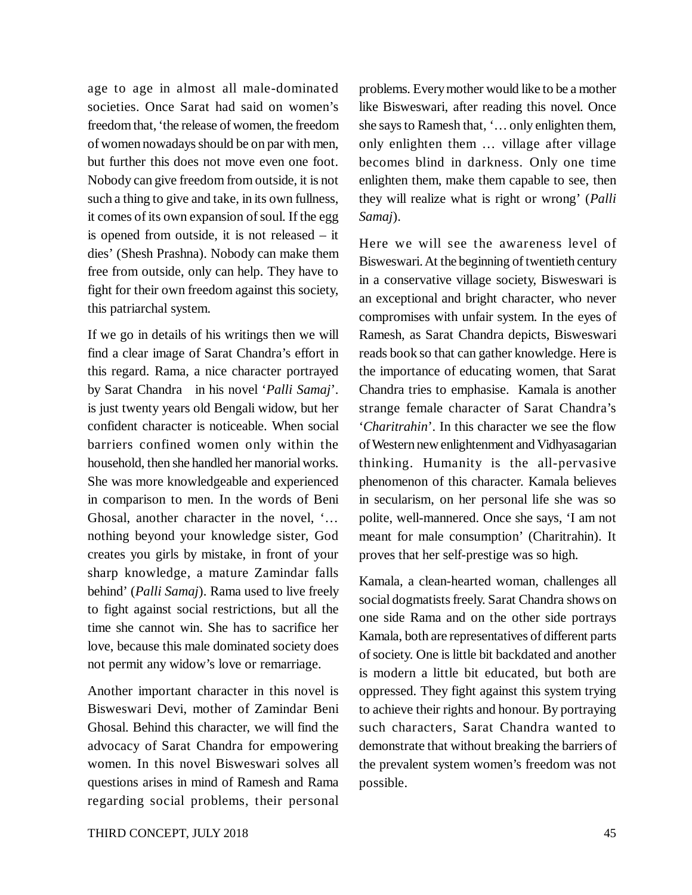age to age in almost all male-dominated societies. Once Sarat had said on women's freedom that, 'the release of women, the freedom of women nowadays should be on par with men, but further this does not move even one foot. Nobody can give freedom from outside, it is not such a thing to give and take, in its own fullness, it comes of its own expansion of soul. If the egg is opened from outside, it is not released – it dies' (Shesh Prashna). Nobody can make them free from outside, only can help. They have to fight for their own freedom against this society, this patriarchal system.

If we go in details of his writings then we will find a clear image of Sarat Chandra's effort in this regard. Rama, a nice character portrayed by Sarat Chandra in his novel '*Palli Samaj*'. is just twenty years old Bengali widow, but her confident character is noticeable. When social barriers confined women only within the household, then she handled her manorial works. She was more knowledgeable and experienced in comparison to men. In the words of Beni Ghosal, another character in the novel, '… nothing beyond your knowledge sister, God creates you girls by mistake, in front of your sharp knowledge, a mature Zamindar falls behind' (*Palli Samaj*). Rama used to live freely to fight against social restrictions, but all the time she cannot win. She has to sacrifice her love, because this male dominated society does not permit any widow's love or remarriage.

Another important character in this novel is Bisweswari Devi, mother of Zamindar Beni Ghosal. Behind this character, we will find the advocacy of Sarat Chandra for empowering women. In this novel Bisweswari solves all questions arises in mind of Ramesh and Rama regarding social problems, their personal problems. Every mother would like to be a mother like Bisweswari, after reading this novel. Once she says to Ramesh that, '… only enlighten them, only enlighten them … village after village becomes blind in darkness. Only one time enlighten them, make them capable to see, then they will realize what is right or wrong' (*Palli Samaj*).

Here we will see the awareness level of Bisweswari. At the beginning of twentieth century in a conservative village society, Bisweswari is an exceptional and bright character, who never compromises with unfair system. In the eyes of Ramesh, as Sarat Chandra depicts, Bisweswari reads book so that can gather knowledge. Here is the importance of educating women, that Sarat Chandra tries to emphasise. Kamala is another strange female character of Sarat Chandra's '*Charitrahin*'. In this character we see the flow of Western new enlightenment and Vidhyasagarian thinking. Humanity is the all-pervasive phenomenon of this character. Kamala believes in secularism, on her personal life she was so polite, well-mannered. Once she says, 'I am not meant for male consumption' (Charitrahin). It proves that her self-prestige was so high.

Kamala, a clean-hearted woman, challenges all social dogmatists freely. Sarat Chandra shows on one side Rama and on the other side portrays Kamala, both are representatives of different parts of society. One is little bit backdated and another is modern a little bit educated, but both are oppressed. They fight against this system trying to achieve their rights and honour. By portraying such characters, Sarat Chandra wanted to demonstrate that without breaking the barriers of the prevalent system women's freedom was not possible.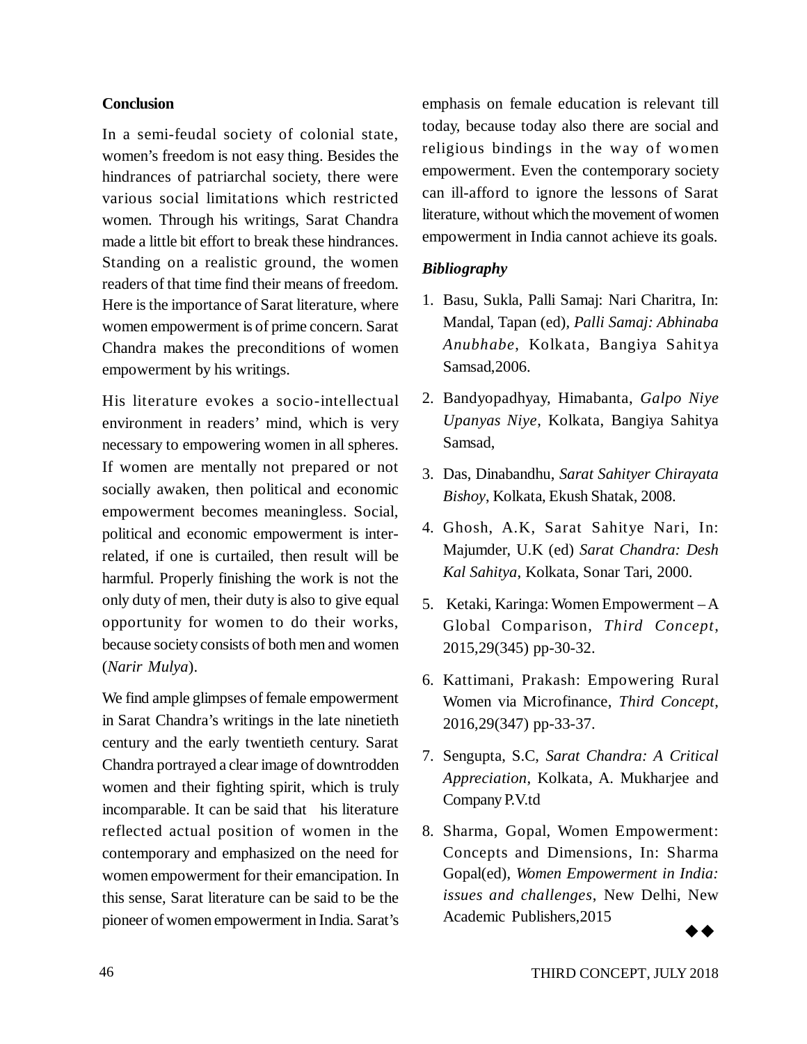## Conclusion

In a semi-feudal society of colonial state, women's freedom is not easy thing. Besides the hindrances of patriarchal society, there were various social limitations which restricted women. Through his writings, Sarat Chandra made a little bit effort to break these hindrances. Standing on a realistic ground, the women readers of that time find their means of freedom. Here is the importance of Sarat literature, where women empowerment is of prime concern. Sarat Chandra makes the preconditions of women empowerment by his writings.

His literature evokes a socio-intellectual environment in readers' mind, which is very necessary to empowering women in all spheres. If women are mentally not prepared or not socially awaken, then political and economic empowerment becomes meaningless. Social, political and economic empowerment is inter-related, if one is curtailed, then result will be harmful. Properly finishing the work is not the only duty of men, their duty is also to give equal opportunity for women to do their works, because society consists of both men and women (*Narir Mulya*).

We find ample glimpses of female empowerment in Sarat Chandra's writings in the late ninetieth century and the early twentieth century. Sarat Chandra portrayed a clear image of downtrodden women and their fighting spirit, which is truly incomparable. It can be said that his literature reflected actual position of women in the contemporary and emphasized on the need for women empowerment for their emancipation. In this sense, Sarat literature can be said to be the pioneer of women empowerment in India. Sarat's emphasis on female education is relevant till today, because today also there are social and religious bindings in the way of women empowerment. Even the contemporary society can ill-afford to ignore the lessons of Sarat literature, without which the movement of women empowerment in India cannot achieve its goals.

### *Bibliography*

1. Basu, Sukla, Palli Samaj: Nari Charitra, In: Mandal, Tapan (ed), *Palli Samaj: Abhinaba Anubhabe*, Kolkata, Bangiya Sahitya Samsad,2006.
2. Bandyopadhyay, Himabanta, *Galpo Niye Upanyas Niye*, Kolkata, Bangiya Sahitya Samsad,
3. Das, Dinabandhu, *Sarat Sahityer Chirayata Bishoy*, Kolkata, Ekush Shatak, 2008.
4. Ghosh, A.K, Sarat Sahitye Nari, In: Majumder, U.K (ed) *Sarat Chandra: Desh Kal Sahitya*, Kolkata, Sonar Tari, 2000.
5. Ketaki, Karinga: Women Empowerment – A Global Comparison, *Third Concept*, 2015,29(345) pp-30-32.
6. Kattimani, Prakash: Empowering Rural Women via Microfinance, *Third Concept*, 2016,29(347) pp-33-37.
7. Sengupta, S.C, *Sarat Chandra: A Critical Appreciation*, Kolkata, A. Mukharjee and Company P.V.td
8. Sharma, Gopal, Women Empowerment: Concepts and Dimensions, In: Sharma Gopal(ed), *Women Empowerment in India: issues and challenges*, New Delhi, New Academic Publishers,2015

◆◆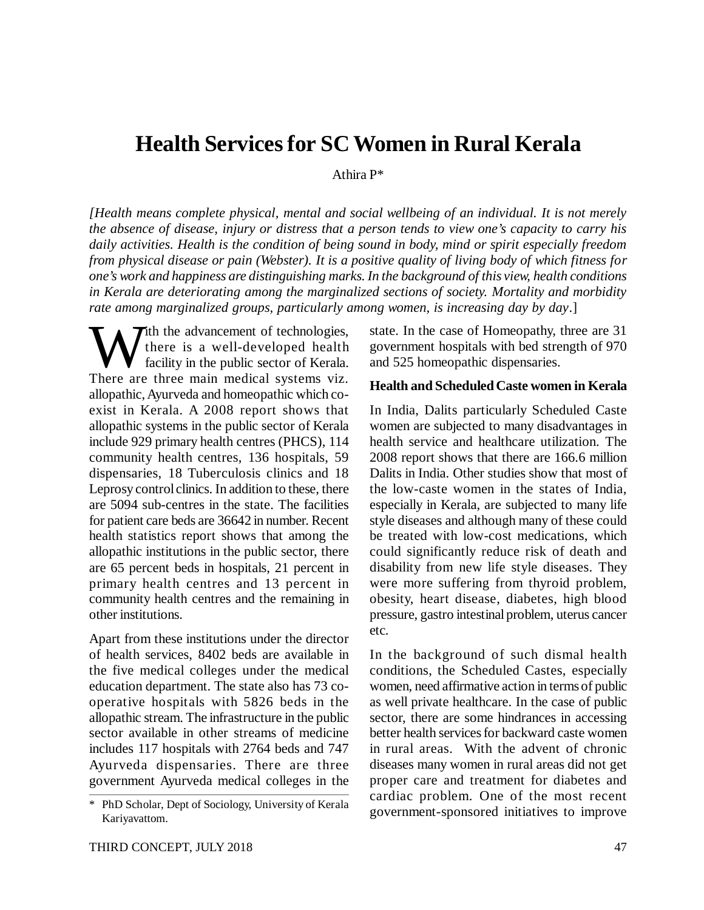# Health Services for SC Women in Rural Kerala

Athira P*

*[Health means complete physical, mental and social wellbeing of an individual. It is not merely the absence of disease, injury or distress that a person tends to view one's capacity to carry his daily activities. Health is the condition of being sound in body, mind or spirit especially freedom from physical disease or pain (Webster). It is a positive quality of living body of which fitness for one's work and happiness are distinguishing marks. In the background of this view, health conditions in Kerala are deteriorating among the marginalized sections of society. Mortality and morbidity rate among marginalized groups, particularly among women, is increasing day by day*.]

With the advancement of technologies, there is a well-developed health facility in the public sector of Kerala. There are three main medical systems viz. allopathic, Ayurveda and homeopathic which co-exist in Kerala. A 2008 report shows that allopathic systems in the public sector of Kerala include 929 primary health centres (PHCS), 114 community health centres, 136 hospitals, 59 dispensaries, 18 Tuberculosis clinics and 18 Leprosy control clinics. In addition to these, there are 5094 sub-centres in the state. The facilities for patient care beds are 36642 in number. Recent health statistics report shows that among the allopathic institutions in the public sector, there are 65 percent beds in hospitals, 21 percent in primary health centres and 13 percent in community health centres and the remaining in other institutions.

Apart from these institutions under the director of health services, 8402 beds are available in the five medical colleges under the medical education department. The state also has 73 co-operative hospitals with 5826 beds in the allopathic stream. The infrastructure in the public sector available in other streams of medicine includes 117 hospitals with 2764 beds and 747 Ayurveda dispensaries. There are three government Ayurveda medical colleges in the state. In the case of Homeopathy, three are 31 government hospitals with bed strength of 970 and 525 homeopathic dispensaries.

## Health and Scheduled Caste women in Kerala

In India, Dalits particularly Scheduled Caste women are subjected to many disadvantages in health service and healthcare utilization. The 2008 report shows that there are 166.6 million Dalits in India. Other studies show that most of the low-caste women in the states of India, especially in Kerala, are subjected to many life style diseases and although many of these could be treated with low-cost medications, which could significantly reduce risk of death and disability from new life style diseases. They were more suffering from thyroid problem, obesity, heart disease, diabetes, high blood pressure, gastro intestinal problem, uterus cancer etc.

In the background of such dismal health conditions, the Scheduled Castes, especially women, need affirmative action in terms of public as well private healthcare. In the case of public sector, there are some hindrances in accessing better health services for backward caste women in rural areas. With the advent of chronic diseases many women in rural areas did not get proper care and treatment for diabetes and cardiac problem. One of the most recent government-sponsored initiatives to improve

\* PhD Scholar, Dept of Sociology, University of Kerala Kariyavattom.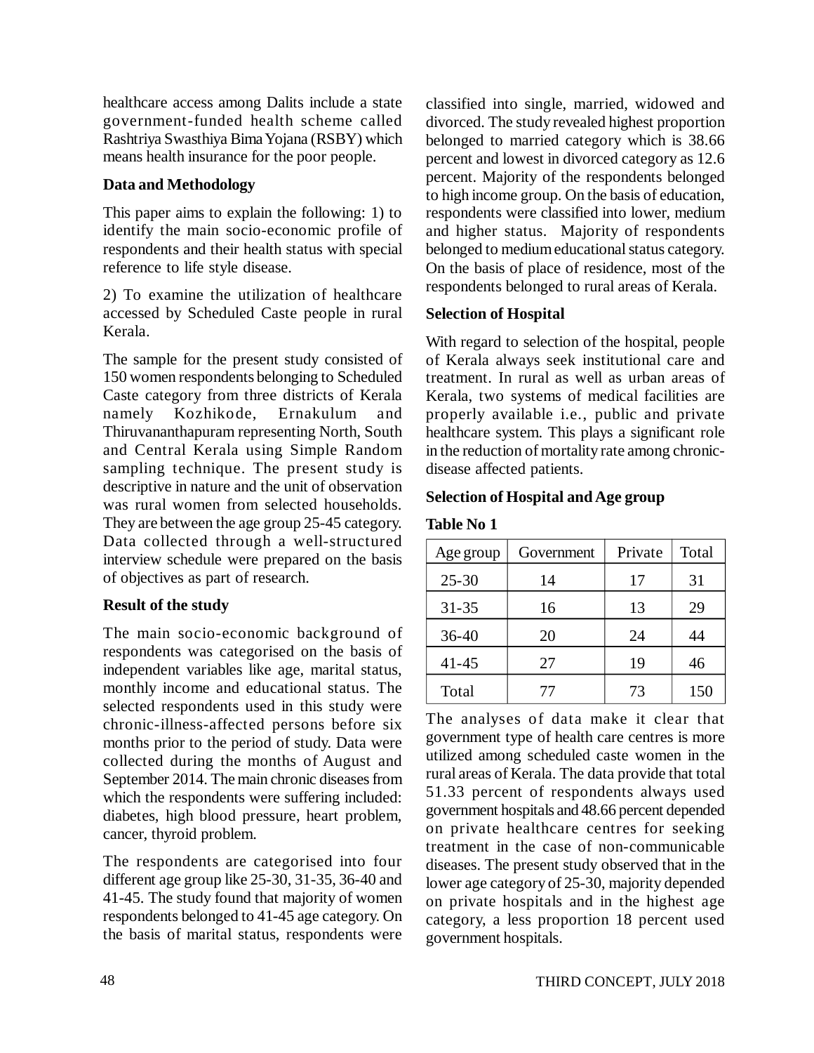healthcare access among Dalits include a state government-funded health scheme called Rashtriya Swasthiya Bima Yojana (RSBY) which means health insurance for the poor people.

**Data and Methodology**

This paper aims to explain the following: 1) to identify the main socio-economic profile of respondents and their health status with special reference to life style disease.

2) To examine the utilization of healthcare accessed by Scheduled Caste people in rural Kerala.

The sample for the present study consisted of 150 women respondents belonging to Scheduled Caste category from three districts of Kerala namely Kozhikode, Ernakulum and Thiruvananthapuram representing North, South and Central Kerala using Simple Random sampling technique. The present study is descriptive in nature and the unit of observation was rural women from selected households. They are between the age group 25-45 category. Data collected through a well-structured interview schedule were prepared on the basis of objectives as part of research.

**Result of the study**

The main socio-economic background of respondents was categorised on the basis of independent variables like age, marital status, monthly income and educational status. The selected respondents used in this study were chronic-illness-affected persons before six months prior to the period of study. Data were collected during the months of August and September 2014. The main chronic diseases from which the respondents were suffering included: diabetes, high blood pressure, heart problem, cancer, thyroid problem.

The respondents are categorised into four different age group like 25-30, 31-35, 36-40 and 41-45. The study found that majority of women respondents belonged to 41-45 age category. On the basis of marital status, respondents were classified into single, married, widowed and divorced. The study revealed highest proportion belonged to married category which is 38.66 percent and lowest in divorced category as 12.6 percent. Majority of the respondents belonged to high income group. On the basis of education, respondents were classified into lower, medium and higher status. Majority of respondents belonged to medium educational status category. On the basis of place of residence, most of the respondents belonged to rural areas of Kerala.

**Selection of Hospital**

With regard to selection of the hospital, people of Kerala always seek institutional care and treatment. In rural as well as urban areas of Kerala, two systems of medical facilities are properly available i.e., public and private healthcare system. This plays a significant role in the reduction of mortality rate among chronic-disease affected patients.

**Selection of Hospital and Age group**

**Table No 1**

| Age group | Government | Private | Total |
|---|---|---|---|
| 25-30 | 14 | 17 | 31 |
| 31-35 | 16 | 13 | 29 |
| 36-40 | 20 | 24 | 44 |
| 41-45 | 27 | 19 | 46 |
| Total | 77 | 73 | 150 |

The analyses of data make it clear that government type of health care centres is more utilized among scheduled caste women in the rural areas of Kerala. The data provide that total 51.33 percent of respondents always used government hospitals and 48.66 percent depended on private healthcare centres for seeking treatment in the case of non-communicable diseases. The present study observed that in the lower age category of 25-30, majority depended on private hospitals and in the highest age category, a less proportion 18 percent used government hospitals.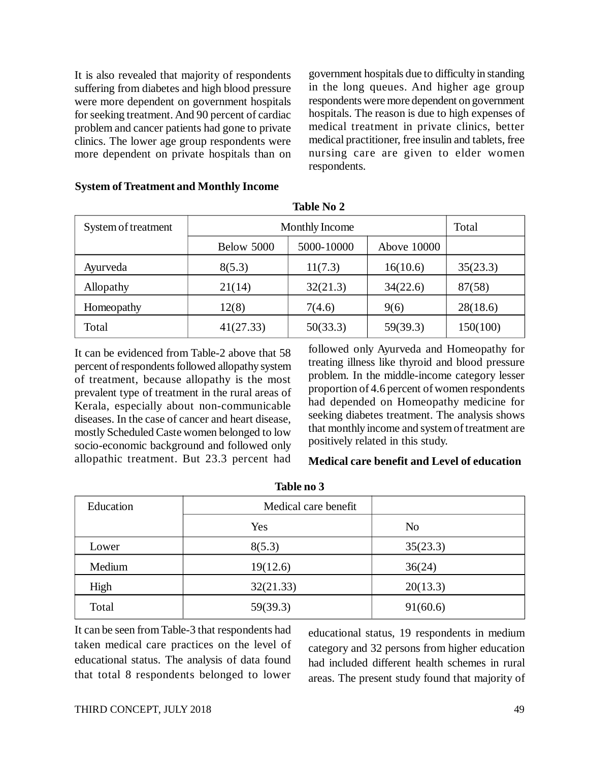It is also revealed that majority of respondents suffering from diabetes and high blood pressure were more dependent on government hospitals for seeking treatment. And 90 percent of cardiac problem and cancer patients had gone to private clinics. The lower age group respondents were more dependent on private hospitals than on government hospitals due to difficulty in standing in the long queues. And higher age group respondents were more dependent on government hospitals. The reason is due to high expenses of medical treatment in private clinics, better medical practitioner, free insulin and tablets, free nursing care are given to elder women respondents.

**System of Treatment and Monthly Income**

**Table No 2**

| System of treatment | Monthly Income | | | Total |
|---|---|---|---|---|
| | Below 5000 | 5000-10000 | Above 10000 | |
| Ayurveda | 8(5.3) | 11(7.3) | 16(10.6) | 35(23.3) |
| Allopathy | 21(14) | 32(21.3) | 34(22.6) | 87(58) |
| Homeopathy | 12(8) | 7(4.6) | 9(6) | 28(18.6) |
| Total | 41(27.33) | 50(33.3) | 59(39.3) | 150(100) |

It can be evidenced from Table-2 above that 58 percent of respondents followed allopathy system of treatment, because allopathy is the most prevalent type of treatment in the rural areas of Kerala, especially about non-communicable diseases. In the case of cancer and heart disease, mostly Scheduled Caste women belonged to low socio-economic background and followed only allopathic treatment. But 23.3 percent had followed only Ayurveda and Homeopathy for treating illness like thyroid and blood pressure problem. In the middle-income category lesser proportion of 4.6 percent of women respondents had depended on Homeopathy medicine for seeking diabetes treatment. The analysis shows that monthly income and system of treatment are positively related in this study.

**Medical care benefit and Level of education**

**Table no 3**

| Education | Medical care benefit | |
|---|---|---|
| | Yes | No |
| Lower | 8(5.3) | 35(23.3) |
| Medium | 19(12.6) | 36(24) |
| High | 32(21.33) | 20(13.3) |
| Total | 59(39.3) | 91(60.6) |

It can be seen from Table-3 that respondents had taken medical care practices on the level of educational status. The analysis of data found that total 8 respondents belonged to lower educational status, 19 respondents in medium category and 32 persons from higher education had included different health schemes in rural areas. The present study found that majority of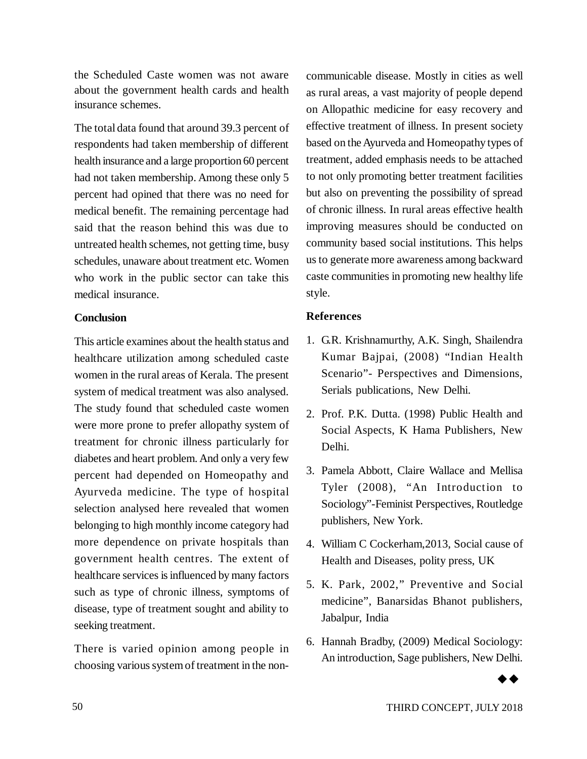the Scheduled Caste women was not aware about the government health cards and health insurance schemes.

The total data found that around 39.3 percent of respondents had taken membership of different health insurance and a large proportion 60 percent had not taken membership. Among these only 5 percent had opined that there was no need for medical benefit. The remaining percentage had said that the reason behind this was due to untreated health schemes, not getting time, busy schedules, unaware about treatment etc. Women who work in the public sector can take this medical insurance.

**Conclusion**

This article examines about the health status and healthcare utilization among scheduled caste women in the rural areas of Kerala. The present system of medical treatment was also analysed. The study found that scheduled caste women were more prone to prefer allopathy system of treatment for chronic illness particularly for diabetes and heart problem. And only a very few percent had depended on Homeopathy and Ayurveda medicine. The type of hospital selection analysed here revealed that women belonging to high monthly income category had more dependence on private hospitals than government health centres. The extent of healthcare services is influenced by many factors such as type of chronic illness, symptoms of disease, type of treatment sought and ability to seeking treatment.

There is varied opinion among people in choosing various system of treatment in the non-communicable disease. Mostly in cities as well as rural areas, a vast majority of people depend on Allopathic medicine for easy recovery and effective treatment of illness. In present society based on the Ayurveda and Homeopathy types of treatment, added emphasis needs to be attached to not only promoting better treatment facilities but also on preventing the possibility of spread of chronic illness. In rural areas effective health improving measures should be conducted on community based social institutions. This helps us to generate more awareness among backward caste communities in promoting new healthy life style.

**References**

1. G.R. Krishnamurthy, A.K. Singh, Shailendra Kumar Bajpai, (2008) "Indian Health Scenario"- Perspectives and Dimensions, Serials publications, New Delhi.
2. Prof. P.K. Dutta. (1998) Public Health and Social Aspects, K Hama Publishers, New Delhi.
3. Pamela Abbott, Claire Wallace and Mellisa Tyler (2008), "An Introduction to Sociology"-Feminist Perspectives, Routledge publishers, New York.
4. William C Cockerham,2013, Social cause of Health and Diseases, polity press, UK
5. K. Park, 2002," Preventive and Social medicine", Banarsidas Bhanot publishers, Jabalpur, India
6. Hannah Bradby, (2009) Medical Sociology: An introduction, Sage publishers, New Delhi.

◆◆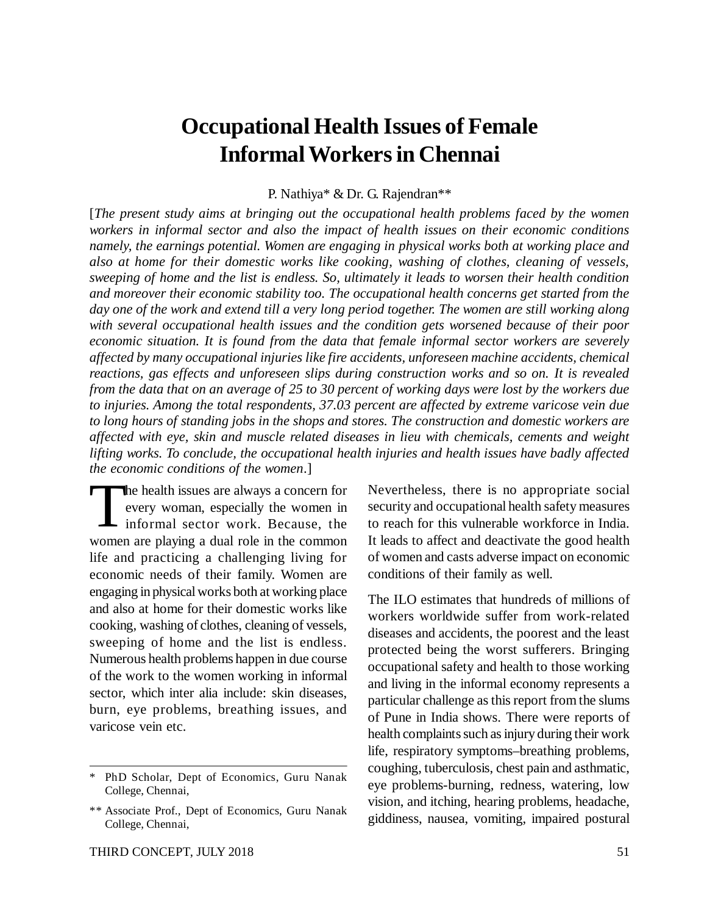# Occupational Health Issues of Female Informal Workers in Chennai

P. Nathiya* & Dr. G. Rajendran**

[*The present study aims at bringing out the occupational health problems faced by the women workers in informal sector and also the impact of health issues on their economic conditions namely, the earnings potential. Women are engaging in physical works both at working place and also at home for their domestic works like cooking, washing of clothes, cleaning of vessels, sweeping of home and the list is endless. So, ultimately it leads to worsen their health condition and moreover their economic stability too. The occupational health concerns get started from the day one of the work and extend till a very long period together. The women are still working along with several occupational health issues and the condition gets worsened because of their poor economic situation. It is found from the data that female informal sector workers are severely affected by many occupational injuries like fire accidents, unforeseen machine accidents, chemical reactions, gas effects and unforeseen slips during construction works and so on. It is revealed from the data that on an average of 25 to 30 percent of working days were lost by the workers due to injuries. Among the total respondents, 37.03 percent are affected by extreme varicose vein due to long hours of standing jobs in the shops and stores. The construction and domestic workers are affected with eye, skin and muscle related diseases in lieu with chemicals, cements and weight lifting works. To conclude, the occupational health injuries and health issues have badly affected the economic conditions of the women*.]

The health issues are always a concern for every woman, especially the women in informal sector work. Because, the women are playing a dual role in the common life and practicing a challenging living for economic needs of their family. Women are engaging in physical works both at working place and also at home for their domestic works like cooking, washing of clothes, cleaning of vessels, sweeping of home and the list is endless. Numerous health problems happen in due course of the work to the women working in informal sector, which inter alia include: skin diseases, burn, eye problems, breathing issues, and varicose vein etc.

Nevertheless, there is no appropriate social security and occupational health safety measures to reach for this vulnerable workforce in India. It leads to affect and deactivate the good health of women and casts adverse impact on economic conditions of their family as well.

The ILO estimates that hundreds of millions of workers worldwide suffer from work-related diseases and accidents, the poorest and the least protected being the worst sufferers. Bringing occupational safety and health to those working and living in the informal economy represents a particular challenge as this report from the slums of Pune in India shows. There were reports of health complaints such as injury during their work life, respiratory symptoms–breathing problems, coughing, tuberculosis, chest pain and asthmatic, eye problems-burning, redness, watering, low vision, and itching, hearing problems, headache, giddiness, nausea, vomiting, impaired postural

---

\* PhD Scholar, Dept of Economics, Guru Nanak College, Chennai,

\*\* Associate Prof., Dept of Economics, Guru Nanak College, Chennai,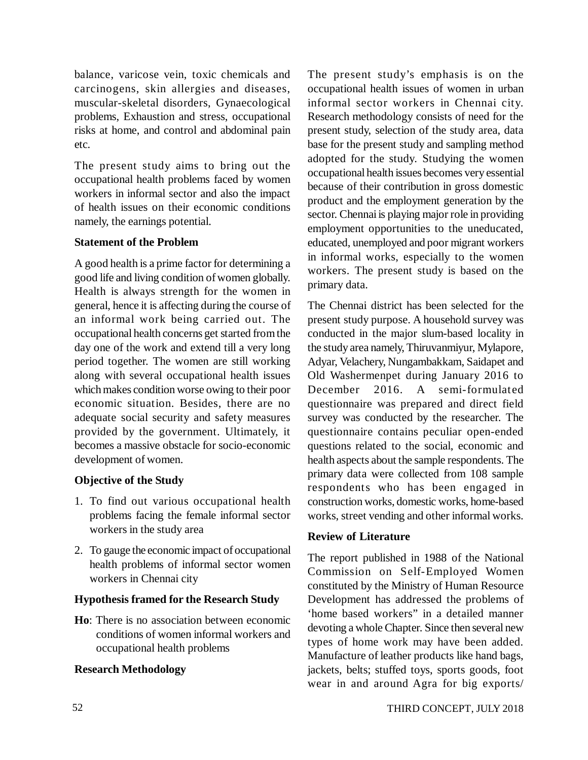balance, varicose vein, toxic chemicals and carcinogens, skin allergies and diseases, muscular-skeletal disorders, Gynaecological problems, Exhaustion and stress, occupational risks at home, and control and abdominal pain etc.

The present study aims to bring out the occupational health problems faced by women workers in informal sector and also the impact of health issues on their economic conditions namely, the earnings potential.

## Statement of the Problem

A good health is a prime factor for determining a good life and living condition of women globally. Health is always strength for the women in general, hence it is affecting during the course of an informal work being carried out. The occupational health concerns get started from the day one of the work and extend till a very long period together. The women are still working along with several occupational health issues which makes condition worse owing to their poor economic situation. Besides, there are no adequate social security and safety measures provided by the government. Ultimately, it becomes a massive obstacle for socio-economic development of women.

## Objective of the Study

1. To find out various occupational health problems facing the female informal sector workers in the study area
2. To gauge the economic impact of occupational health problems of informal sector women workers in Chennai city

## Hypothesis framed for the Research Study

**Ho**: There is no association between economic conditions of women informal workers and occupational health problems

## Research Methodology

The present study's emphasis is on the occupational health issues of women in urban informal sector workers in Chennai city. Research methodology consists of need for the present study, selection of the study area, data base for the present study and sampling method adopted for the study. Studying the women occupational health issues becomes very essential because of their contribution in gross domestic product and the employment generation by the sector. Chennai is playing major role in providing employment opportunities to the uneducated, educated, unemployed and poor migrant workers in informal works, especially to the women workers. The present study is based on the primary data.

The Chennai district has been selected for the present study purpose. A household survey was conducted in the major slum-based locality in the study area namely, Thiruvanmiyur, Mylapore, Adyar, Velachery, Nungambakkam, Saidapet and Old Washermenpet during January 2016 to December 2016. A semi-formulated questionnaire was prepared and direct field survey was conducted by the researcher. The questionnaire contains peculiar open-ended questions related to the social, economic and health aspects about the sample respondents. The primary data were collected from 108 sample respondents who has been engaged in construction works, domestic works, home-based works, street vending and other informal works.

## Review of Literature

The report published in 1988 of the National Commission on Self-Employed Women constituted by the Ministry of Human Resource Development has addressed the problems of 'home based workers" in a detailed manner devoting a whole Chapter. Since then several new types of home work may have been added. Manufacture of leather products like hand bags, jackets, belts; stuffed toys, sports goods, foot wear in and around Agra for big exports/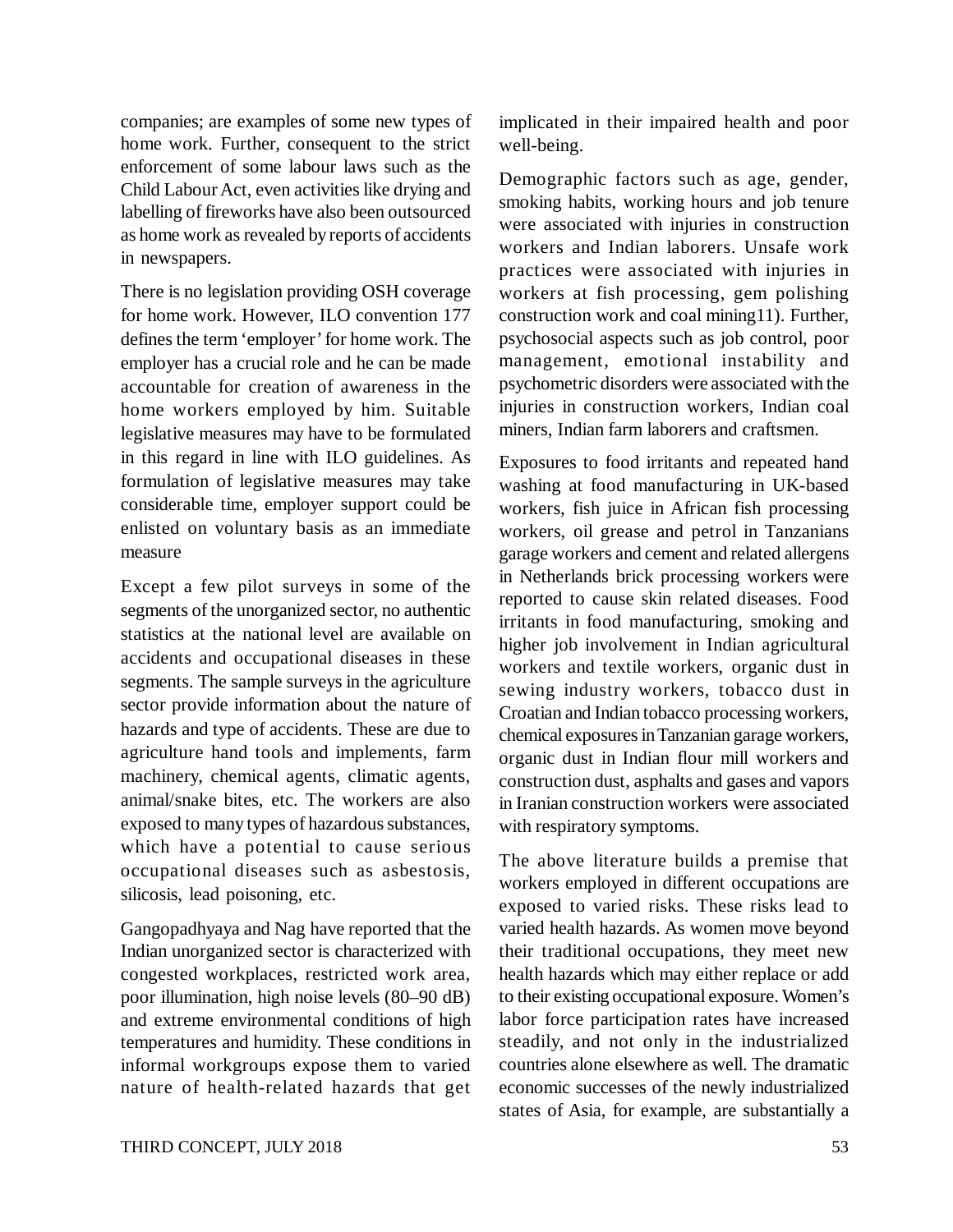companies; are examples of some new types of home work. Further, consequent to the strict enforcement of some labour laws such as the Child Labour Act, even activities like drying and labelling of fireworks have also been outsourced as home work as revealed by reports of accidents in newspapers.

There is no legislation providing OSH coverage for home work. However, ILO convention 177 defines the term 'employer' for home work. The employer has a crucial role and he can be made accountable for creation of awareness in the home workers employed by him. Suitable legislative measures may have to be formulated in this regard in line with ILO guidelines. As formulation of legislative measures may take considerable time, employer support could be enlisted on voluntary basis as an immediate measure

Except a few pilot surveys in some of the segments of the unorganized sector, no authentic statistics at the national level are available on accidents and occupational diseases in these segments. The sample surveys in the agriculture sector provide information about the nature of hazards and type of accidents. These are due to agriculture hand tools and implements, farm machinery, chemical agents, climatic agents, animal/snake bites, etc. The workers are also exposed to many types of hazardous substances, which have a potential to cause serious occupational diseases such as asbestosis, silicosis, lead poisoning, etc.

Gangopadhyaya and Nag have reported that the Indian unorganized sector is characterized with congested workplaces, restricted work area, poor illumination, high noise levels (80–90 dB) and extreme environmental conditions of high temperatures and humidity. These conditions in informal workgroups expose them to varied nature of health-related hazards that get implicated in their impaired health and poor well-being.

Demographic factors such as age, gender, smoking habits, working hours and job tenure were associated with injuries in construction workers and Indian laborers. Unsafe work practices were associated with injuries in workers at fish processing, gem polishing construction work and coal mining11). Further, psychosocial aspects such as job control, poor management, emotional instability and psychometric disorders were associated with the injuries in construction workers, Indian coal miners, Indian farm laborers and craftsmen.

Exposures to food irritants and repeated hand washing at food manufacturing in UK-based workers, fish juice in African fish processing workers, oil grease and petrol in Tanzanians garage workers and cement and related allergens in Netherlands brick processing workers were reported to cause skin related diseases. Food irritants in food manufacturing, smoking and higher job involvement in Indian agricultural workers and textile workers, organic dust in sewing industry workers, tobacco dust in Croatian and Indian tobacco processing workers, chemical exposures in Tanzanian garage workers, organic dust in Indian flour mill workers and construction dust, asphalts and gases and vapors in Iranian construction workers were associated with respiratory symptoms.

The above literature builds a premise that workers employed in different occupations are exposed to varied risks. These risks lead to varied health hazards. As women move beyond their traditional occupations, they meet new health hazards which may either replace or add to their existing occupational exposure. Women's labor force participation rates have increased steadily, and not only in the industrialized countries alone elsewhere as well. The dramatic economic successes of the newly industrialized states of Asia, for example, are substantially a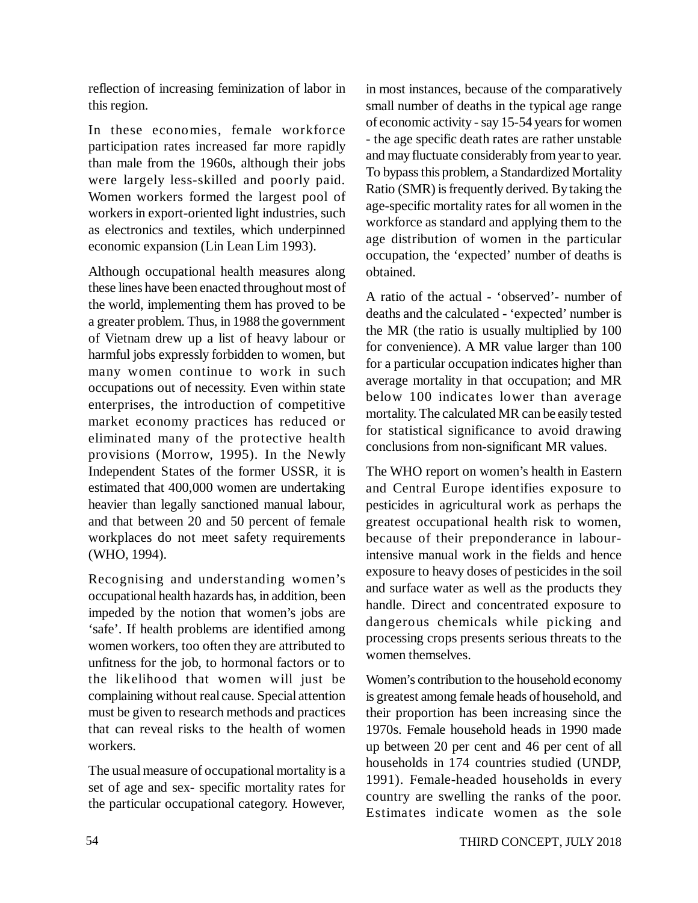reflection of increasing feminization of labor in this region.

In these economies, female workforce participation rates increased far more rapidly than male from the 1960s, although their jobs were largely less-skilled and poorly paid. Women workers formed the largest pool of workers in export-oriented light industries, such as electronics and textiles, which underpinned economic expansion (Lin Lean Lim 1993).

Although occupational health measures along these lines have been enacted throughout most of the world, implementing them has proved to be a greater problem. Thus, in 1988 the government of Vietnam drew up a list of heavy labour or harmful jobs expressly forbidden to women, but many women continue to work in such occupations out of necessity. Even within state enterprises, the introduction of competitive market economy practices has reduced or eliminated many of the protective health provisions (Morrow, 1995). In the Newly Independent States of the former USSR, it is estimated that 400,000 women are undertaking heavier than legally sanctioned manual labour, and that between 20 and 50 percent of female workplaces do not meet safety requirements (WHO, 1994).

Recognising and understanding women's occupational health hazards has, in addition, been impeded by the notion that women's jobs are 'safe'. If health problems are identified among women workers, too often they are attributed to unfitness for the job, to hormonal factors or to the likelihood that women will just be complaining without real cause. Special attention must be given to research methods and practices that can reveal risks to the health of women workers.

The usual measure of occupational mortality is a set of age and sex- specific mortality rates for the particular occupational category. However, in most instances, because of the comparatively small number of deaths in the typical age range of economic activity - say 15-54 years for women - the age specific death rates are rather unstable and may fluctuate considerably from year to year. To bypass this problem, a Standardized Mortality Ratio (SMR) is frequently derived. By taking the age-specific mortality rates for all women in the workforce as standard and applying them to the age distribution of women in the particular occupation, the 'expected' number of deaths is obtained.

A ratio of the actual - 'observed'- number of deaths and the calculated - 'expected' number is the MR (the ratio is usually multiplied by 100 for convenience). A MR value larger than 100 for a particular occupation indicates higher than average mortality in that occupation; and MR below 100 indicates lower than average mortality. The calculated MR can be easily tested for statistical significance to avoid drawing conclusions from non-significant MR values.

The WHO report on women's health in Eastern and Central Europe identifies exposure to pesticides in agricultural work as perhaps the greatest occupational health risk to women, because of their preponderance in labour-intensive manual work in the fields and hence exposure to heavy doses of pesticides in the soil and surface water as well as the products they handle. Direct and concentrated exposure to dangerous chemicals while picking and processing crops presents serious threats to the women themselves.

Women's contribution to the household economy is greatest among female heads of household, and their proportion has been increasing since the 1970s. Female household heads in 1990 made up between 20 per cent and 46 per cent of all households in 174 countries studied (UNDP, 1991). Female-headed households in every country are swelling the ranks of the poor. Estimates indicate women as the sole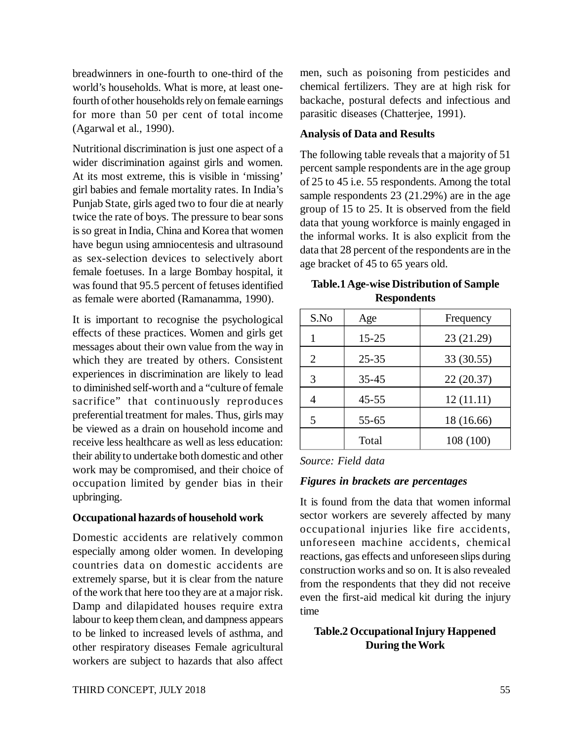breadwinners in one-fourth to one-third of the world's households. What is more, at least one-fourth of other households rely on female earnings for more than 50 per cent of total income (Agarwal et al., 1990).

Nutritional discrimination is just one aspect of a wider discrimination against girls and women. At its most extreme, this is visible in 'missing' girl babies and female mortality rates. In India's Punjab State, girls aged two to four die at nearly twice the rate of boys. The pressure to bear sons is so great in India, China and Korea that women have begun using amniocentesis and ultrasound as sex-selection devices to selectively abort female foetuses. In a large Bombay hospital, it was found that 95.5 percent of fetuses identified as female were aborted (Ramanamma, 1990).

It is important to recognise the psychological effects of these practices. Women and girls get messages about their own value from the way in which they are treated by others. Consistent experiences in discrimination are likely to lead to diminished self-worth and a "culture of female sacrifice" that continuously reproduces preferential treatment for males. Thus, girls may be viewed as a drain on household income and receive less healthcare as well as less education: their ability to undertake both domestic and other work may be compromised, and their choice of occupation limited by gender bias in their upbringing.

### Occupational hazards of household work

Domestic accidents are relatively common especially among older women. In developing countries data on domestic accidents are extremely sparse, but it is clear from the nature of the work that here too they are at a major risk. Damp and dilapidated houses require extra labour to keep them clean, and dampness appears to be linked to increased levels of asthma, and other respiratory diseases Female agricultural workers are subject to hazards that also affect men, such as poisoning from pesticides and chemical fertilizers. They are at high risk for backache, postural defects and infectious and parasitic diseases (Chatterjee, 1991).

### Analysis of Data and Results

The following table reveals that a majority of 51 percent sample respondents are in the age group of 25 to 45 i.e. 55 respondents. Among the total sample respondents 23 (21.29%) are in the age group of 15 to 25. It is observed from the field data that young workforce is mainly engaged in the informal works. It is also explicit from the data that 28 percent of the respondents are in the age bracket of 45 to 65 years old.

**Table.1 Age-wise Distribution of Sample Respondents**

| S.No | Age | Frequency |
|---|---|---|
| 1 | 15-25 | 23 (21.29) |
| 2 | 25-35 | 33 (30.55) |
| 3 | 35-45 | 22 (20.37) |
| 4 | 45-55 | 12 (11.11) |
| 5 | 55-65 | 18 (16.66) |
| | Total | 108 (100) |

*Source: Field data*

***Figures in brackets are percentages***

It is found from the data that women informal sector workers are severely affected by many occupational injuries like fire accidents, unforeseen machine accidents, chemical reactions, gas effects and unforeseen slips during construction works and so on. It is also revealed from the respondents that they did not receive even the first-aid medical kit during the injury time

**Table.2 Occupational Injury Happened During the Work**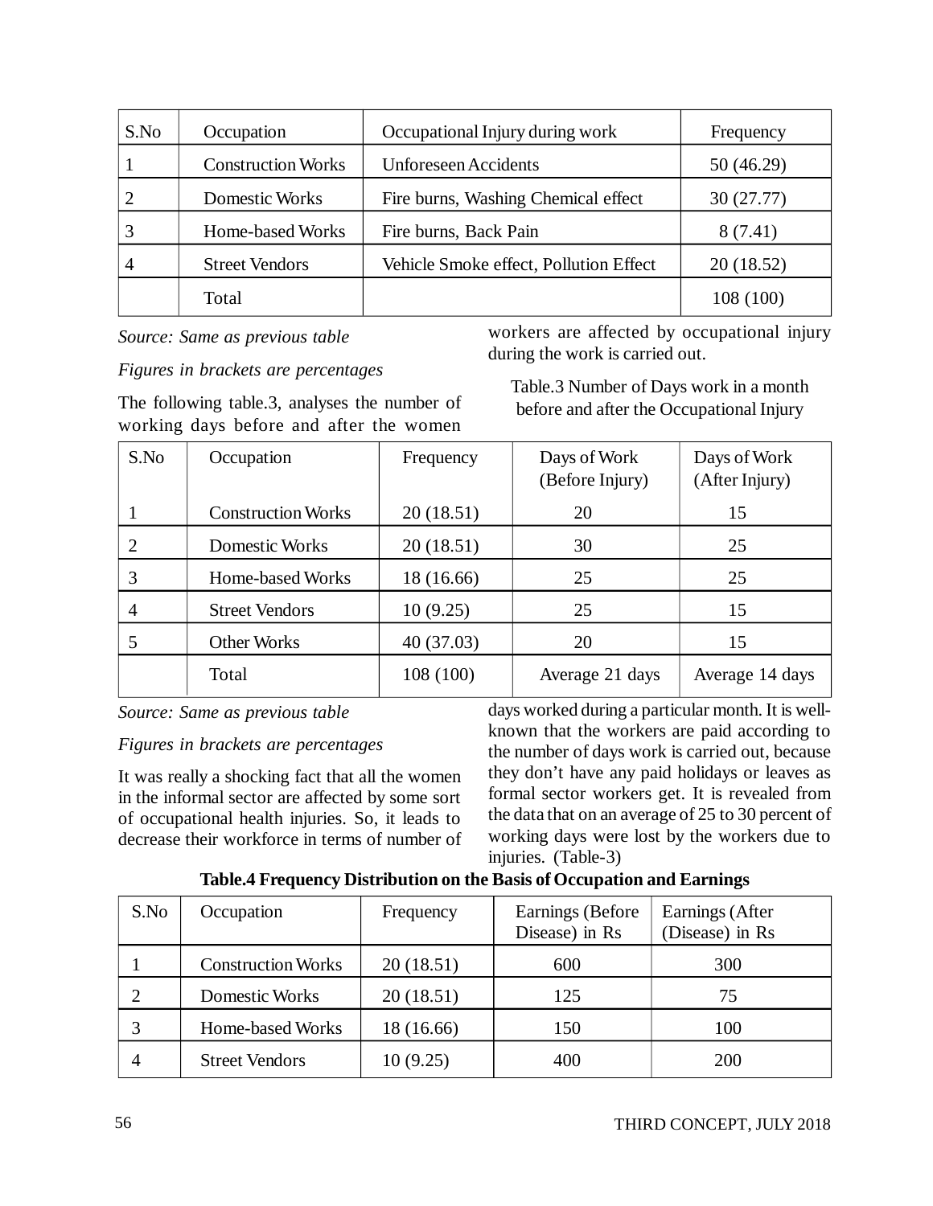| S.No | Occupation | Occupational Injury during work | Frequency |
|---|---|---|---|
| 1 | Construction Works | Unforeseen Accidents | 50 (46.29) |
| 2 | Domestic Works | Fire burns, Washing Chemical effect | 30 (27.77) |
| 3 | Home-based Works | Fire burns, Back Pain | 8 (7.41) |
| 4 | Street Vendors | Vehicle Smoke effect, Pollution Effect | 20 (18.52) |
| | Total | | 108 (100) |

*Source: Same as previous table*

*Figures in brackets are percentages*

The following table.3, analyses the number of working days before and after the women workers are affected by occupational injury during the work is carried out.

Table.3 Number of Days work in a month before and after the Occupational Injury

| S.No | Occupation | Frequency | Days of Work (Before Injury) | Days of Work (After Injury) |
|---|---|---|---|---|
| 1 | Construction Works | 20 (18.51) | 20 | 15 |
| 2 | Domestic Works | 20 (18.51) | 30 | 25 |
| 3 | Home-based Works | 18 (16.66) | 25 | 25 |
| 4 | Street Vendors | 10 (9.25) | 25 | 15 |
| 5 | Other Works | 40 (37.03) | 20 | 15 |
| | Total | 108 (100) | Average 21 days | Average 14 days |

*Source: Same as previous table*

*Figures in brackets are percentages*

It was really a shocking fact that all the women in the informal sector are affected by some sort of occupational health injuries. So, it leads to decrease their workforce in terms of number of days worked during a particular month. It is well-known that the workers are paid according to the number of days work is carried out, because they don't have any paid holidays or leaves as formal sector workers get. It is revealed from the data that on an average of 25 to 30 percent of working days were lost by the workers due to injuries. (Table-3)

**Table.4 Frequency Distribution on the Basis of Occupation and Earnings**

| S.No | Occupation | Frequency | Earnings (Before Disease) in Rs | Earnings (After (Disease) in Rs |
|---|---|---|---|---|
| 1 | Construction Works | 20 (18.51) | 600 | 300 |
| 2 | Domestic Works | 20 (18.51) | 125 | 75 |
| 3 | Home-based Works | 18 (16.66) | 150 | 100 |
| 4 | Street Vendors | 10 (9.25) | 400 | 200 |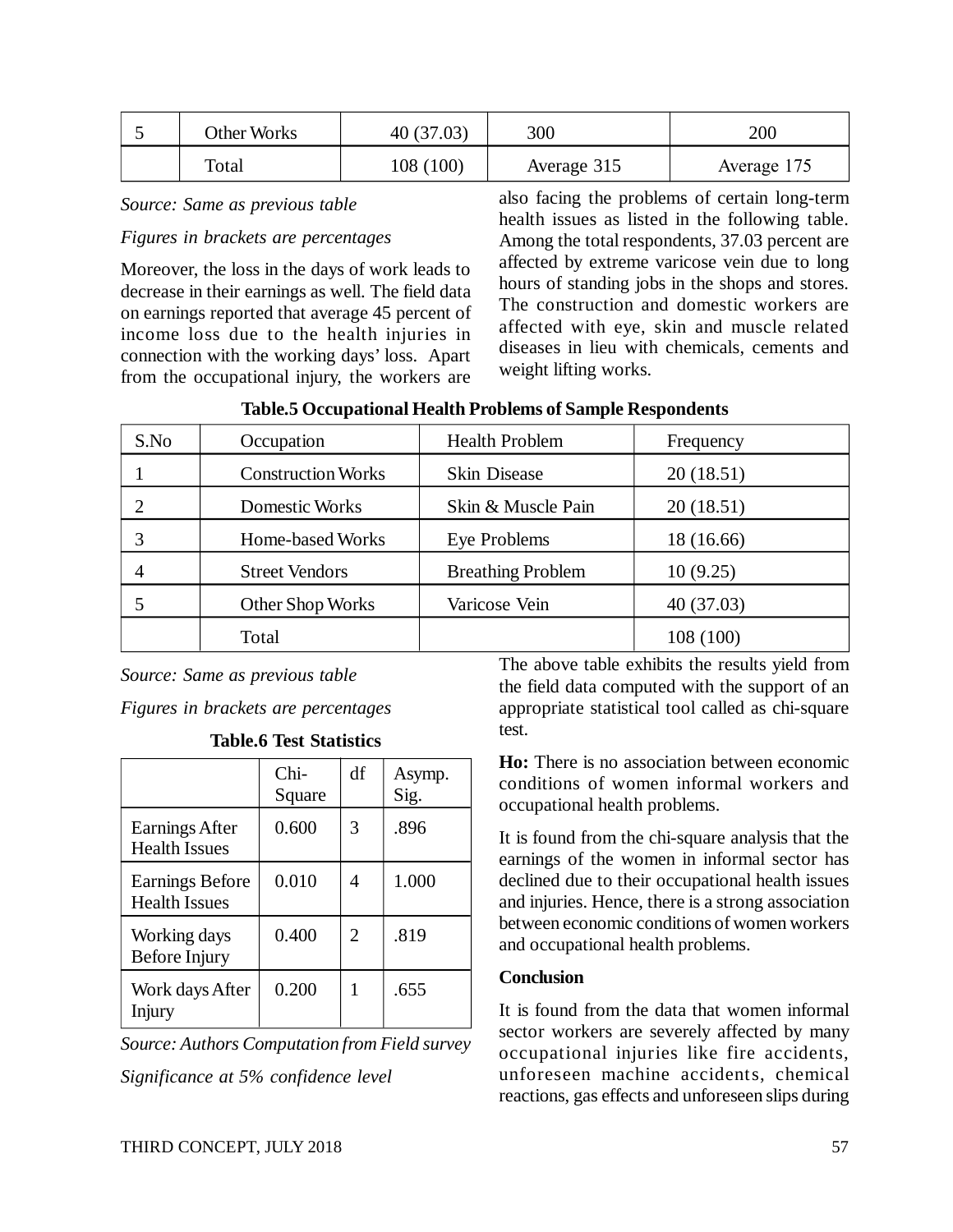| 5 | Other Works | 40 (37.03) | 300 | 200 |
|---|---|---|---|---|
| | Total | 108 (100) | Average 315 | Average 175 |

*Source: Same as previous table*

*Figures in brackets are percentages*

Moreover, the loss in the days of work leads to decrease in their earnings as well. The field data on earnings reported that average 45 percent of income loss due to the health injuries in connection with the working days' loss. Apart from the occupational injury, the workers are also facing the problems of certain long-term health issues as listed in the following table. Among the total respondents, 37.03 percent are affected by extreme varicose vein due to long hours of standing jobs in the shops and stores. The construction and domestic workers are affected with eye, skin and muscle related diseases in lieu with chemicals, cements and weight lifting works.

**Table.5 Occupational Health Problems of Sample Respondents**

| S.No | Occupation | Health Problem | Frequency |
|---|---|---|---|
| 1 | Construction Works | Skin Disease | 20 (18.51) |
| 2 | Domestic Works | Skin & Muscle Pain | 20 (18.51) |
| 3 | Home-based Works | Eye Problems | 18 (16.66) |
| 4 | Street Vendors | Breathing Problem | 10 (9.25) |
| 5 | Other Shop Works | Varicose Vein | 40 (37.03) |
| | Total | | 108 (100) |

*Source: Same as previous table*

*Figures in brackets are percentages*

**Table.6 Test Statistics**

| | Chi-Square | df | Asymp. Sig. |
|---|---|---|---|
| Earnings After Health Issues | 0.600 | 3 | .896 |
| Earnings Before Health Issues | 0.010 | 4 | 1.000 |
| Working days Before Injury | 0.400 | 2 | .819 |
| Work days After Injury | 0.200 | 1 | .655 |

*Source: Authors Computation from Field survey*

*Significance at 5% confidence level*

The above table exhibits the results yield from the field data computed with the support of an appropriate statistical tool called as chi-square test.

**Ho:** There is no association between economic conditions of women informal workers and occupational health problems.

It is found from the chi-square analysis that the earnings of the women in informal sector has declined due to their occupational health issues and injuries. Hence, there is a strong association between economic conditions of women workers and occupational health problems.

**Conclusion**

It is found from the data that women informal sector workers are severely affected by many occupational injuries like fire accidents, unforeseen machine accidents, chemical reactions, gas effects and unforeseen slips during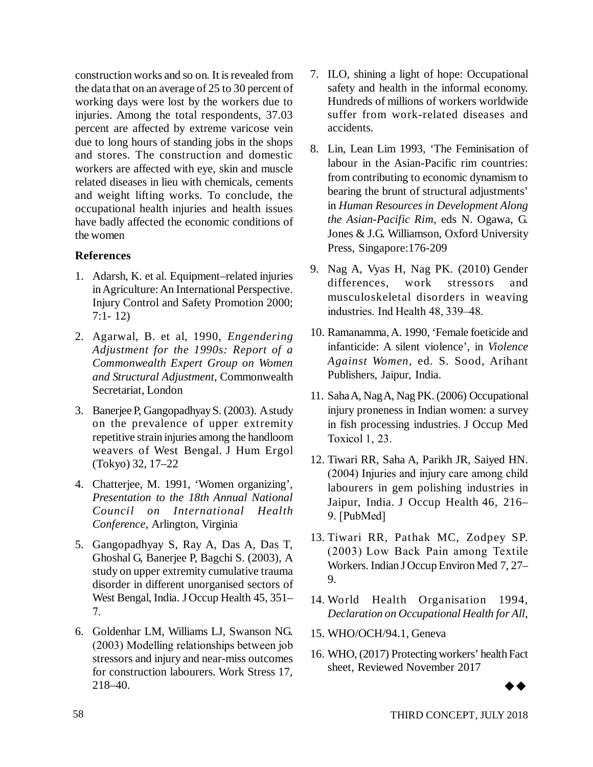construction works and so on. It is revealed from the data that on an average of 25 to 30 percent of working days were lost by the workers due to injuries. Among the total respondents, 37.03 percent are affected by extreme varicose vein due to long hours of standing jobs in the shops and stores. The construction and domestic workers are affected with eye, skin and muscle related diseases in lieu with chemicals, cements and weight lifting works. To conclude, the occupational health injuries and health issues have badly affected the economic conditions of the women

## References

1. Adarsh, K. et al. Equipment–related injuries in Agriculture: An International Perspective. Injury Control and Safety Promotion 2000; 7:1- 12)
2. Agarwal, B. et al, 1990, *Engendering Adjustment for the 1990s: Report of a Commonwealth Expert Group on Women and Structural Adjustment*, Commonwealth Secretariat, London
3. Banerjee P, Gangopadhyay S. (2003). A study on the prevalence of upper extremity repetitive strain injuries among the handloom weavers of West Bengal. J Hum Ergol (Tokyo) 32, 17–22
4. Chatterjee, M. 1991, 'Women organizing', *Presentation to the 18th Annual National Council on International Health Conference*, Arlington, Virginia
5. Gangopadhyay S, Ray A, Das A, Das T, Ghoshal G, Banerjee P, Bagchi S. (2003), A study on upper extremity cumulative trauma disorder in different unorganised sectors of West Bengal, India. J Occup Health 45, 351–7.
6. Goldenhar LM, Williams LJ, Swanson NG. (2003) Modelling relationships between job stressors and injury and near-miss outcomes for construction labourers. Work Stress 17, 218–40.
7. ILO, shining a light of hope: Occupational safety and health in the informal economy. Hundreds of millions of workers worldwide suffer from work-related diseases and accidents.
8. Lin, Lean Lim 1993, 'The Feminisation of labour in the Asian-Pacific rim countries: from contributing to economic dynamism to bearing the brunt of structural adjustments' in *Human Resources in Development Along the Asian-Pacific Rim*, eds N. Ogawa, G. Jones & J.G. Williamson, Oxford University Press, Singapore:176-209
9. Nag A, Vyas H, Nag PK. (2010) Gender differences, work stressors and musculoskeletal disorders in weaving industries. Ind Health 48, 339–48.
10. Ramanamma, A. 1990, 'Female foeticide and infanticide: A silent violence', in *Violence Against Women*, ed. S. Sood, Arihant Publishers, Jaipur, India.
11. Saha A, Nag A, Nag PK. (2006) Occupational injury proneness in Indian women: a survey in fish processing industries. J Occup Med Toxicol 1, 23.
12. Tiwari RR, Saha A, Parikh JR, Saiyed HN. (2004) Injuries and injury care among child labourers in gem polishing industries in Jaipur, India. J Occup Health 46, 216–9. [PubMed]
13. Tiwari RR, Pathak MC, Zodpey SP. (2003) Low Back Pain among Textile Workers. Indian J Occup Environ Med 7, 27–9.
14. World Health Organisation 1994, *Declaration on Occupational Health for All,*
15. WHO/OCH/94.1, Geneva
16. WHO, (2017) Protecting workers' health Fact sheet, Reviewed November 2017

◆◆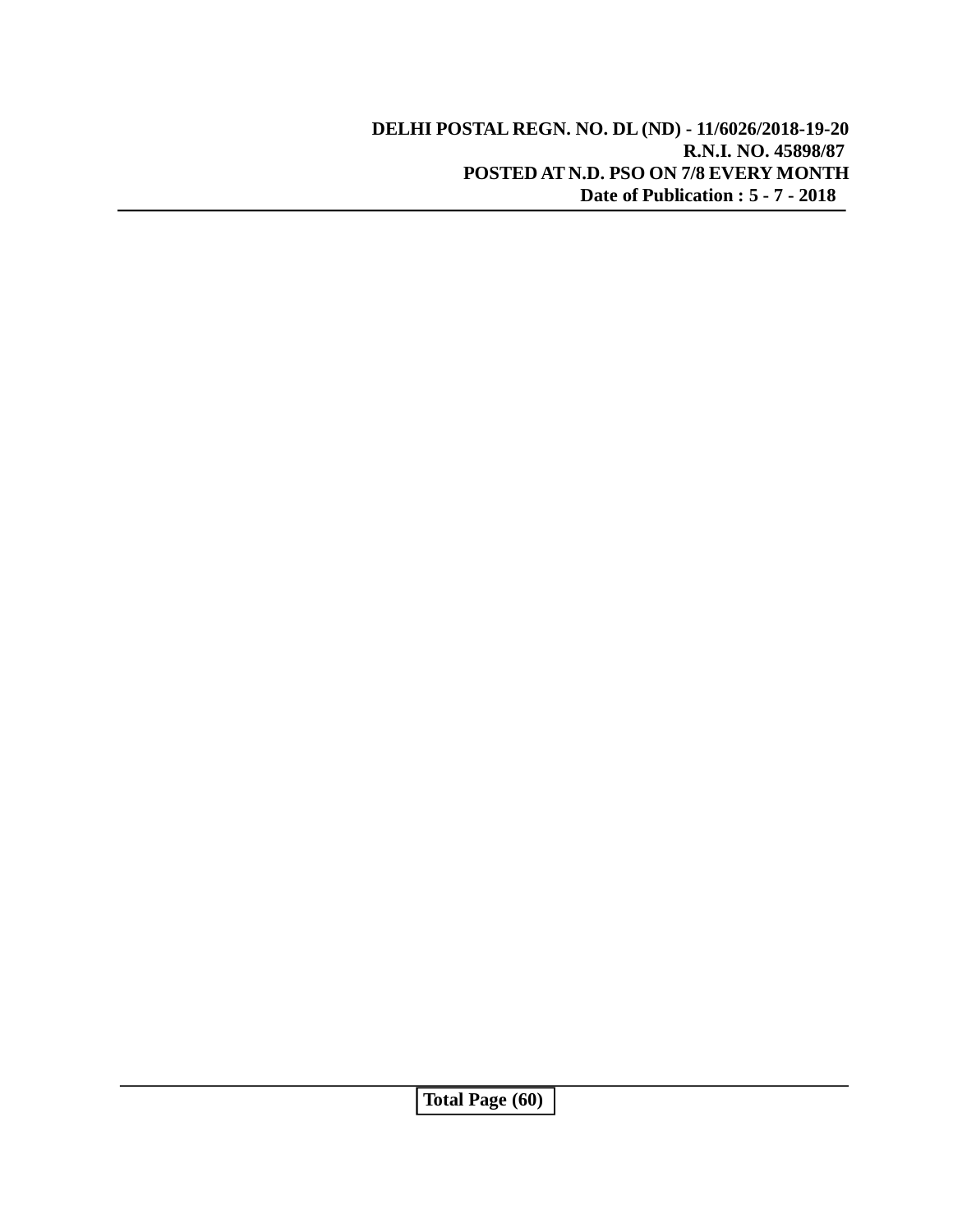**DELHI POSTAL REGN. NO. DL (ND) - 11/6026/2018-19-20**
**R.N.I. NO. 45898/87**
**POSTED AT N.D. PSO ON 7/8 EVERY MONTH**
**Date of Publication : 5 - 7 - 2018**

---

**Total Page (60)**